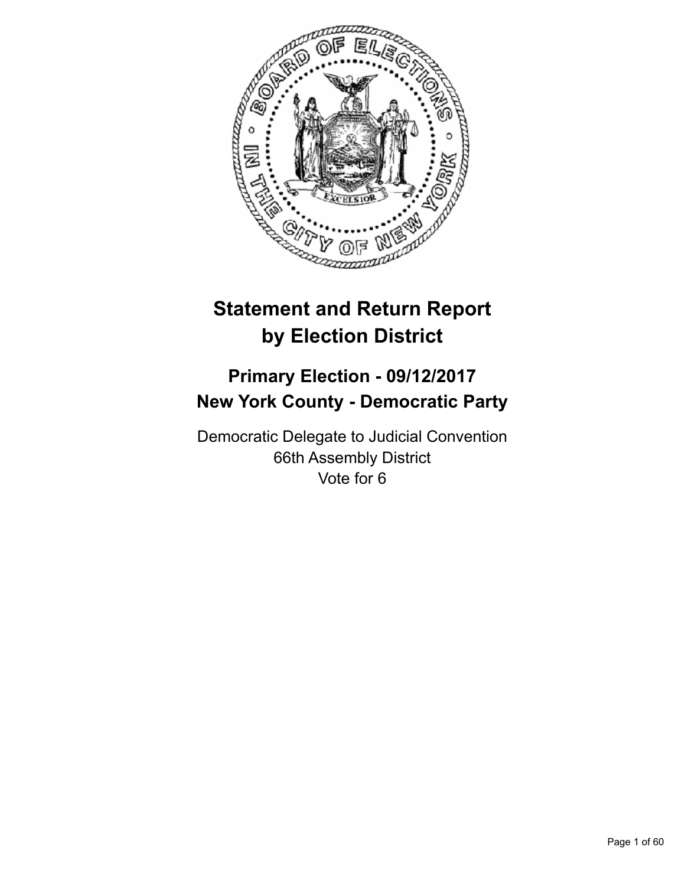# Statement and Return Report by Election District

## Primary Election - 09/12/2017
## New York County - Democratic Party

Democratic Delegate to Judicial Convention
66th Assembly District
Vote for 6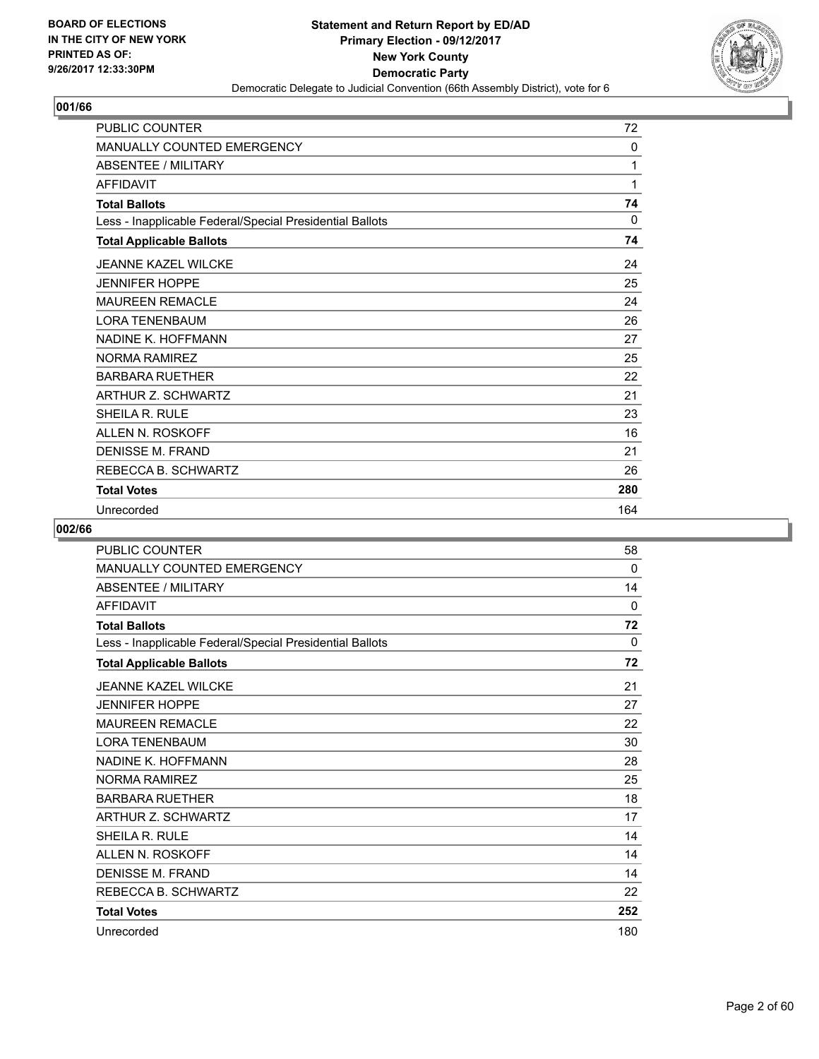BOARD OF ELECTIONS
IN THE CITY OF NEW YORK
PRINTED AS OF:
9/26/2017 12:33:30PM

**Statement and Return Report by ED/AD**
**Primary Election - 09/12/2017**
**New York County**
**Democratic Party**
Democratic Delegate to Judicial Convention (66th Assembly District), vote for 6

## 001/66

| | |
|---|---|
| PUBLIC COUNTER | 72 |
| MANUALLY COUNTED EMERGENCY | 0 |
| ABSENTEE / MILITARY | 1 |
| AFFIDAVIT | 1 |
| **Total Ballots** | **74** |
| Less - Inapplicable Federal/Special Presidential Ballots | 0 |
| **Total Applicable Ballots** | **74** |
| JEANNE KAZEL WILCKE | 24 |
| JENNIFER HOPPE | 25 |
| MAUREEN REMACLE | 24 |
| LORA TENENBAUM | 26 |
| NADINE K. HOFFMANN | 27 |
| NORMA RAMIREZ | 25 |
| BARBARA RUETHER | 22 |
| ARTHUR Z. SCHWARTZ | 21 |
| SHEILA R. RULE | 23 |
| ALLEN N. ROSKOFF | 16 |
| DENISSE M. FRAND | 21 |
| REBECCA B. SCHWARTZ | 26 |
| **Total Votes** | **280** |
| Unrecorded | 164 |

## 002/66

| | |
|---|---|
| PUBLIC COUNTER | 58 |
| MANUALLY COUNTED EMERGENCY | 0 |
| ABSENTEE / MILITARY | 14 |
| AFFIDAVIT | 0 |
| **Total Ballots** | **72** |
| Less - Inapplicable Federal/Special Presidential Ballots | 0 |
| **Total Applicable Ballots** | **72** |
| JEANNE KAZEL WILCKE | 21 |
| JENNIFER HOPPE | 27 |
| MAUREEN REMACLE | 22 |
| LORA TENENBAUM | 30 |
| NADINE K. HOFFMANN | 28 |
| NORMA RAMIREZ | 25 |
| BARBARA RUETHER | 18 |
| ARTHUR Z. SCHWARTZ | 17 |
| SHEILA R. RULE | 14 |
| ALLEN N. ROSKOFF | 14 |
| DENISSE M. FRAND | 14 |
| REBECCA B. SCHWARTZ | 22 |
| **Total Votes** | **252** |
| Unrecorded | 180 |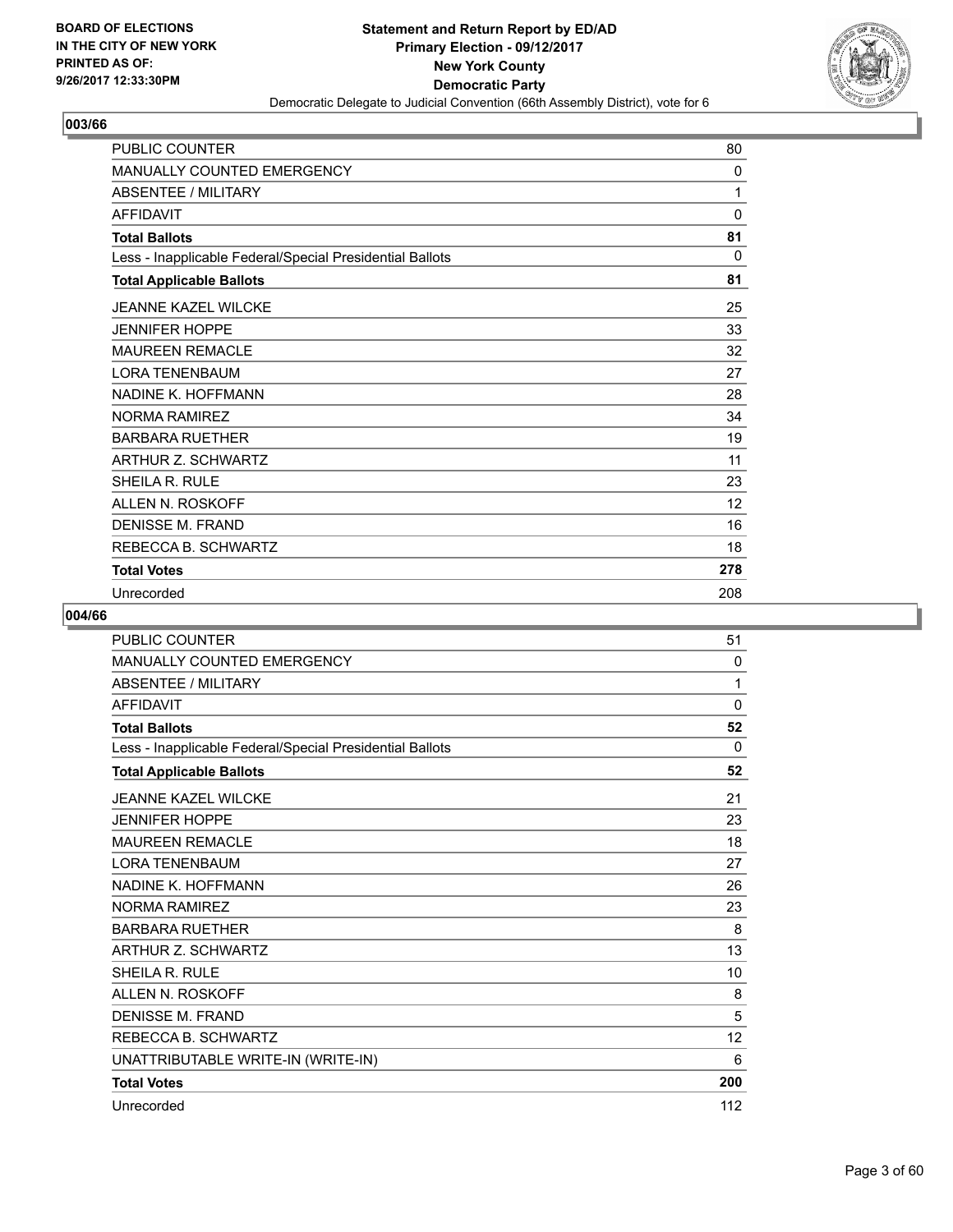**BOARD OF ELECTIONS IN THE CITY OF NEW YORK PRINTED AS OF: 9/26/2017 12:33:30PM**

# Statement and Return Report by ED/AD
## Primary Election - 09/12/2017
## New York County
## Democratic Party
### Democratic Delegate to Judicial Convention (66th Assembly District), vote for 6

### 003/66

| | |
|---|---|
| PUBLIC COUNTER | 80 |
| MANUALLY COUNTED EMERGENCY | 0 |
| ABSENTEE / MILITARY | 1 |
| AFFIDAVIT | 0 |
| **Total Ballots** | **81** |
| Less - Inapplicable Federal/Special Presidential Ballots | 0 |
| **Total Applicable Ballots** | **81** |
| JEANNE KAZEL WILCKE | 25 |
| JENNIFER HOPPE | 33 |
| MAUREEN REMACLE | 32 |
| LORA TENENBAUM | 27 |
| NADINE K. HOFFMANN | 28 |
| NORMA RAMIREZ | 34 |
| BARBARA RUETHER | 19 |
| ARTHUR Z. SCHWARTZ | 11 |
| SHEILA R. RULE | 23 |
| ALLEN N. ROSKOFF | 12 |
| DENISSE M. FRAND | 16 |
| REBECCA B. SCHWARTZ | 18 |
| **Total Votes** | **278** |
| Unrecorded | 208 |

### 004/66

| | |
|---|---|
| PUBLIC COUNTER | 51 |
| MANUALLY COUNTED EMERGENCY | 0 |
| ABSENTEE / MILITARY | 1 |
| AFFIDAVIT | 0 |
| **Total Ballots** | **52** |
| Less - Inapplicable Federal/Special Presidential Ballots | 0 |
| **Total Applicable Ballots** | **52** |
| JEANNE KAZEL WILCKE | 21 |
| JENNIFER HOPPE | 23 |
| MAUREEN REMACLE | 18 |
| LORA TENENBAUM | 27 |
| NADINE K. HOFFMANN | 26 |
| NORMA RAMIREZ | 23 |
| BARBARA RUETHER | 8 |
| ARTHUR Z. SCHWARTZ | 13 |
| SHEILA R. RULE | 10 |
| ALLEN N. ROSKOFF | 8 |
| DENISSE M. FRAND | 5 |
| REBECCA B. SCHWARTZ | 12 |
| UNATTRIBUTABLE WRITE-IN (WRITE-IN) | 6 |
| **Total Votes** | **200** |
| Unrecorded | 112 |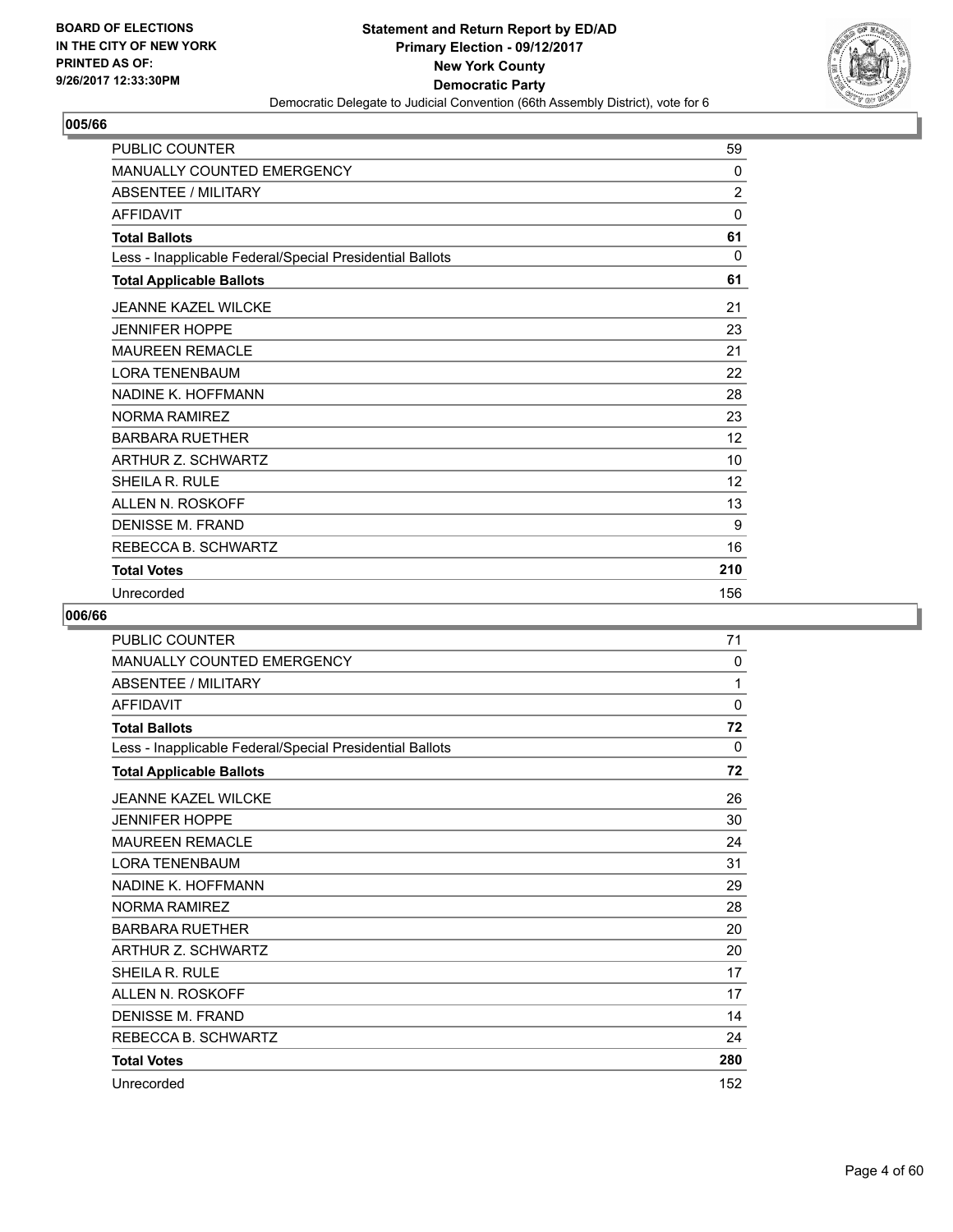## 005/66

| | |
|---|---|
| PUBLIC COUNTER | 59 |
| MANUALLY COUNTED EMERGENCY | 0 |
| ABSENTEE / MILITARY | 2 |
| AFFIDAVIT | 0 |
| **Total Ballots** | **61** |
| Less - Inapplicable Federal/Special Presidential Ballots | 0 |
| **Total Applicable Ballots** | **61** |
| JEANNE KAZEL WILCKE | 21 |
| JENNIFER HOPPE | 23 |
| MAUREEN REMACLE | 21 |
| LORA TENENBAUM | 22 |
| NADINE K. HOFFMANN | 28 |
| NORMA RAMIREZ | 23 |
| BARBARA RUETHER | 12 |
| ARTHUR Z. SCHWARTZ | 10 |
| SHEILA R. RULE | 12 |
| ALLEN N. ROSKOFF | 13 |
| DENISSE M. FRAND | 9 |
| REBECCA B. SCHWARTZ | 16 |
| **Total Votes** | **210** |
| Unrecorded | 156 |

## 006/66

| | |
|---|---|
| PUBLIC COUNTER | 71 |
| MANUALLY COUNTED EMERGENCY | 0 |
| ABSENTEE / MILITARY | 1 |
| AFFIDAVIT | 0 |
| **Total Ballots** | **72** |
| Less - Inapplicable Federal/Special Presidential Ballots | 0 |
| **Total Applicable Ballots** | **72** |
| JEANNE KAZEL WILCKE | 26 |
| JENNIFER HOPPE | 30 |
| MAUREEN REMACLE | 24 |
| LORA TENENBAUM | 31 |
| NADINE K. HOFFMANN | 29 |
| NORMA RAMIREZ | 28 |
| BARBARA RUETHER | 20 |
| ARTHUR Z. SCHWARTZ | 20 |
| SHEILA R. RULE | 17 |
| ALLEN N. ROSKOFF | 17 |
| DENISSE M. FRAND | 14 |
| REBECCA B. SCHWARTZ | 24 |
| **Total Votes** | **280** |
| Unrecorded | 152 |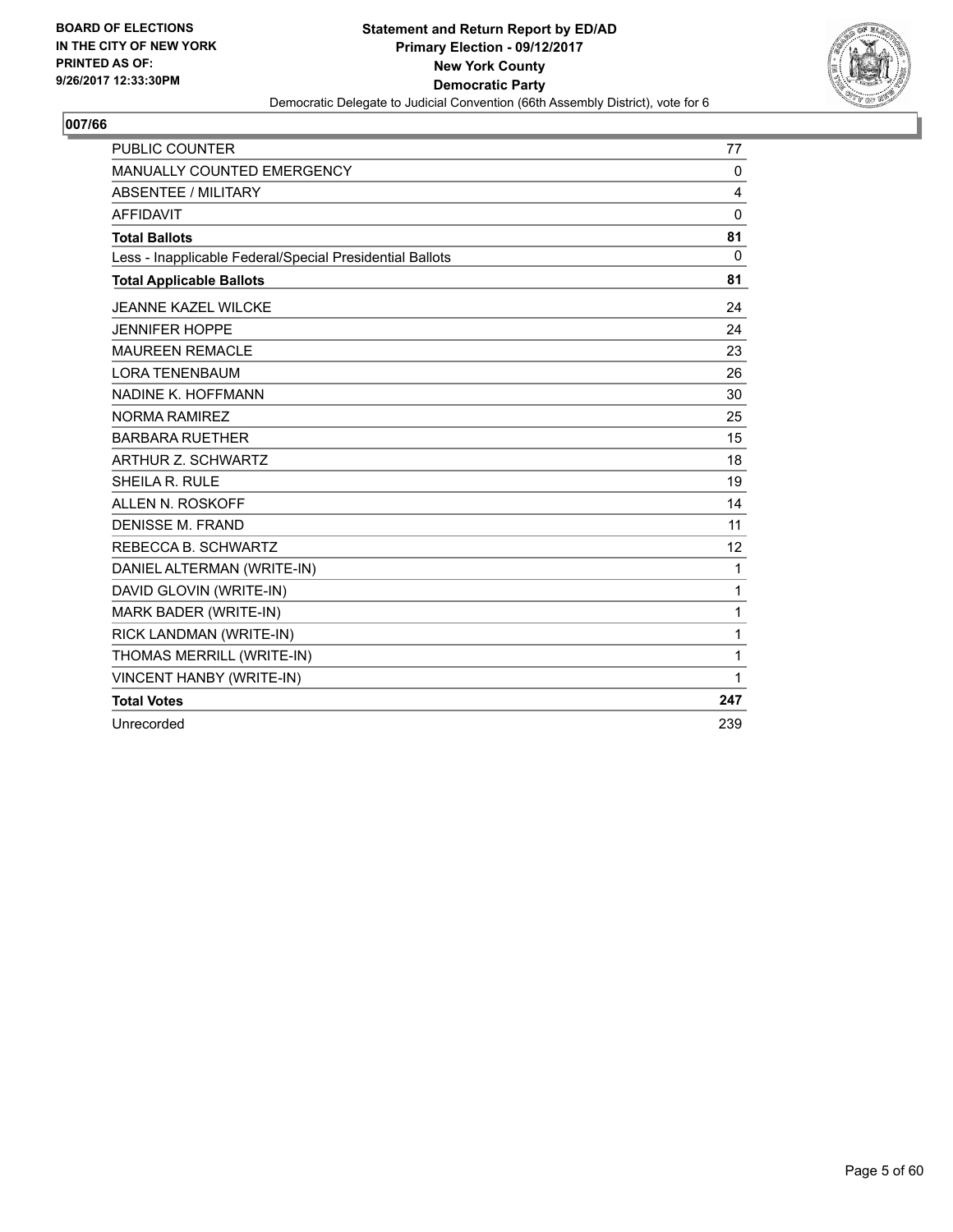**BOARD OF ELECTIONS IN THE CITY OF NEW YORK PRINTED AS OF: 9/26/2017 12:33:30PM**

**Statement and Return Report by ED/AD**
**Primary Election - 09/12/2017**
**New York County**
**Democratic Party**
Democratic Delegate to Judicial Convention (66th Assembly District), vote for 6

## 007/66

| | |
|---|---|
| PUBLIC COUNTER | 77 |
| MANUALLY COUNTED EMERGENCY | 0 |
| ABSENTEE / MILITARY | 4 |
| AFFIDAVIT | 0 |
| **Total Ballots** | **81** |
| Less - Inapplicable Federal/Special Presidential Ballots | 0 |
| **Total Applicable Ballots** | **81** |
| JEANNE KAZEL WILCKE | 24 |
| JENNIFER HOPPE | 24 |
| MAUREEN REMACLE | 23 |
| LORA TENENBAUM | 26 |
| NADINE K. HOFFMANN | 30 |
| NORMA RAMIREZ | 25 |
| BARBARA RUETHER | 15 |
| ARTHUR Z. SCHWARTZ | 18 |
| SHEILA R. RULE | 19 |
| ALLEN N. ROSKOFF | 14 |
| DENISSE M. FRAND | 11 |
| REBECCA B. SCHWARTZ | 12 |
| DANIEL ALTERMAN (WRITE-IN) | 1 |
| DAVID GLOVIN (WRITE-IN) | 1 |
| MARK BADER (WRITE-IN) | 1 |
| RICK LANDMAN (WRITE-IN) | 1 |
| THOMAS MERRILL (WRITE-IN) | 1 |
| VINCENT HANBY (WRITE-IN) | 1 |
| **Total Votes** | **247** |
| Unrecorded | 239 |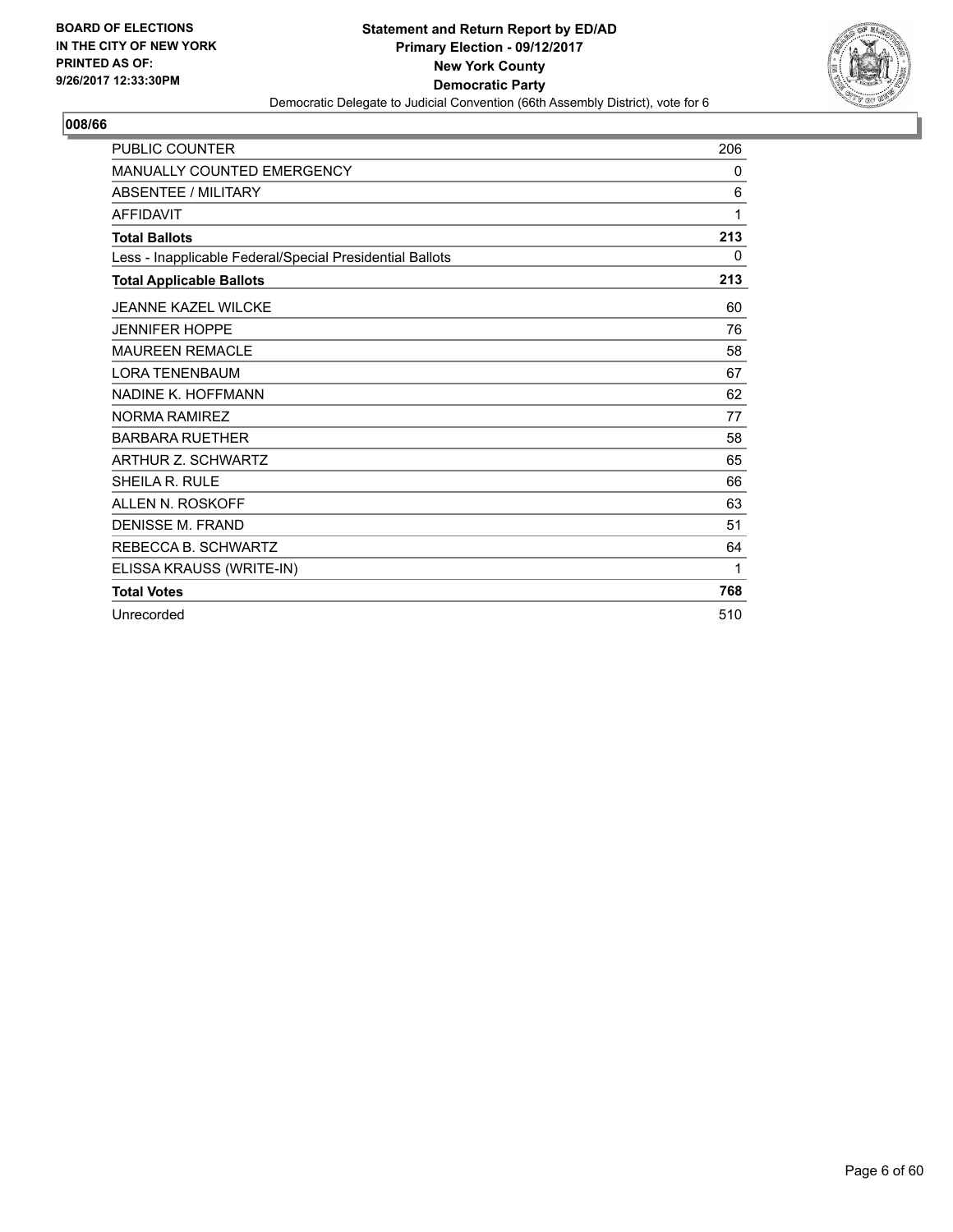**BOARD OF ELECTIONS IN THE CITY OF NEW YORK PRINTED AS OF: 9/26/2017 12:33:30PM**

**Statement and Return Report by ED/AD**
**Primary Election - 09/12/2017**
**New York County**
**Democratic Party**
Democratic Delegate to Judicial Convention (66th Assembly District), vote for 6

## 008/66

| | |
|---|---|
| PUBLIC COUNTER | 206 |
| MANUALLY COUNTED EMERGENCY | 0 |
| ABSENTEE / MILITARY | 6 |
| AFFIDAVIT | 1 |
| **Total Ballots** | **213** |
| Less - Inapplicable Federal/Special Presidential Ballots | 0 |
| **Total Applicable Ballots** | **213** |
| JEANNE KAZEL WILCKE | 60 |
| JENNIFER HOPPE | 76 |
| MAUREEN REMACLE | 58 |
| LORA TENENBAUM | 67 |
| NADINE K. HOFFMANN | 62 |
| NORMA RAMIREZ | 77 |
| BARBARA RUETHER | 58 |
| ARTHUR Z. SCHWARTZ | 65 |
| SHEILA R. RULE | 66 |
| ALLEN N. ROSKOFF | 63 |
| DENISSE M. FRAND | 51 |
| REBECCA B. SCHWARTZ | 64 |
| ELISSA KRAUSS (WRITE-IN) | 1 |
| **Total Votes** | **768** |
| Unrecorded | 510 |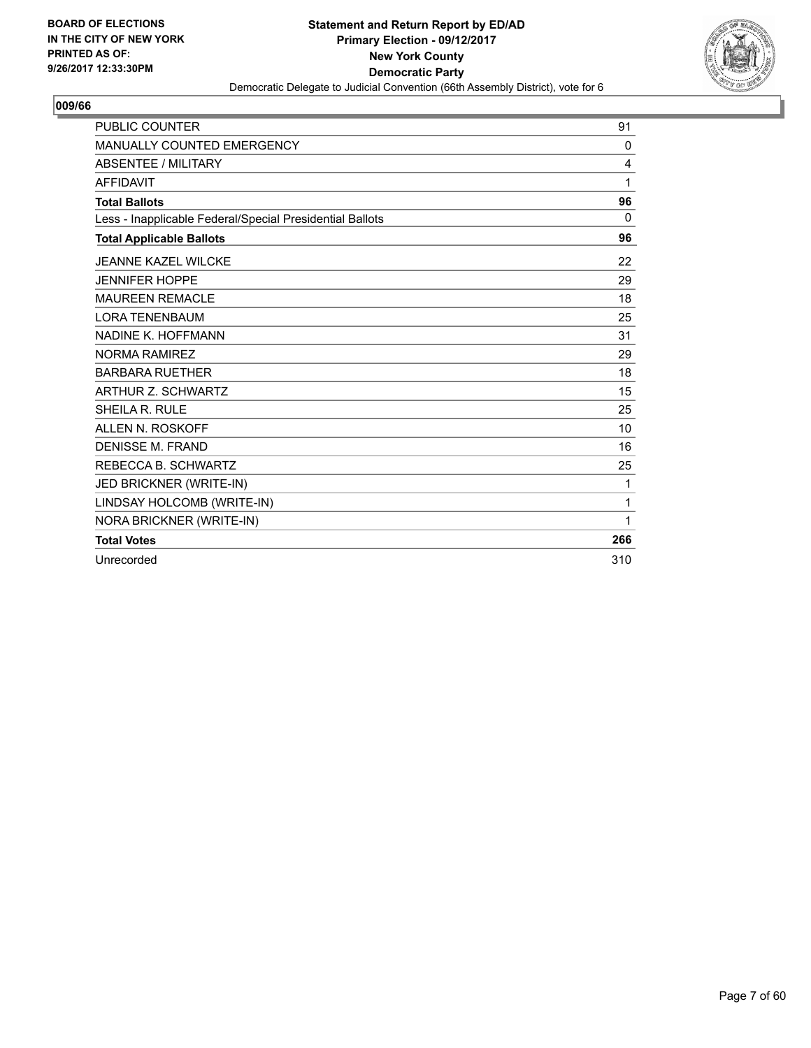BOARD OF ELECTIONS
IN THE CITY OF NEW YORK
PRINTED AS OF:
9/26/2017 12:33:30PM

**Statement and Return Report by ED/AD**
**Primary Election - 09/12/2017**
**New York County**
**Democratic Party**
Democratic Delegate to Judicial Convention (66th Assembly District), vote for 6

## 009/66

| | |
|---|---|
| PUBLIC COUNTER | 91 |
| MANUALLY COUNTED EMERGENCY | 0 |
| ABSENTEE / MILITARY | 4 |
| AFFIDAVIT | 1 |
| **Total Ballots** | **96** |
| Less - Inapplicable Federal/Special Presidential Ballots | 0 |
| **Total Applicable Ballots** | **96** |
| JEANNE KAZEL WILCKE | 22 |
| JENNIFER HOPPE | 29 |
| MAUREEN REMACLE | 18 |
| LORA TENENBAUM | 25 |
| NADINE K. HOFFMANN | 31 |
| NORMA RAMIREZ | 29 |
| BARBARA RUETHER | 18 |
| ARTHUR Z. SCHWARTZ | 15 |
| SHEILA R. RULE | 25 |
| ALLEN N. ROSKOFF | 10 |
| DENISSE M. FRAND | 16 |
| REBECCA B. SCHWARTZ | 25 |
| JED BRICKNER (WRITE-IN) | 1 |
| LINDSAY HOLCOMB (WRITE-IN) | 1 |
| NORA BRICKNER (WRITE-IN) | 1 |
| **Total Votes** | **266** |
| Unrecorded | 310 |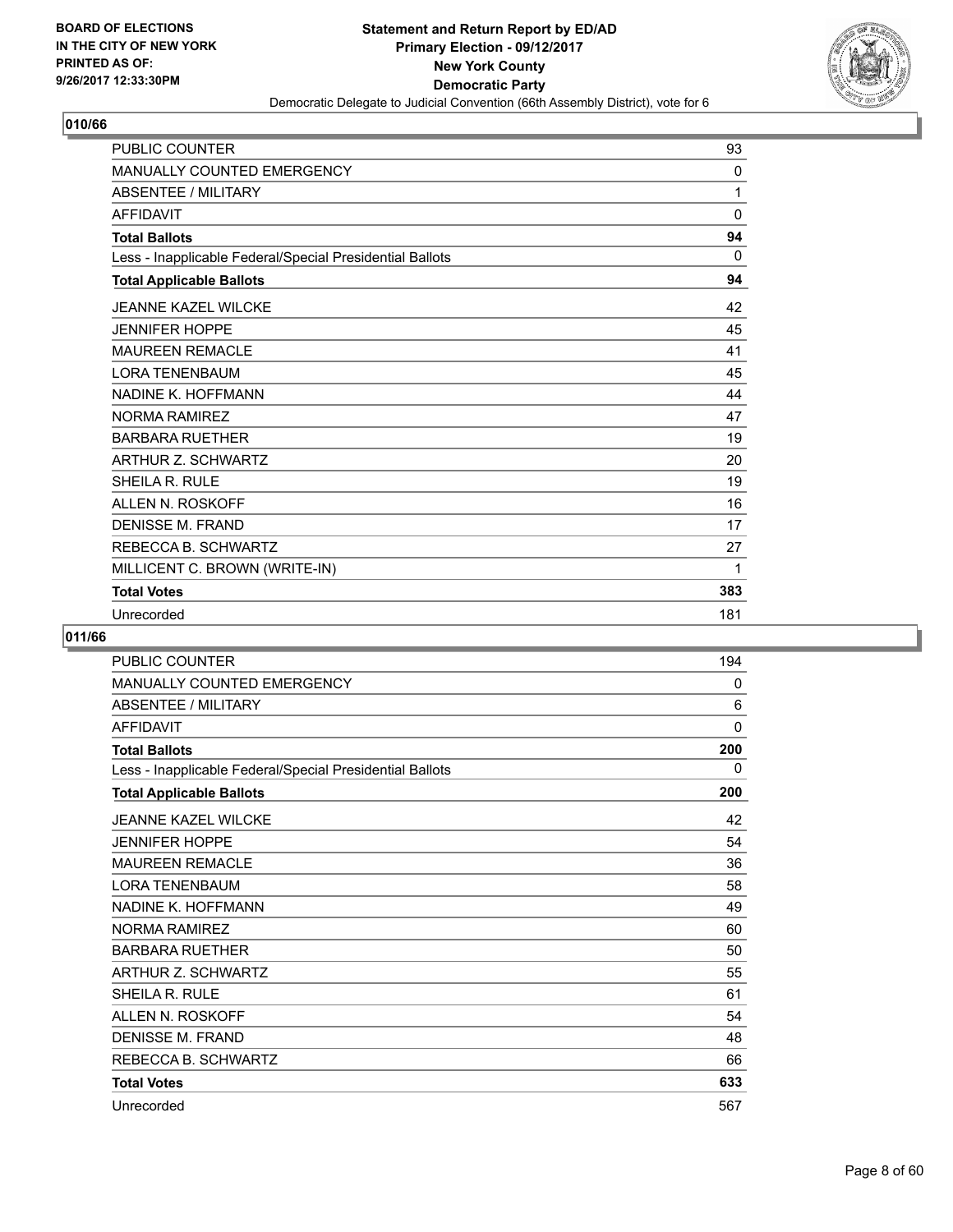BOARD OF ELECTIONS
IN THE CITY OF NEW YORK
PRINTED AS OF:
9/26/2017 12:33:30PM

**Statement and Return Report by ED/AD**
**Primary Election - 09/12/2017**
**New York County**
**Democratic Party**
Democratic Delegate to Judicial Convention (66th Assembly District), vote for 6

## 010/66

| | |
|---|---|
| PUBLIC COUNTER | 93 |
| MANUALLY COUNTED EMERGENCY | 0 |
| ABSENTEE / MILITARY | 1 |
| AFFIDAVIT | 0 |
| **Total Ballots** | **94** |
| Less - Inapplicable Federal/Special Presidential Ballots | 0 |
| **Total Applicable Ballots** | **94** |
| JEANNE KAZEL WILCKE | 42 |
| JENNIFER HOPPE | 45 |
| MAUREEN REMACLE | 41 |
| LORA TENENBAUM | 45 |
| NADINE K. HOFFMANN | 44 |
| NORMA RAMIREZ | 47 |
| BARBARA RUETHER | 19 |
| ARTHUR Z. SCHWARTZ | 20 |
| SHEILA R. RULE | 19 |
| ALLEN N. ROSKOFF | 16 |
| DENISSE M. FRAND | 17 |
| REBECCA B. SCHWARTZ | 27 |
| MILLICENT C. BROWN (WRITE-IN) | 1 |
| **Total Votes** | **383** |
| Unrecorded | 181 |

## 011/66

| | |
|---|---|
| PUBLIC COUNTER | 194 |
| MANUALLY COUNTED EMERGENCY | 0 |
| ABSENTEE / MILITARY | 6 |
| AFFIDAVIT | 0 |
| **Total Ballots** | **200** |
| Less - Inapplicable Federal/Special Presidential Ballots | 0 |
| **Total Applicable Ballots** | **200** |
| JEANNE KAZEL WILCKE | 42 |
| JENNIFER HOPPE | 54 |
| MAUREEN REMACLE | 36 |
| LORA TENENBAUM | 58 |
| NADINE K. HOFFMANN | 49 |
| NORMA RAMIREZ | 60 |
| BARBARA RUETHER | 50 |
| ARTHUR Z. SCHWARTZ | 55 |
| SHEILA R. RULE | 61 |
| ALLEN N. ROSKOFF | 54 |
| DENISSE M. FRAND | 48 |
| REBECCA B. SCHWARTZ | 66 |
| **Total Votes** | **633** |
| Unrecorded | 567 |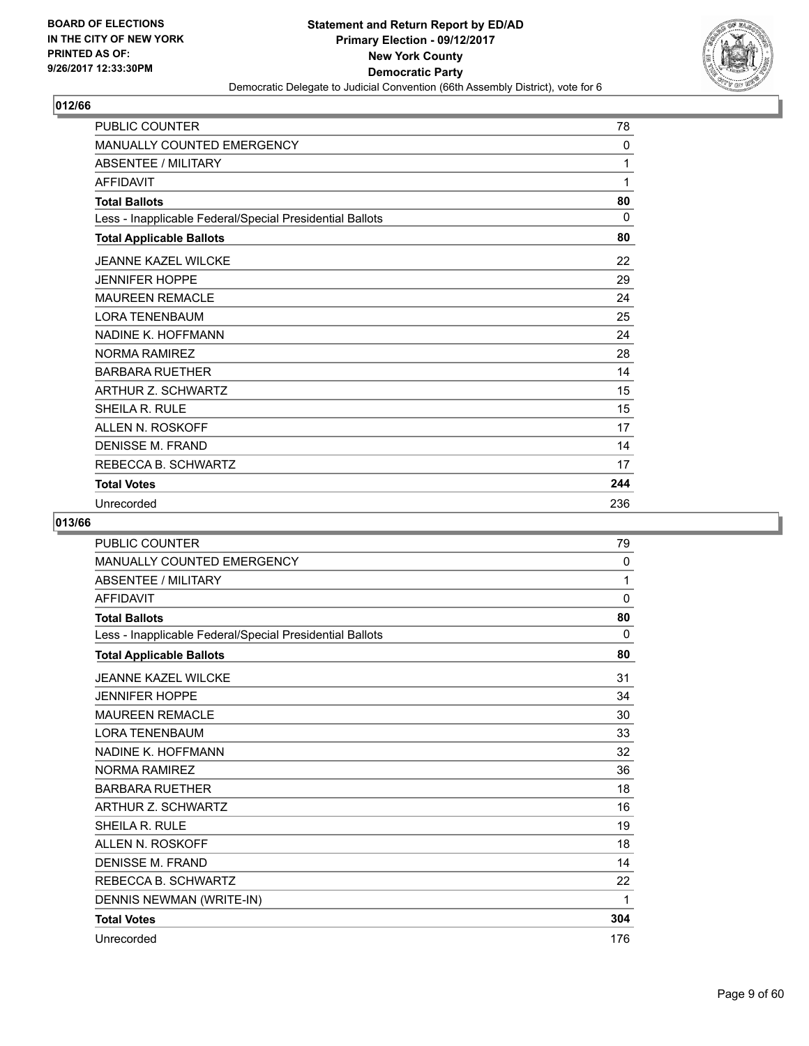BOARD OF ELECTIONS
IN THE CITY OF NEW YORK
PRINTED AS OF:
9/26/2017 12:33:30PM

**Statement and Return Report by ED/AD**
**Primary Election - 09/12/2017**
**New York County**
**Democratic Party**
Democratic Delegate to Judicial Convention (66th Assembly District), vote for 6

## 012/66

| | |
|---|---|
| PUBLIC COUNTER | 78 |
| MANUALLY COUNTED EMERGENCY | 0 |
| ABSENTEE / MILITARY | 1 |
| AFFIDAVIT | 1 |
| **Total Ballots** | **80** |
| Less - Inapplicable Federal/Special Presidential Ballots | 0 |
| **Total Applicable Ballots** | **80** |
| JEANNE KAZEL WILCKE | 22 |
| JENNIFER HOPPE | 29 |
| MAUREEN REMACLE | 24 |
| LORA TENENBAUM | 25 |
| NADINE K. HOFFMANN | 24 |
| NORMA RAMIREZ | 28 |
| BARBARA RUETHER | 14 |
| ARTHUR Z. SCHWARTZ | 15 |
| SHEILA R. RULE | 15 |
| ALLEN N. ROSKOFF | 17 |
| DENISSE M. FRAND | 14 |
| REBECCA B. SCHWARTZ | 17 |
| **Total Votes** | **244** |
| Unrecorded | 236 |

## 013/66

| | |
|---|---|
| PUBLIC COUNTER | 79 |
| MANUALLY COUNTED EMERGENCY | 0 |
| ABSENTEE / MILITARY | 1 |
| AFFIDAVIT | 0 |
| **Total Ballots** | **80** |
| Less - Inapplicable Federal/Special Presidential Ballots | 0 |
| **Total Applicable Ballots** | **80** |
| JEANNE KAZEL WILCKE | 31 |
| JENNIFER HOPPE | 34 |
| MAUREEN REMACLE | 30 |
| LORA TENENBAUM | 33 |
| NADINE K. HOFFMANN | 32 |
| NORMA RAMIREZ | 36 |
| BARBARA RUETHER | 18 |
| ARTHUR Z. SCHWARTZ | 16 |
| SHEILA R. RULE | 19 |
| ALLEN N. ROSKOFF | 18 |
| DENISSE M. FRAND | 14 |
| REBECCA B. SCHWARTZ | 22 |
| DENNIS NEWMAN (WRITE-IN) | 1 |
| **Total Votes** | **304** |
| Unrecorded | 176 |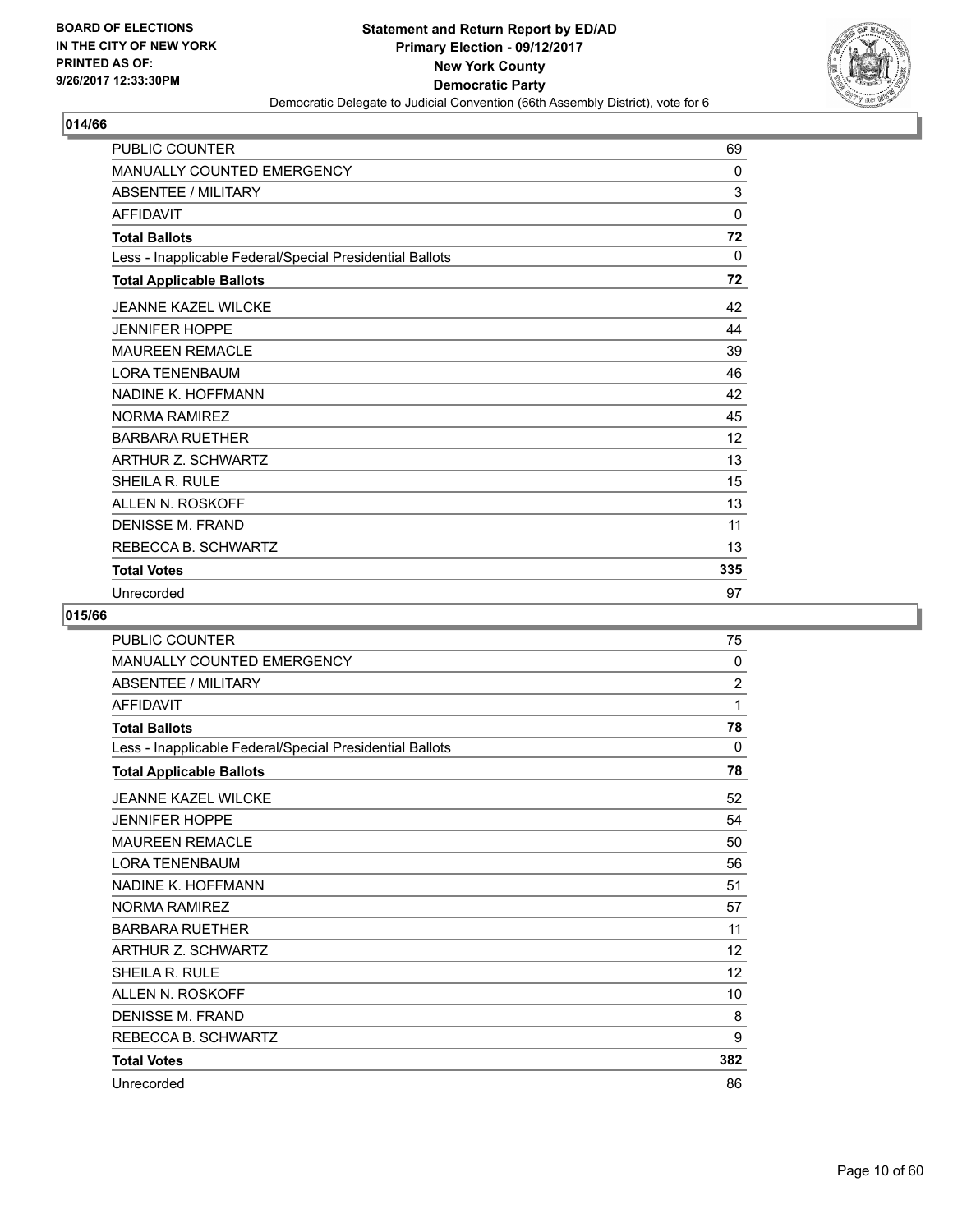BOARD OF ELECTIONS
IN THE CITY OF NEW YORK
PRINTED AS OF:
9/26/2017 12:33:30PM

**Statement and Return Report by ED/AD**
**Primary Election - 09/12/2017**
**New York County**
**Democratic Party**
Democratic Delegate to Judicial Convention (66th Assembly District), vote for 6

## 014/66

| | |
|---|---|
| PUBLIC COUNTER | 69 |
| MANUALLY COUNTED EMERGENCY | 0 |
| ABSENTEE / MILITARY | 3 |
| AFFIDAVIT | 0 |
| **Total Ballots** | **72** |
| Less - Inapplicable Federal/Special Presidential Ballots | 0 |
| **Total Applicable Ballots** | **72** |
| JEANNE KAZEL WILCKE | 42 |
| JENNIFER HOPPE | 44 |
| MAUREEN REMACLE | 39 |
| LORA TENENBAUM | 46 |
| NADINE K. HOFFMANN | 42 |
| NORMA RAMIREZ | 45 |
| BARBARA RUETHER | 12 |
| ARTHUR Z. SCHWARTZ | 13 |
| SHEILA R. RULE | 15 |
| ALLEN N. ROSKOFF | 13 |
| DENISSE M. FRAND | 11 |
| REBECCA B. SCHWARTZ | 13 |
| **Total Votes** | **335** |
| Unrecorded | 97 |

## 015/66

| | |
|---|---|
| PUBLIC COUNTER | 75 |
| MANUALLY COUNTED EMERGENCY | 0 |
| ABSENTEE / MILITARY | 2 |
| AFFIDAVIT | 1 |
| **Total Ballots** | **78** |
| Less - Inapplicable Federal/Special Presidential Ballots | 0 |
| **Total Applicable Ballots** | **78** |
| JEANNE KAZEL WILCKE | 52 |
| JENNIFER HOPPE | 54 |
| MAUREEN REMACLE | 50 |
| LORA TENENBAUM | 56 |
| NADINE K. HOFFMANN | 51 |
| NORMA RAMIREZ | 57 |
| BARBARA RUETHER | 11 |
| ARTHUR Z. SCHWARTZ | 12 |
| SHEILA R. RULE | 12 |
| ALLEN N. ROSKOFF | 10 |
| DENISSE M. FRAND | 8 |
| REBECCA B. SCHWARTZ | 9 |
| **Total Votes** | **382** |
| Unrecorded | 86 |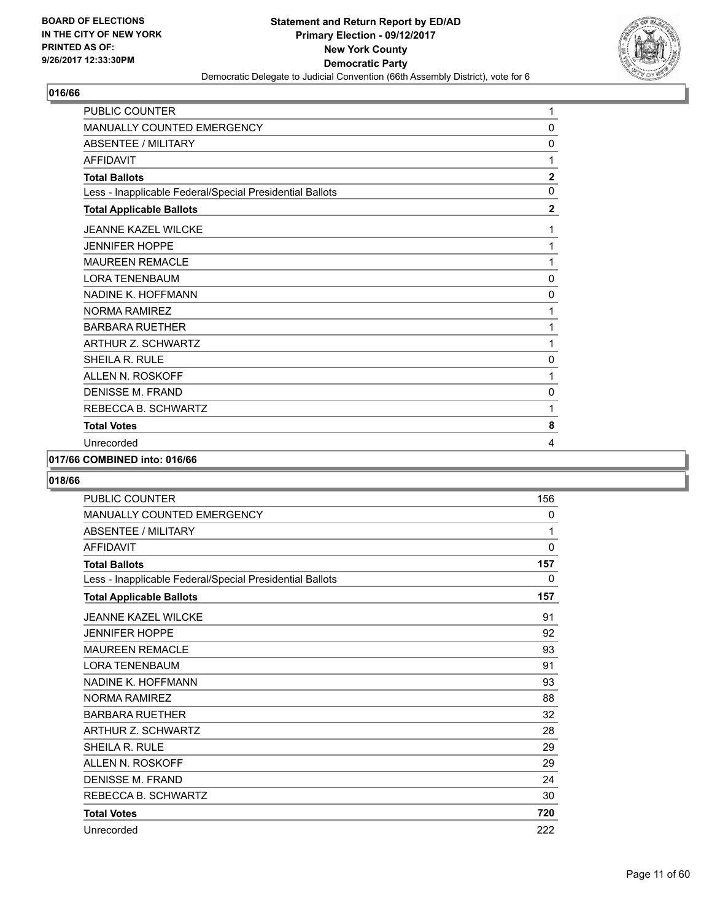**Statement and Return Report by ED/AD**
**Primary Election - 09/12/2017**
**New York County**
**Democratic Party**
Democratic Delegate to Judicial Convention (66th Assembly District), vote for 6

BOARD OF ELECTIONS
IN THE CITY OF NEW YORK
PRINTED AS OF:
9/26/2017 12:33:30PM

## 016/66

| | |
|---|---|
| PUBLIC COUNTER | 1 |
| MANUALLY COUNTED EMERGENCY | 0 |
| ABSENTEE / MILITARY | 0 |
| AFFIDAVIT | 1 |
| **Total Ballots** | **2** |
| Less - Inapplicable Federal/Special Presidential Ballots | 0 |
| **Total Applicable Ballots** | **2** |
| JEANNE KAZEL WILCKE | 1 |
| JENNIFER HOPPE | 1 |
| MAUREEN REMACLE | 1 |
| LORA TENENBAUM | 0 |
| NADINE K. HOFFMANN | 0 |
| NORMA RAMIREZ | 1 |
| BARBARA RUETHER | 1 |
| ARTHUR Z. SCHWARTZ | 1 |
| SHEILA R. RULE | 0 |
| ALLEN N. ROSKOFF | 1 |
| DENISSE M. FRAND | 0 |
| REBECCA B. SCHWARTZ | 1 |
| **Total Votes** | **8** |
| Unrecorded | 4 |

## 017/66 COMBINED into: 016/66

## 018/66

| | |
|---|---|
| PUBLIC COUNTER | 156 |
| MANUALLY COUNTED EMERGENCY | 0 |
| ABSENTEE / MILITARY | 1 |
| AFFIDAVIT | 0 |
| **Total Ballots** | **157** |
| Less - Inapplicable Federal/Special Presidential Ballots | 0 |
| **Total Applicable Ballots** | **157** |
| JEANNE KAZEL WILCKE | 91 |
| JENNIFER HOPPE | 92 |
| MAUREEN REMACLE | 93 |
| LORA TENENBAUM | 91 |
| NADINE K. HOFFMANN | 93 |
| NORMA RAMIREZ | 88 |
| BARBARA RUETHER | 32 |
| ARTHUR Z. SCHWARTZ | 28 |
| SHEILA R. RULE | 29 |
| ALLEN N. ROSKOFF | 29 |
| DENISSE M. FRAND | 24 |
| REBECCA B. SCHWARTZ | 30 |
| **Total Votes** | **720** |
| Unrecorded | 222 |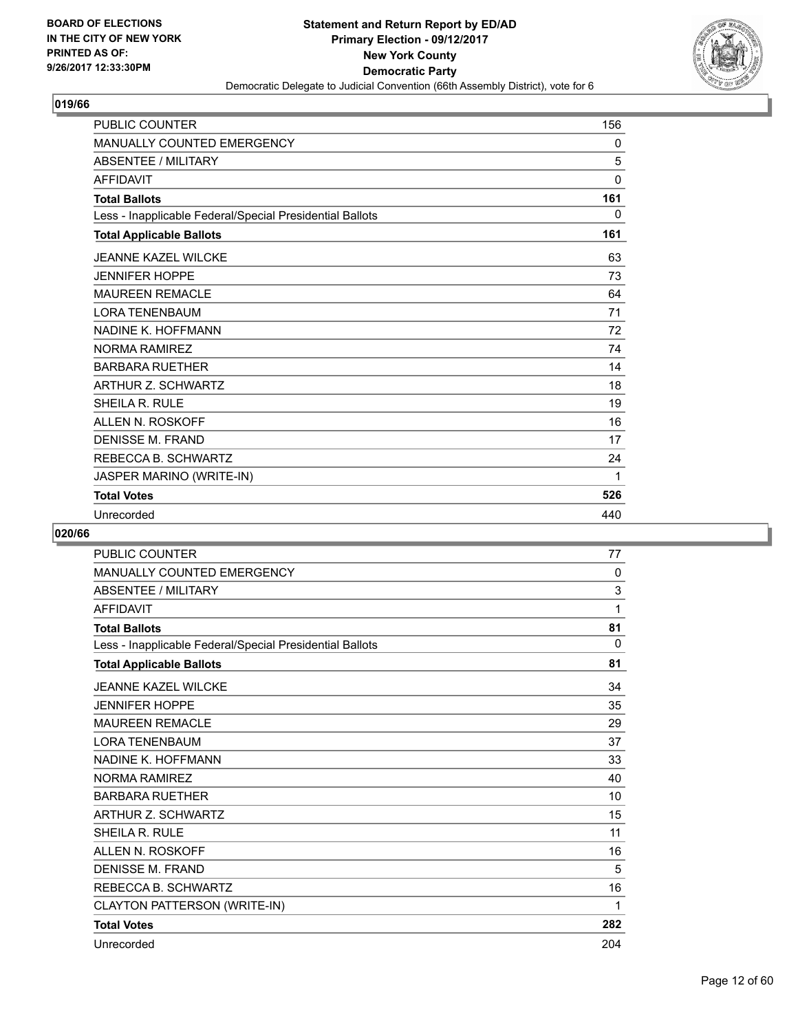BOARD OF ELECTIONS
IN THE CITY OF NEW YORK
PRINTED AS OF:
9/26/2017 12:33:30PM

**Statement and Return Report by ED/AD**
**Primary Election - 09/12/2017**
**New York County**
**Democratic Party**
Democratic Delegate to Judicial Convention (66th Assembly District), vote for 6

### 019/66

| | |
|---|---|
| PUBLIC COUNTER | 156 |
| MANUALLY COUNTED EMERGENCY | 0 |
| ABSENTEE / MILITARY | 5 |
| AFFIDAVIT | 0 |
| **Total Ballots** | **161** |
| Less - Inapplicable Federal/Special Presidential Ballots | 0 |
| **Total Applicable Ballots** | **161** |
| JEANNE KAZEL WILCKE | 63 |
| JENNIFER HOPPE | 73 |
| MAUREEN REMACLE | 64 |
| LORA TENENBAUM | 71 |
| NADINE K. HOFFMANN | 72 |
| NORMA RAMIREZ | 74 |
| BARBARA RUETHER | 14 |
| ARTHUR Z. SCHWARTZ | 18 |
| SHEILA R. RULE | 19 |
| ALLEN N. ROSKOFF | 16 |
| DENISSE M. FRAND | 17 |
| REBECCA B. SCHWARTZ | 24 |
| JASPER MARINO (WRITE-IN) | 1 |
| **Total Votes** | **526** |
| Unrecorded | 440 |

### 020/66

| | |
|---|---|
| PUBLIC COUNTER | 77 |
| MANUALLY COUNTED EMERGENCY | 0 |
| ABSENTEE / MILITARY | 3 |
| AFFIDAVIT | 1 |
| **Total Ballots** | **81** |
| Less - Inapplicable Federal/Special Presidential Ballots | 0 |
| **Total Applicable Ballots** | **81** |
| JEANNE KAZEL WILCKE | 34 |
| JENNIFER HOPPE | 35 |
| MAUREEN REMACLE | 29 |
| LORA TENENBAUM | 37 |
| NADINE K. HOFFMANN | 33 |
| NORMA RAMIREZ | 40 |
| BARBARA RUETHER | 10 |
| ARTHUR Z. SCHWARTZ | 15 |
| SHEILA R. RULE | 11 |
| ALLEN N. ROSKOFF | 16 |
| DENISSE M. FRAND | 5 |
| REBECCA B. SCHWARTZ | 16 |
| CLAYTON PATTERSON (WRITE-IN) | 1 |
| **Total Votes** | **282** |
| Unrecorded | 204 |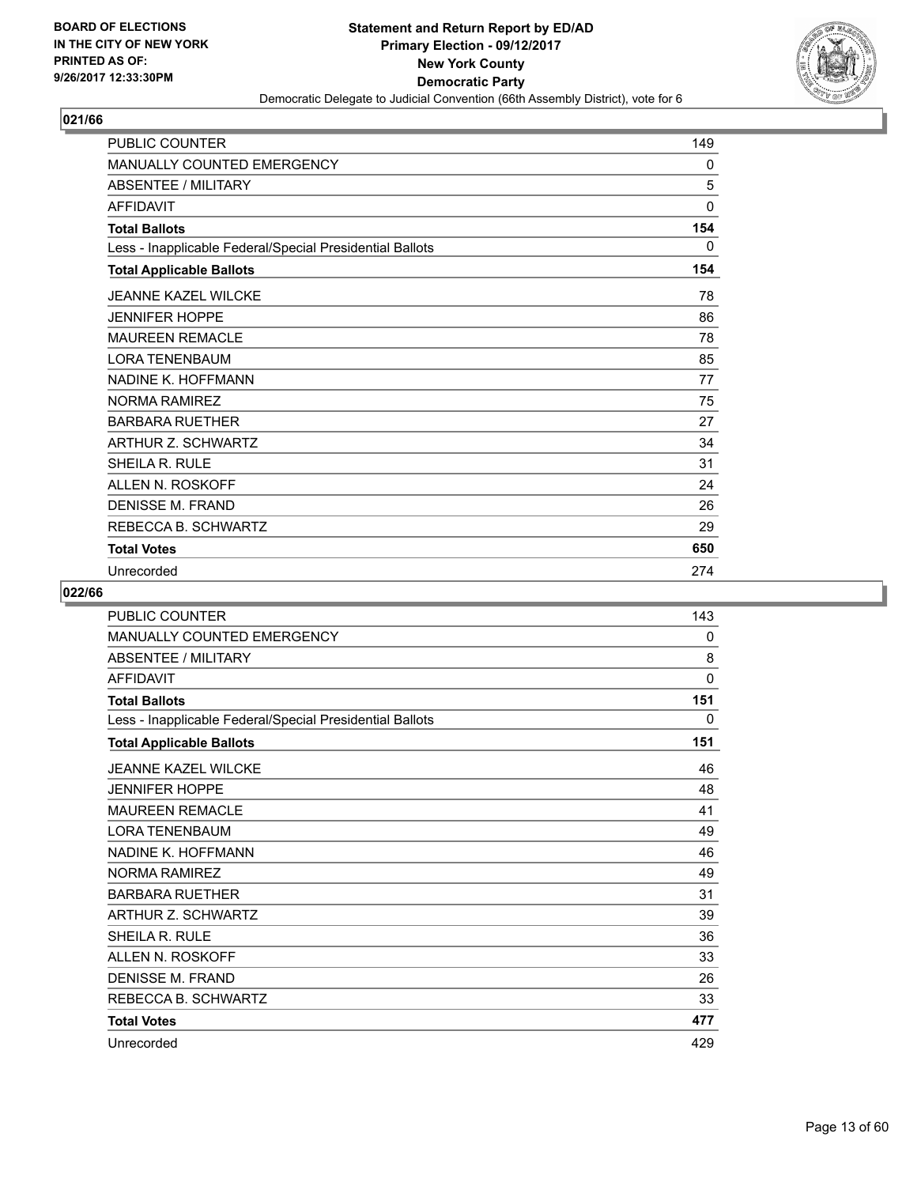BOARD OF ELECTIONS
IN THE CITY OF NEW YORK
PRINTED AS OF:
9/26/2017 12:33:30PM

**Statement and Return Report by ED/AD**
**Primary Election - 09/12/2017**
**New York County**
**Democratic Party**
Democratic Delegate to Judicial Convention (66th Assembly District), vote for 6

## 021/66

| | |
|---|---|
| PUBLIC COUNTER | 149 |
| MANUALLY COUNTED EMERGENCY | 0 |
| ABSENTEE / MILITARY | 5 |
| AFFIDAVIT | 0 |
| **Total Ballots** | **154** |
| Less - Inapplicable Federal/Special Presidential Ballots | 0 |
| **Total Applicable Ballots** | **154** |
| JEANNE KAZEL WILCKE | 78 |
| JENNIFER HOPPE | 86 |
| MAUREEN REMACLE | 78 |
| LORA TENENBAUM | 85 |
| NADINE K. HOFFMANN | 77 |
| NORMA RAMIREZ | 75 |
| BARBARA RUETHER | 27 |
| ARTHUR Z. SCHWARTZ | 34 |
| SHEILA R. RULE | 31 |
| ALLEN N. ROSKOFF | 24 |
| DENISSE M. FRAND | 26 |
| REBECCA B. SCHWARTZ | 29 |
| **Total Votes** | **650** |
| Unrecorded | 274 |

## 022/66

| | |
|---|---|
| PUBLIC COUNTER | 143 |
| MANUALLY COUNTED EMERGENCY | 0 |
| ABSENTEE / MILITARY | 8 |
| AFFIDAVIT | 0 |
| **Total Ballots** | **151** |
| Less - Inapplicable Federal/Special Presidential Ballots | 0 |
| **Total Applicable Ballots** | **151** |
| JEANNE KAZEL WILCKE | 46 |
| JENNIFER HOPPE | 48 |
| MAUREEN REMACLE | 41 |
| LORA TENENBAUM | 49 |
| NADINE K. HOFFMANN | 46 |
| NORMA RAMIREZ | 49 |
| BARBARA RUETHER | 31 |
| ARTHUR Z. SCHWARTZ | 39 |
| SHEILA R. RULE | 36 |
| ALLEN N. ROSKOFF | 33 |
| DENISSE M. FRAND | 26 |
| REBECCA B. SCHWARTZ | 33 |
| **Total Votes** | **477** |
| Unrecorded | 429 |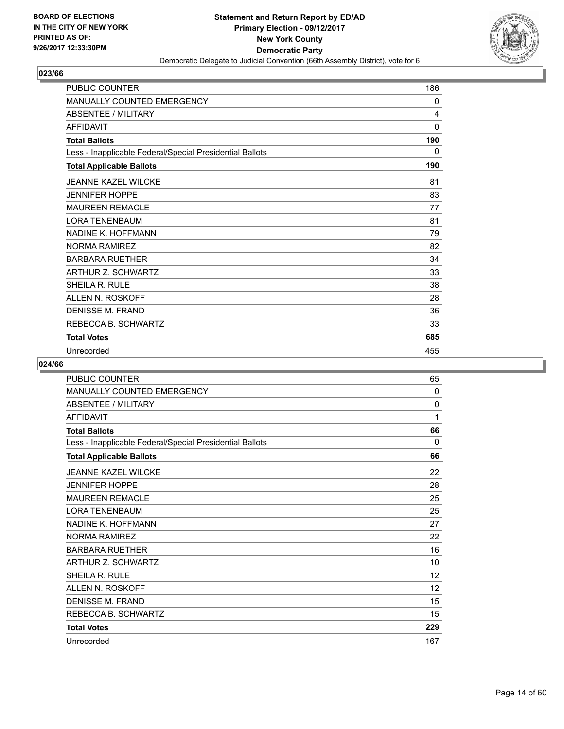BOARD OF ELECTIONS
IN THE CITY OF NEW YORK
PRINTED AS OF:
9/26/2017 12:33:30PM

**Statement and Return Report by ED/AD**
**Primary Election - 09/12/2017**
**New York County**
**Democratic Party**
Democratic Delegate to Judicial Convention (66th Assembly District), vote for 6

## 023/66

| | |
|---|---|
| PUBLIC COUNTER | 186 |
| MANUALLY COUNTED EMERGENCY | 0 |
| ABSENTEE / MILITARY | 4 |
| AFFIDAVIT | 0 |
| **Total Ballots** | **190** |
| Less - Inapplicable Federal/Special Presidential Ballots | 0 |
| **Total Applicable Ballots** | **190** |
| JEANNE KAZEL WILCKE | 81 |
| JENNIFER HOPPE | 83 |
| MAUREEN REMACLE | 77 |
| LORA TENENBAUM | 81 |
| NADINE K. HOFFMANN | 79 |
| NORMA RAMIREZ | 82 |
| BARBARA RUETHER | 34 |
| ARTHUR Z. SCHWARTZ | 33 |
| SHEILA R. RULE | 38 |
| ALLEN N. ROSKOFF | 28 |
| DENISSE M. FRAND | 36 |
| REBECCA B. SCHWARTZ | 33 |
| **Total Votes** | **685** |
| Unrecorded | 455 |

## 024/66

| | |
|---|---|
| PUBLIC COUNTER | 65 |
| MANUALLY COUNTED EMERGENCY | 0 |
| ABSENTEE / MILITARY | 0 |
| AFFIDAVIT | 1 |
| **Total Ballots** | **66** |
| Less - Inapplicable Federal/Special Presidential Ballots | 0 |
| **Total Applicable Ballots** | **66** |
| JEANNE KAZEL WILCKE | 22 |
| JENNIFER HOPPE | 28 |
| MAUREEN REMACLE | 25 |
| LORA TENENBAUM | 25 |
| NADINE K. HOFFMANN | 27 |
| NORMA RAMIREZ | 22 |
| BARBARA RUETHER | 16 |
| ARTHUR Z. SCHWARTZ | 10 |
| SHEILA R. RULE | 12 |
| ALLEN N. ROSKOFF | 12 |
| DENISSE M. FRAND | 15 |
| REBECCA B. SCHWARTZ | 15 |
| **Total Votes** | **229** |
| Unrecorded | 167 |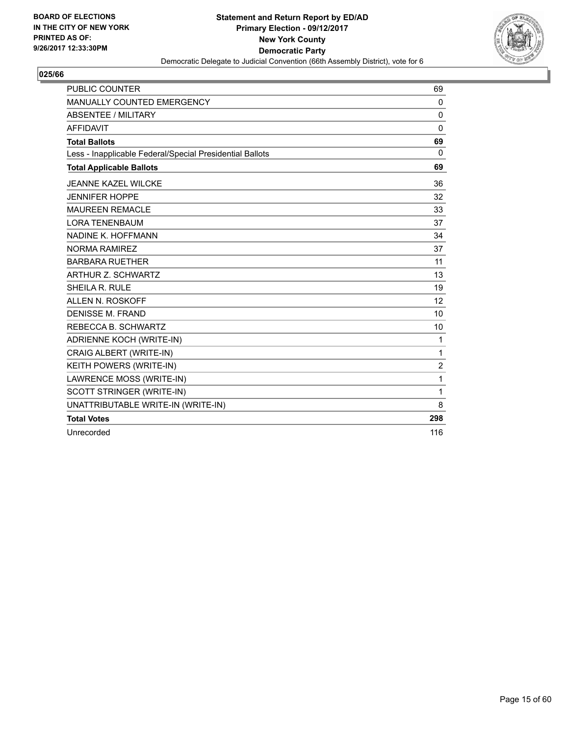BOARD OF ELECTIONS
IN THE CITY OF NEW YORK
PRINTED AS OF:
9/26/2017 12:33:30PM

**Statement and Return Report by ED/AD**
**Primary Election - 09/12/2017**
**New York County**
**Democratic Party**
Democratic Delegate to Judicial Convention (66th Assembly District), vote for 6

**025/66**

| | |
|---|---|
| PUBLIC COUNTER | 69 |
| MANUALLY COUNTED EMERGENCY | 0 |
| ABSENTEE / MILITARY | 0 |
| AFFIDAVIT | 0 |
| **Total Ballots** | **69** |
| Less - Inapplicable Federal/Special Presidential Ballots | 0 |
| **Total Applicable Ballots** | **69** |
| JEANNE KAZEL WILCKE | 36 |
| JENNIFER HOPPE | 32 |
| MAUREEN REMACLE | 33 |
| LORA TENENBAUM | 37 |
| NADINE K. HOFFMANN | 34 |
| NORMA RAMIREZ | 37 |
| BARBARA RUETHER | 11 |
| ARTHUR Z. SCHWARTZ | 13 |
| SHEILA R. RULE | 19 |
| ALLEN N. ROSKOFF | 12 |
| DENISSE M. FRAND | 10 |
| REBECCA B. SCHWARTZ | 10 |
| ADRIENNE KOCH (WRITE-IN) | 1 |
| CRAIG ALBERT (WRITE-IN) | 1 |
| KEITH POWERS (WRITE-IN) | 2 |
| LAWRENCE MOSS (WRITE-IN) | 1 |
| SCOTT STRINGER (WRITE-IN) | 1 |
| UNATTRIBUTABLE WRITE-IN (WRITE-IN) | 8 |
| **Total Votes** | **298** |
| Unrecorded | 116 |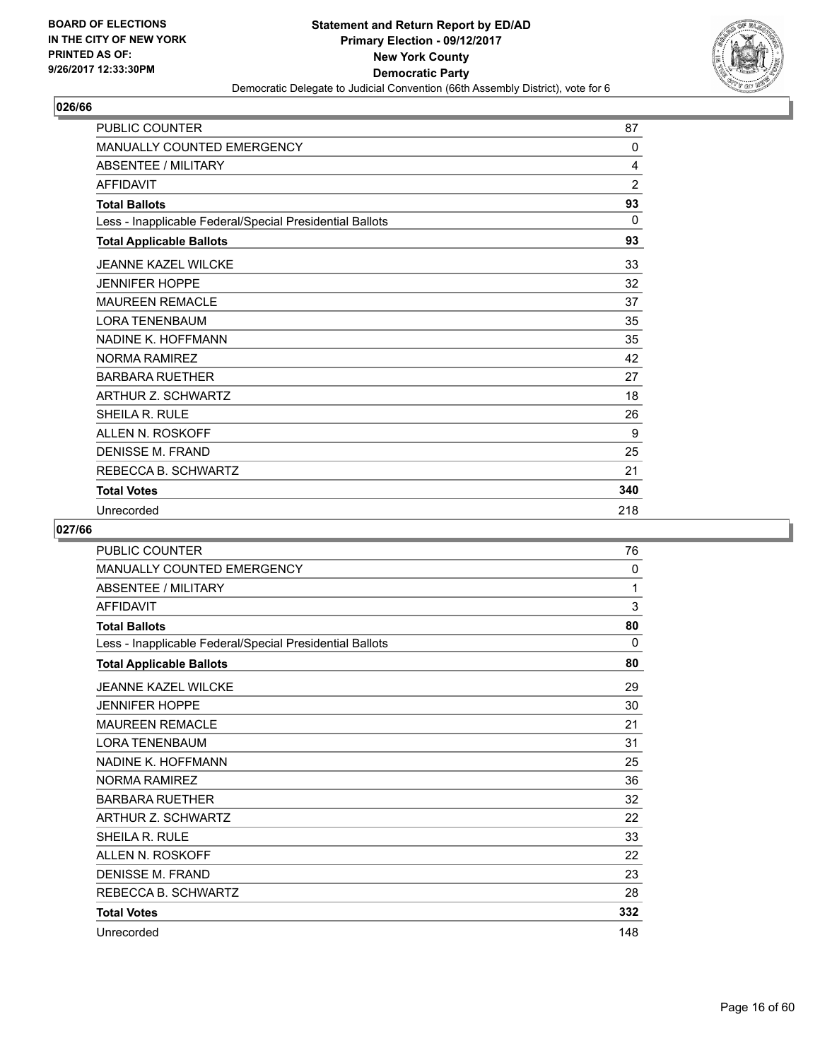BOARD OF ELECTIONS
IN THE CITY OF NEW YORK
PRINTED AS OF:
9/26/2017 12:33:30PM

**Statement and Return Report by ED/AD**
**Primary Election - 09/12/2017**
**New York County**
**Democratic Party**
Democratic Delegate to Judicial Convention (66th Assembly District), vote for 6

## 026/66

| | |
|---|---|
| PUBLIC COUNTER | 87 |
| MANUALLY COUNTED EMERGENCY | 0 |
| ABSENTEE / MILITARY | 4 |
| AFFIDAVIT | 2 |
| **Total Ballots** | **93** |
| Less - Inapplicable Federal/Special Presidential Ballots | 0 |
| **Total Applicable Ballots** | **93** |
| JEANNE KAZEL WILCKE | 33 |
| JENNIFER HOPPE | 32 |
| MAUREEN REMACLE | 37 |
| LORA TENENBAUM | 35 |
| NADINE K. HOFFMANN | 35 |
| NORMA RAMIREZ | 42 |
| BARBARA RUETHER | 27 |
| ARTHUR Z. SCHWARTZ | 18 |
| SHEILA R. RULE | 26 |
| ALLEN N. ROSKOFF | 9 |
| DENISSE M. FRAND | 25 |
| REBECCA B. SCHWARTZ | 21 |
| **Total Votes** | **340** |
| Unrecorded | 218 |

## 027/66

| | |
|---|---|
| PUBLIC COUNTER | 76 |
| MANUALLY COUNTED EMERGENCY | 0 |
| ABSENTEE / MILITARY | 1 |
| AFFIDAVIT | 3 |
| **Total Ballots** | **80** |
| Less - Inapplicable Federal/Special Presidential Ballots | 0 |
| **Total Applicable Ballots** | **80** |
| JEANNE KAZEL WILCKE | 29 |
| JENNIFER HOPPE | 30 |
| MAUREEN REMACLE | 21 |
| LORA TENENBAUM | 31 |
| NADINE K. HOFFMANN | 25 |
| NORMA RAMIREZ | 36 |
| BARBARA RUETHER | 32 |
| ARTHUR Z. SCHWARTZ | 22 |
| SHEILA R. RULE | 33 |
| ALLEN N. ROSKOFF | 22 |
| DENISSE M. FRAND | 23 |
| REBECCA B. SCHWARTZ | 28 |
| **Total Votes** | **332** |
| Unrecorded | 148 |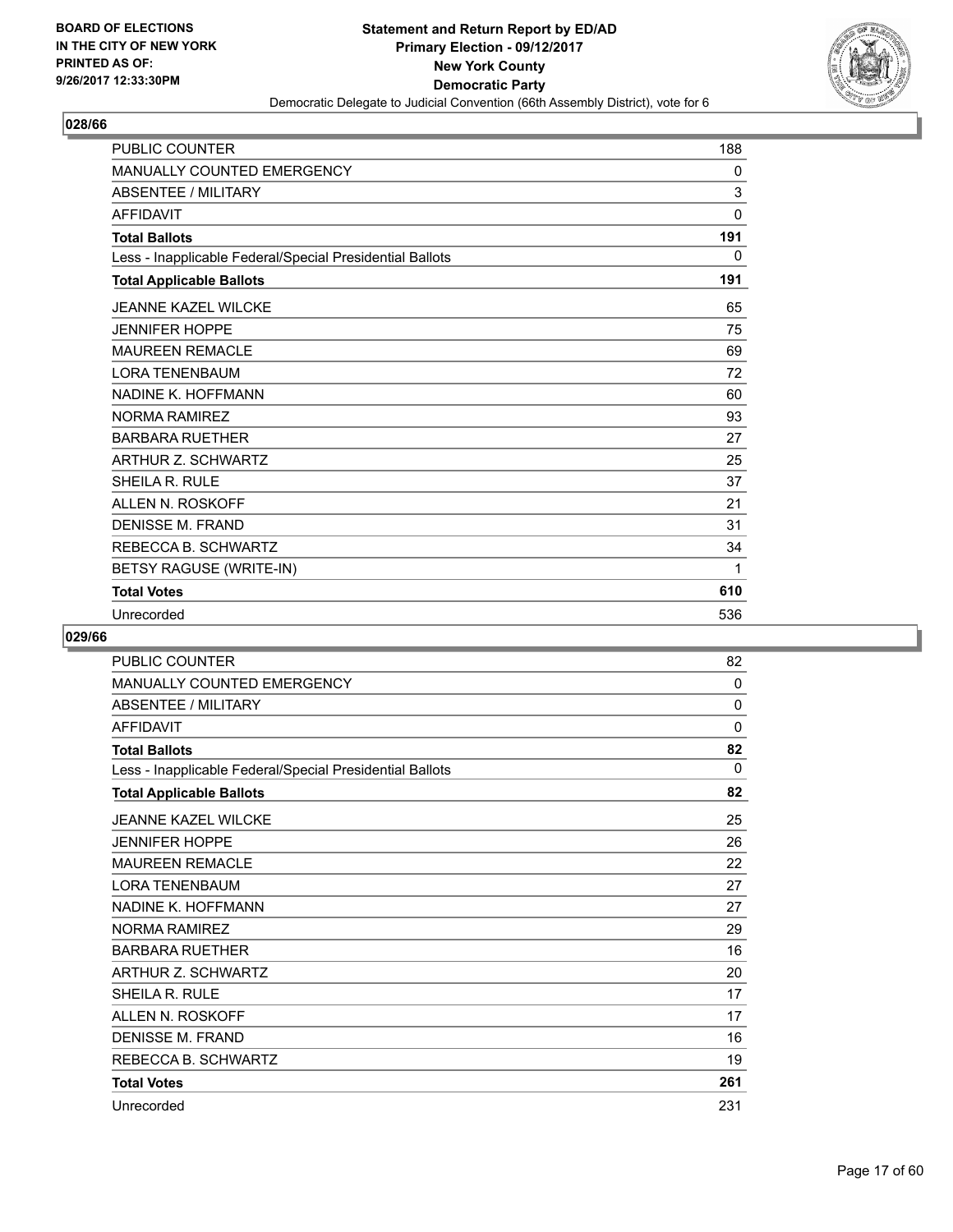BOARD OF ELECTIONS
IN THE CITY OF NEW YORK
PRINTED AS OF:
9/26/2017 12:33:30PM

**Statement and Return Report by ED/AD**
**Primary Election - 09/12/2017**
**New York County**
**Democratic Party**
Democratic Delegate to Judicial Convention (66th Assembly District), vote for 6

## 028/66

| | |
|---|---|
| PUBLIC COUNTER | 188 |
| MANUALLY COUNTED EMERGENCY | 0 |
| ABSENTEE / MILITARY | 3 |
| AFFIDAVIT | 0 |
| **Total Ballots** | **191** |
| Less - Inapplicable Federal/Special Presidential Ballots | 0 |
| **Total Applicable Ballots** | **191** |
| JEANNE KAZEL WILCKE | 65 |
| JENNIFER HOPPE | 75 |
| MAUREEN REMACLE | 69 |
| LORA TENENBAUM | 72 |
| NADINE K. HOFFMANN | 60 |
| NORMA RAMIREZ | 93 |
| BARBARA RUETHER | 27 |
| ARTHUR Z. SCHWARTZ | 25 |
| SHEILA R. RULE | 37 |
| ALLEN N. ROSKOFF | 21 |
| DENISSE M. FRAND | 31 |
| REBECCA B. SCHWARTZ | 34 |
| BETSY RAGUSE (WRITE-IN) | 1 |
| **Total Votes** | **610** |
| Unrecorded | 536 |

## 029/66

| | |
|---|---|
| PUBLIC COUNTER | 82 |
| MANUALLY COUNTED EMERGENCY | 0 |
| ABSENTEE / MILITARY | 0 |
| AFFIDAVIT | 0 |
| **Total Ballots** | **82** |
| Less - Inapplicable Federal/Special Presidential Ballots | 0 |
| **Total Applicable Ballots** | **82** |
| JEANNE KAZEL WILCKE | 25 |
| JENNIFER HOPPE | 26 |
| MAUREEN REMACLE | 22 |
| LORA TENENBAUM | 27 |
| NADINE K. HOFFMANN | 27 |
| NORMA RAMIREZ | 29 |
| BARBARA RUETHER | 16 |
| ARTHUR Z. SCHWARTZ | 20 |
| SHEILA R. RULE | 17 |
| ALLEN N. ROSKOFF | 17 |
| DENISSE M. FRAND | 16 |
| REBECCA B. SCHWARTZ | 19 |
| **Total Votes** | **261** |
| Unrecorded | 231 |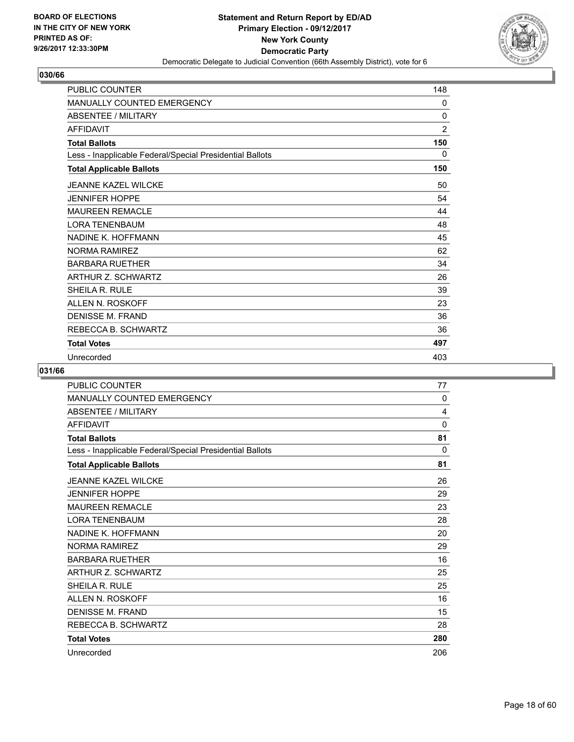**BOARD OF ELECTIONS IN THE CITY OF NEW YORK PRINTED AS OF: 9/26/2017 12:33:30PM**

**Statement and Return Report by ED/AD**
**Primary Election - 09/12/2017**
**New York County**
**Democratic Party**
Democratic Delegate to Judicial Convention (66th Assembly District), vote for 6

## 030/66

| | |
|---|---|
| PUBLIC COUNTER | 148 |
| MANUALLY COUNTED EMERGENCY | 0 |
| ABSENTEE / MILITARY | 0 |
| AFFIDAVIT | 2 |
| **Total Ballots** | **150** |
| Less - Inapplicable Federal/Special Presidential Ballots | 0 |
| **Total Applicable Ballots** | **150** |
| JEANNE KAZEL WILCKE | 50 |
| JENNIFER HOPPE | 54 |
| MAUREEN REMACLE | 44 |
| LORA TENENBAUM | 48 |
| NADINE K. HOFFMANN | 45 |
| NORMA RAMIREZ | 62 |
| BARBARA RUETHER | 34 |
| ARTHUR Z. SCHWARTZ | 26 |
| SHEILA R. RULE | 39 |
| ALLEN N. ROSKOFF | 23 |
| DENISSE M. FRAND | 36 |
| REBECCA B. SCHWARTZ | 36 |
| **Total Votes** | **497** |
| Unrecorded | 403 |

## 031/66

| | |
|---|---|
| PUBLIC COUNTER | 77 |
| MANUALLY COUNTED EMERGENCY | 0 |
| ABSENTEE / MILITARY | 4 |
| AFFIDAVIT | 0 |
| **Total Ballots** | **81** |
| Less - Inapplicable Federal/Special Presidential Ballots | 0 |
| **Total Applicable Ballots** | **81** |
| JEANNE KAZEL WILCKE | 26 |
| JENNIFER HOPPE | 29 |
| MAUREEN REMACLE | 23 |
| LORA TENENBAUM | 28 |
| NADINE K. HOFFMANN | 20 |
| NORMA RAMIREZ | 29 |
| BARBARA RUETHER | 16 |
| ARTHUR Z. SCHWARTZ | 25 |
| SHEILA R. RULE | 25 |
| ALLEN N. ROSKOFF | 16 |
| DENISSE M. FRAND | 15 |
| REBECCA B. SCHWARTZ | 28 |
| **Total Votes** | **280** |
| Unrecorded | 206 |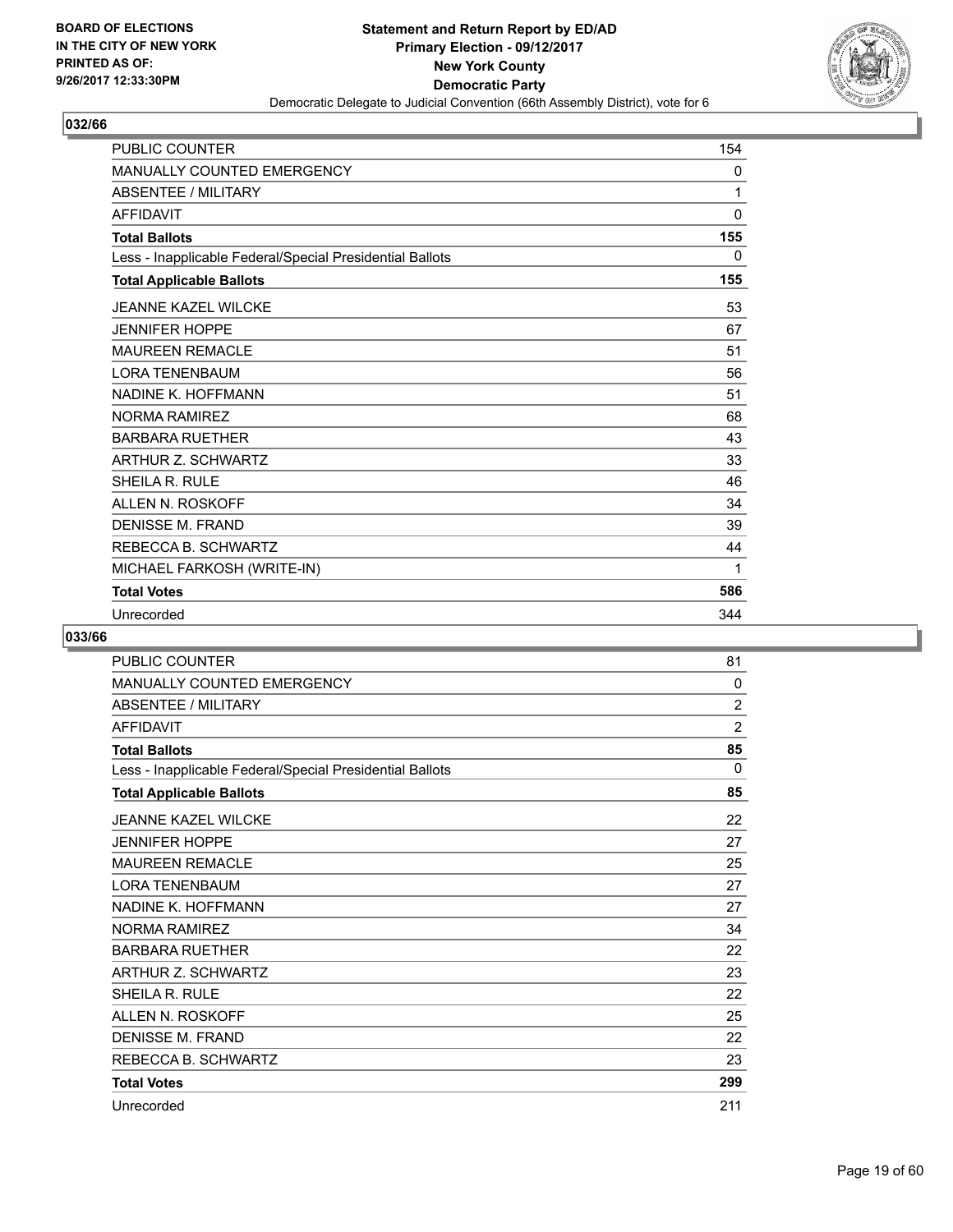**BOARD OF ELECTIONS IN THE CITY OF NEW YORK PRINTED AS OF: 9/26/2017 12:33:30PM**

**Statement and Return Report by ED/AD**
**Primary Election - 09/12/2017**
**New York County**
**Democratic Party**
Democratic Delegate to Judicial Convention (66th Assembly District), vote for 6

## 032/66

| | |
|---|---|
| PUBLIC COUNTER | 154 |
| MANUALLY COUNTED EMERGENCY | 0 |
| ABSENTEE / MILITARY | 1 |
| AFFIDAVIT | 0 |
| **Total Ballots** | **155** |
| Less - Inapplicable Federal/Special Presidential Ballots | 0 |
| **Total Applicable Ballots** | **155** |
| JEANNE KAZEL WILCKE | 53 |
| JENNIFER HOPPE | 67 |
| MAUREEN REMACLE | 51 |
| LORA TENENBAUM | 56 |
| NADINE K. HOFFMANN | 51 |
| NORMA RAMIREZ | 68 |
| BARBARA RUETHER | 43 |
| ARTHUR Z. SCHWARTZ | 33 |
| SHEILA R. RULE | 46 |
| ALLEN N. ROSKOFF | 34 |
| DENISSE M. FRAND | 39 |
| REBECCA B. SCHWARTZ | 44 |
| MICHAEL FARKOSH (WRITE-IN) | 1 |
| **Total Votes** | **586** |
| Unrecorded | 344 |

## 033/66

| | |
|---|---|
| PUBLIC COUNTER | 81 |
| MANUALLY COUNTED EMERGENCY | 0 |
| ABSENTEE / MILITARY | 2 |
| AFFIDAVIT | 2 |
| **Total Ballots** | **85** |
| Less - Inapplicable Federal/Special Presidential Ballots | 0 |
| **Total Applicable Ballots** | **85** |
| JEANNE KAZEL WILCKE | 22 |
| JENNIFER HOPPE | 27 |
| MAUREEN REMACLE | 25 |
| LORA TENENBAUM | 27 |
| NADINE K. HOFFMANN | 27 |
| NORMA RAMIREZ | 34 |
| BARBARA RUETHER | 22 |
| ARTHUR Z. SCHWARTZ | 23 |
| SHEILA R. RULE | 22 |
| ALLEN N. ROSKOFF | 25 |
| DENISSE M. FRAND | 22 |
| REBECCA B. SCHWARTZ | 23 |
| **Total Votes** | **299** |
| Unrecorded | 211 |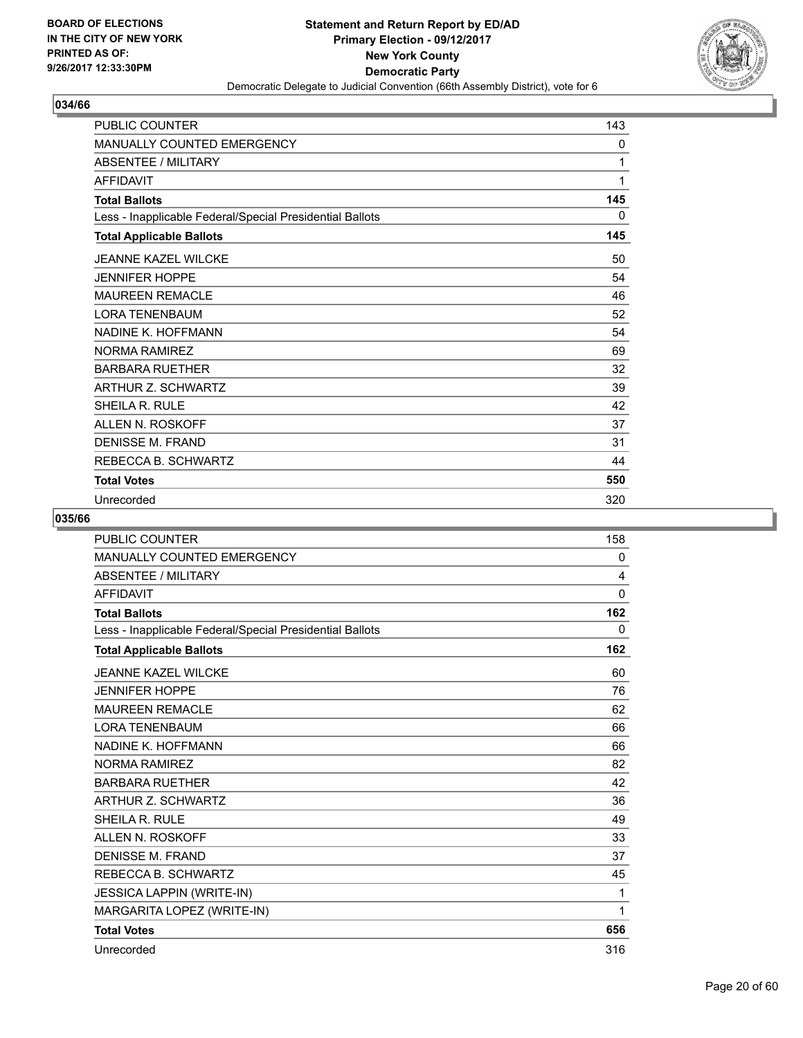BOARD OF ELECTIONS
IN THE CITY OF NEW YORK
PRINTED AS OF:
9/26/2017 12:33:30PM

**Statement and Return Report by ED/AD**
**Primary Election - 09/12/2017**
**New York County**
**Democratic Party**
Democratic Delegate to Judicial Convention (66th Assembly District), vote for 6

## 034/66

| | |
|---|---|
| PUBLIC COUNTER | 143 |
| MANUALLY COUNTED EMERGENCY | 0 |
| ABSENTEE / MILITARY | 1 |
| AFFIDAVIT | 1 |
| **Total Ballots** | **145** |
| Less - Inapplicable Federal/Special Presidential Ballots | 0 |
| **Total Applicable Ballots** | **145** |
| JEANNE KAZEL WILCKE | 50 |
| JENNIFER HOPPE | 54 |
| MAUREEN REMACLE | 46 |
| LORA TENENBAUM | 52 |
| NADINE K. HOFFMANN | 54 |
| NORMA RAMIREZ | 69 |
| BARBARA RUETHER | 32 |
| ARTHUR Z. SCHWARTZ | 39 |
| SHEILA R. RULE | 42 |
| ALLEN N. ROSKOFF | 37 |
| DENISSE M. FRAND | 31 |
| REBECCA B. SCHWARTZ | 44 |
| **Total Votes** | **550** |
| Unrecorded | 320 |

## 035/66

| | |
|---|---|
| PUBLIC COUNTER | 158 |
| MANUALLY COUNTED EMERGENCY | 0 |
| ABSENTEE / MILITARY | 4 |
| AFFIDAVIT | 0 |
| **Total Ballots** | **162** |
| Less - Inapplicable Federal/Special Presidential Ballots | 0 |
| **Total Applicable Ballots** | **162** |
| JEANNE KAZEL WILCKE | 60 |
| JENNIFER HOPPE | 76 |
| MAUREEN REMACLE | 62 |
| LORA TENENBAUM | 66 |
| NADINE K. HOFFMANN | 66 |
| NORMA RAMIREZ | 82 |
| BARBARA RUETHER | 42 |
| ARTHUR Z. SCHWARTZ | 36 |
| SHEILA R. RULE | 49 |
| ALLEN N. ROSKOFF | 33 |
| DENISSE M. FRAND | 37 |
| REBECCA B. SCHWARTZ | 45 |
| JESSICA LAPPIN (WRITE-IN) | 1 |
| MARGARITA LOPEZ (WRITE-IN) | 1 |
| **Total Votes** | **656** |
| Unrecorded | 316 |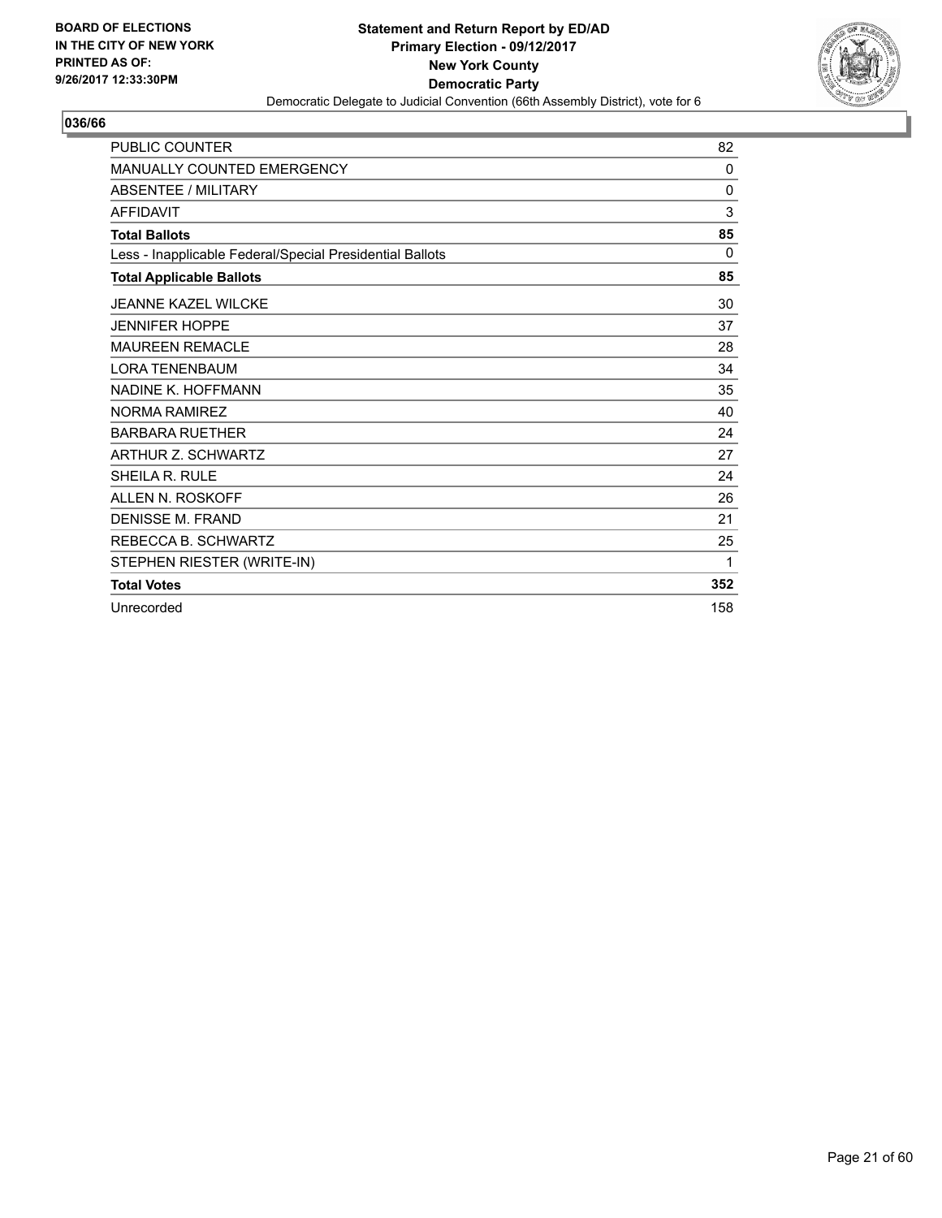BOARD OF ELECTIONS
IN THE CITY OF NEW YORK
PRINTED AS OF:
9/26/2017 12:33:30PM

**Statement and Return Report by ED/AD**
**Primary Election - 09/12/2017**
**New York County**
**Democratic Party**
Democratic Delegate to Judicial Convention (66th Assembly District), vote for 6

## 036/66

| | |
|---|---|
| PUBLIC COUNTER | 82 |
| MANUALLY COUNTED EMERGENCY | 0 |
| ABSENTEE / MILITARY | 0 |
| AFFIDAVIT | 3 |
| **Total Ballots** | **85** |
| Less - Inapplicable Federal/Special Presidential Ballots | 0 |
| **Total Applicable Ballots** | **85** |
| JEANNE KAZEL WILCKE | 30 |
| JENNIFER HOPPE | 37 |
| MAUREEN REMACLE | 28 |
| LORA TENENBAUM | 34 |
| NADINE K. HOFFMANN | 35 |
| NORMA RAMIREZ | 40 |
| BARBARA RUETHER | 24 |
| ARTHUR Z. SCHWARTZ | 27 |
| SHEILA R. RULE | 24 |
| ALLEN N. ROSKOFF | 26 |
| DENISSE M. FRAND | 21 |
| REBECCA B. SCHWARTZ | 25 |
| STEPHEN RIESTER (WRITE-IN) | 1 |
| **Total Votes** | **352** |
| Unrecorded | 158 |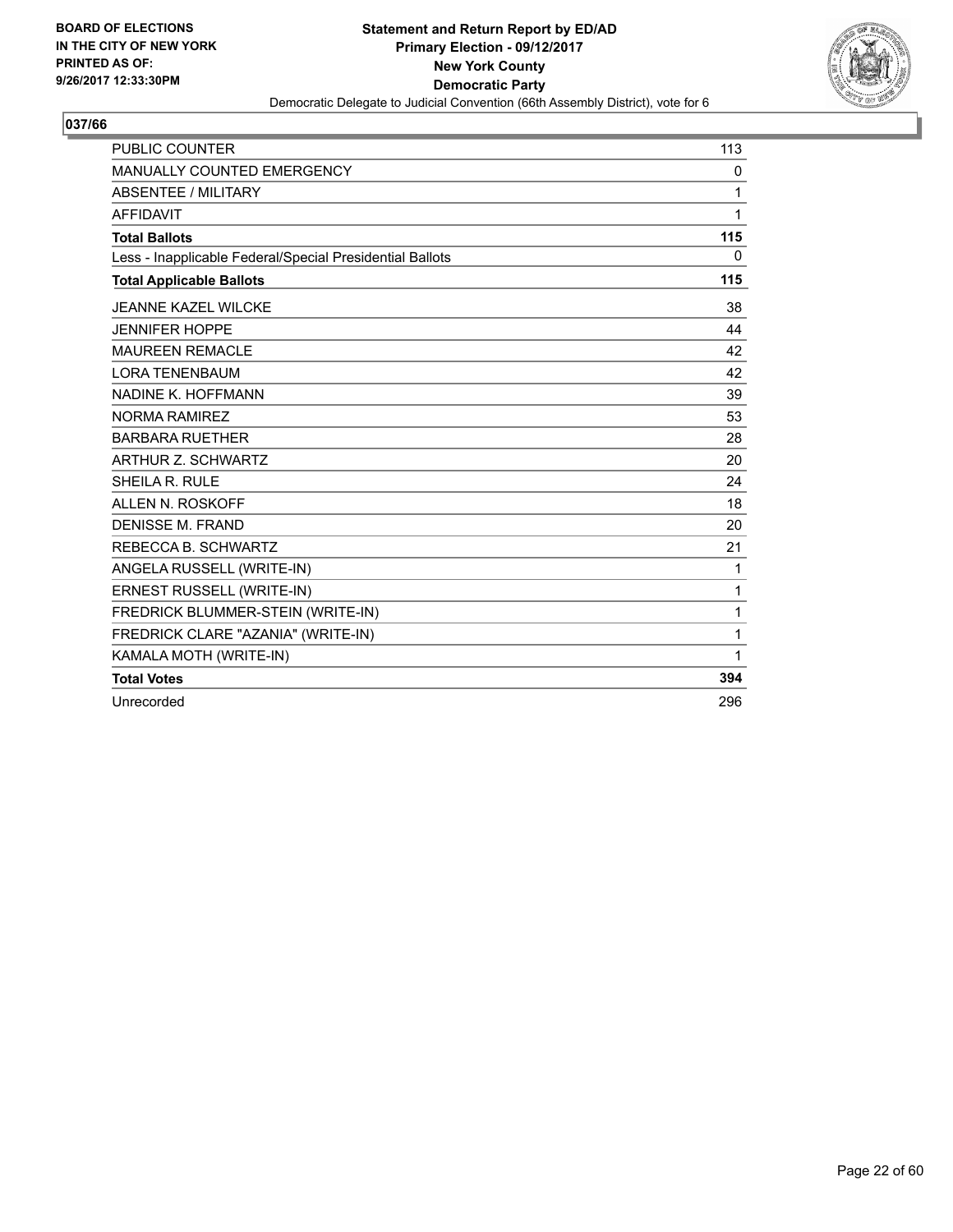BOARD OF ELECTIONS
IN THE CITY OF NEW YORK
PRINTED AS OF:
9/26/2017 12:33:30PM

**Statement and Return Report by ED/AD**
**Primary Election - 09/12/2017**
**New York County**
**Democratic Party**
Democratic Delegate to Judicial Convention (66th Assembly District), vote for 6

## 037/66

| | |
|---|---|
| PUBLIC COUNTER | 113 |
| MANUALLY COUNTED EMERGENCY | 0 |
| ABSENTEE / MILITARY | 1 |
| AFFIDAVIT | 1 |
| **Total Ballots** | **115** |
| Less - Inapplicable Federal/Special Presidential Ballots | 0 |
| **Total Applicable Ballots** | **115** |
| JEANNE KAZEL WILCKE | 38 |
| JENNIFER HOPPE | 44 |
| MAUREEN REMACLE | 42 |
| LORA TENENBAUM | 42 |
| NADINE K. HOFFMANN | 39 |
| NORMA RAMIREZ | 53 |
| BARBARA RUETHER | 28 |
| ARTHUR Z. SCHWARTZ | 20 |
| SHEILA R. RULE | 24 |
| ALLEN N. ROSKOFF | 18 |
| DENISSE M. FRAND | 20 |
| REBECCA B. SCHWARTZ | 21 |
| ANGELA RUSSELL (WRITE-IN) | 1 |
| ERNEST RUSSELL (WRITE-IN) | 1 |
| FREDRICK BLUMMER-STEIN (WRITE-IN) | 1 |
| FREDRICK CLARE "AZANIA" (WRITE-IN) | 1 |
| KAMALA MOTH (WRITE-IN) | 1 |
| **Total Votes** | **394** |
| Unrecorded | 296 |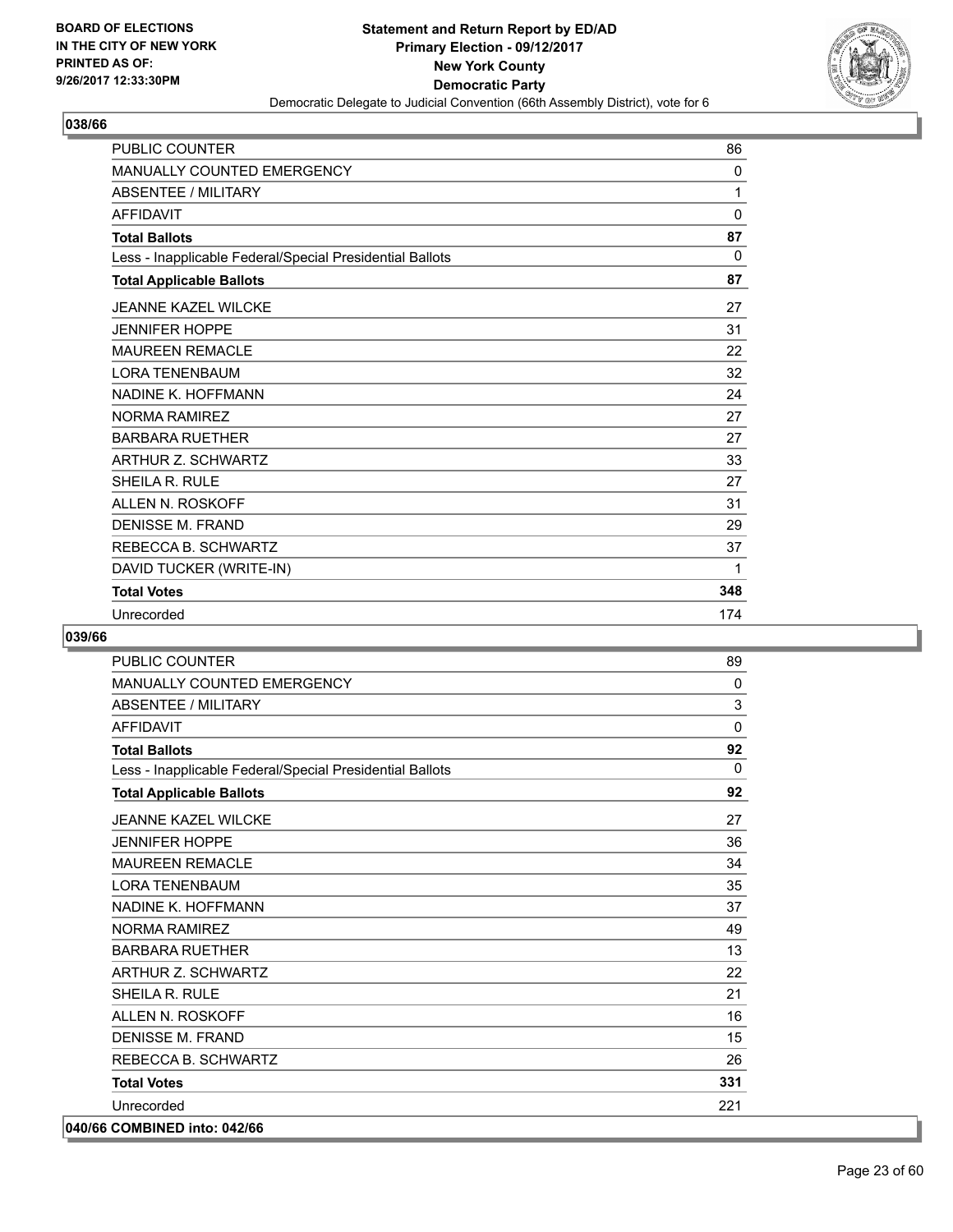**BOARD OF ELECTIONS IN THE CITY OF NEW YORK PRINTED AS OF: 9/26/2017 12:33:30PM**

**Statement and Return Report by ED/AD**
**Primary Election - 09/12/2017**
**New York County**
**Democratic Party**
Democratic Delegate to Judicial Convention (66th Assembly District), vote for 6

## 038/66

| | |
|---|---|
| PUBLIC COUNTER | 86 |
| MANUALLY COUNTED EMERGENCY | 0 |
| ABSENTEE / MILITARY | 1 |
| AFFIDAVIT | 0 |
| **Total Ballots** | **87** |
| Less - Inapplicable Federal/Special Presidential Ballots | 0 |
| **Total Applicable Ballots** | **87** |
| JEANNE KAZEL WILCKE | 27 |
| JENNIFER HOPPE | 31 |
| MAUREEN REMACLE | 22 |
| LORA TENENBAUM | 32 |
| NADINE K. HOFFMANN | 24 |
| NORMA RAMIREZ | 27 |
| BARBARA RUETHER | 27 |
| ARTHUR Z. SCHWARTZ | 33 |
| SHEILA R. RULE | 27 |
| ALLEN N. ROSKOFF | 31 |
| DENISSE M. FRAND | 29 |
| REBECCA B. SCHWARTZ | 37 |
| DAVID TUCKER (WRITE-IN) | 1 |
| **Total Votes** | **348** |
| Unrecorded | 174 |

## 039/66

| | |
|---|---|
| PUBLIC COUNTER | 89 |
| MANUALLY COUNTED EMERGENCY | 0 |
| ABSENTEE / MILITARY | 3 |
| AFFIDAVIT | 0 |
| **Total Ballots** | **92** |
| Less - Inapplicable Federal/Special Presidential Ballots | 0 |
| **Total Applicable Ballots** | **92** |
| JEANNE KAZEL WILCKE | 27 |
| JENNIFER HOPPE | 36 |
| MAUREEN REMACLE | 34 |
| LORA TENENBAUM | 35 |
| NADINE K. HOFFMANN | 37 |
| NORMA RAMIREZ | 49 |
| BARBARA RUETHER | 13 |
| ARTHUR Z. SCHWARTZ | 22 |
| SHEILA R. RULE | 21 |
| ALLEN N. ROSKOFF | 16 |
| DENISSE M. FRAND | 15 |
| REBECCA B. SCHWARTZ | 26 |
| **Total Votes** | **331** |
| Unrecorded | 221 |

## 040/66 COMBINED into: 042/66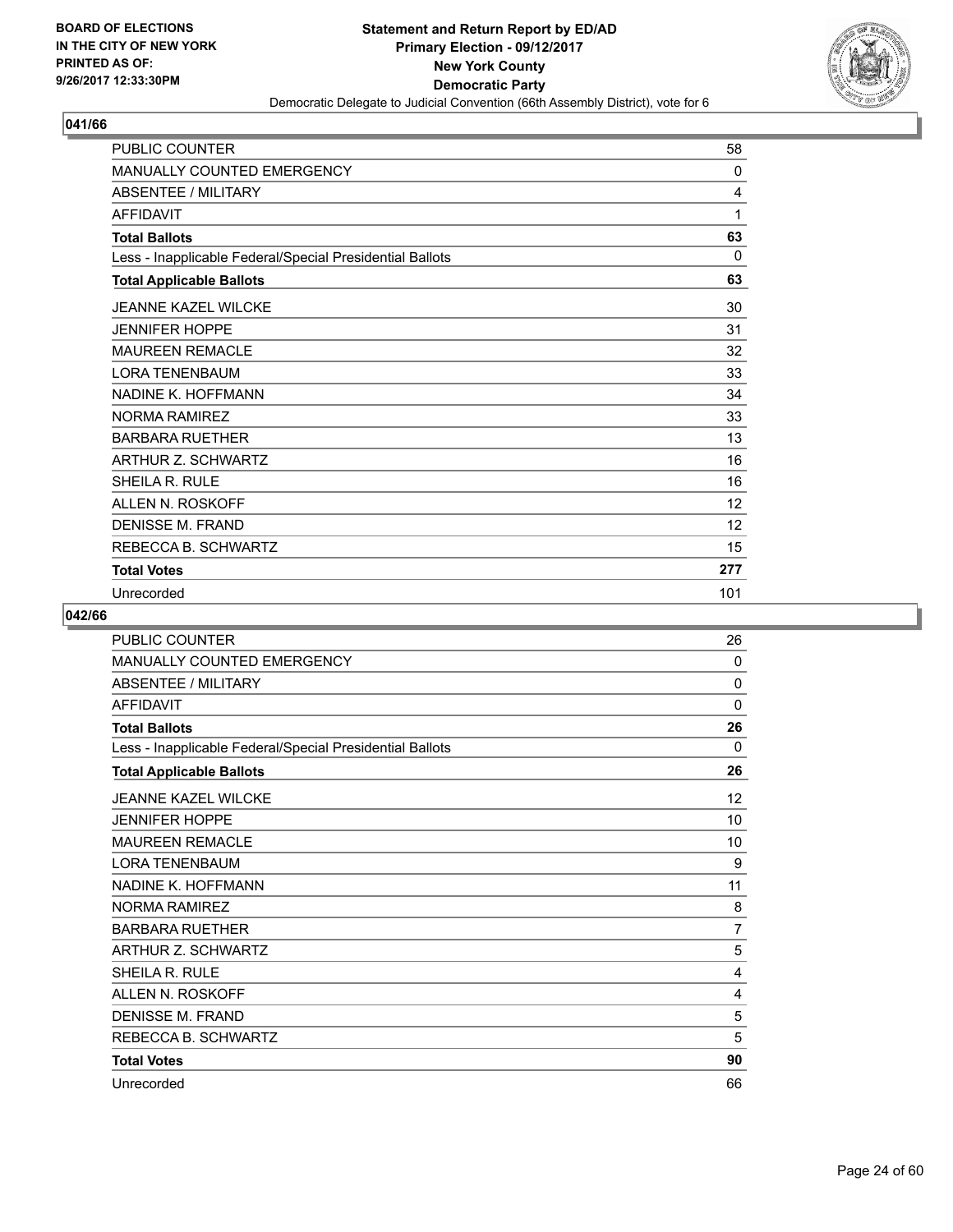BOARD OF ELECTIONS
IN THE CITY OF NEW YORK
PRINTED AS OF:
9/26/2017 12:33:30PM

**Statement and Return Report by ED/AD**
**Primary Election - 09/12/2017**
**New York County**
**Democratic Party**
Democratic Delegate to Judicial Convention (66th Assembly District), vote for 6

## 041/66

| | |
|---|---|
| PUBLIC COUNTER | 58 |
| MANUALLY COUNTED EMERGENCY | 0 |
| ABSENTEE / MILITARY | 4 |
| AFFIDAVIT | 1 |
| **Total Ballots** | **63** |
| Less - Inapplicable Federal/Special Presidential Ballots | 0 |
| **Total Applicable Ballots** | **63** |
| JEANNE KAZEL WILCKE | 30 |
| JENNIFER HOPPE | 31 |
| MAUREEN REMACLE | 32 |
| LORA TENENBAUM | 33 |
| NADINE K. HOFFMANN | 34 |
| NORMA RAMIREZ | 33 |
| BARBARA RUETHER | 13 |
| ARTHUR Z. SCHWARTZ | 16 |
| SHEILA R. RULE | 16 |
| ALLEN N. ROSKOFF | 12 |
| DENISSE M. FRAND | 12 |
| REBECCA B. SCHWARTZ | 15 |
| **Total Votes** | **277** |
| Unrecorded | 101 |

## 042/66

| | |
|---|---|
| PUBLIC COUNTER | 26 |
| MANUALLY COUNTED EMERGENCY | 0 |
| ABSENTEE / MILITARY | 0 |
| AFFIDAVIT | 0 |
| **Total Ballots** | **26** |
| Less - Inapplicable Federal/Special Presidential Ballots | 0 |
| **Total Applicable Ballots** | **26** |
| JEANNE KAZEL WILCKE | 12 |
| JENNIFER HOPPE | 10 |
| MAUREEN REMACLE | 10 |
| LORA TENENBAUM | 9 |
| NADINE K. HOFFMANN | 11 |
| NORMA RAMIREZ | 8 |
| BARBARA RUETHER | 7 |
| ARTHUR Z. SCHWARTZ | 5 |
| SHEILA R. RULE | 4 |
| ALLEN N. ROSKOFF | 4 |
| DENISSE M. FRAND | 5 |
| REBECCA B. SCHWARTZ | 5 |
| **Total Votes** | **90** |
| Unrecorded | 66 |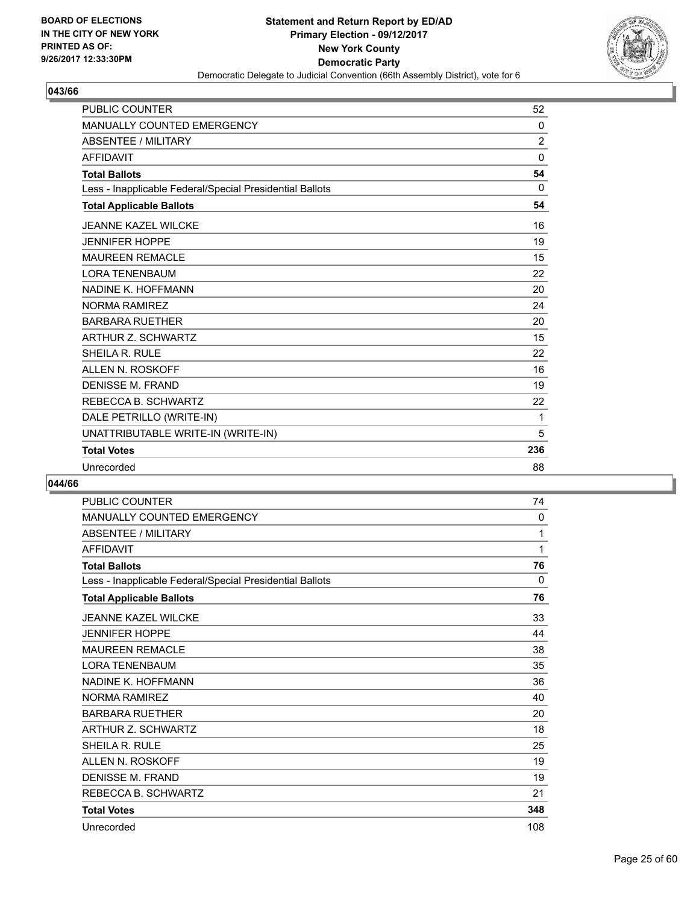BOARD OF ELECTIONS
IN THE CITY OF NEW YORK
PRINTED AS OF:
9/26/2017 12:33:30PM

**Statement and Return Report by ED/AD**
**Primary Election - 09/12/2017**
**New York County**
**Democratic Party**
Democratic Delegate to Judicial Convention (66th Assembly District), vote for 6

## 043/66

| | |
|---|---|
| PUBLIC COUNTER | 52 |
| MANUALLY COUNTED EMERGENCY | 0 |
| ABSENTEE / MILITARY | 2 |
| AFFIDAVIT | 0 |
| **Total Ballots** | **54** |
| Less - Inapplicable Federal/Special Presidential Ballots | 0 |
| **Total Applicable Ballots** | **54** |
| JEANNE KAZEL WILCKE | 16 |
| JENNIFER HOPPE | 19 |
| MAUREEN REMACLE | 15 |
| LORA TENENBAUM | 22 |
| NADINE K. HOFFMANN | 20 |
| NORMA RAMIREZ | 24 |
| BARBARA RUETHER | 20 |
| ARTHUR Z. SCHWARTZ | 15 |
| SHEILA R. RULE | 22 |
| ALLEN N. ROSKOFF | 16 |
| DENISSE M. FRAND | 19 |
| REBECCA B. SCHWARTZ | 22 |
| DALE PETRILLO (WRITE-IN) | 1 |
| UNATTRIBUTABLE WRITE-IN (WRITE-IN) | 5 |
| **Total Votes** | **236** |
| Unrecorded | 88 |

## 044/66

| | |
|---|---|
| PUBLIC COUNTER | 74 |
| MANUALLY COUNTED EMERGENCY | 0 |
| ABSENTEE / MILITARY | 1 |
| AFFIDAVIT | 1 |
| **Total Ballots** | **76** |
| Less - Inapplicable Federal/Special Presidential Ballots | 0 |
| **Total Applicable Ballots** | **76** |
| JEANNE KAZEL WILCKE | 33 |
| JENNIFER HOPPE | 44 |
| MAUREEN REMACLE | 38 |
| LORA TENENBAUM | 35 |
| NADINE K. HOFFMANN | 36 |
| NORMA RAMIREZ | 40 |
| BARBARA RUETHER | 20 |
| ARTHUR Z. SCHWARTZ | 18 |
| SHEILA R. RULE | 25 |
| ALLEN N. ROSKOFF | 19 |
| DENISSE M. FRAND | 19 |
| REBECCA B. SCHWARTZ | 21 |
| **Total Votes** | **348** |
| Unrecorded | 108 |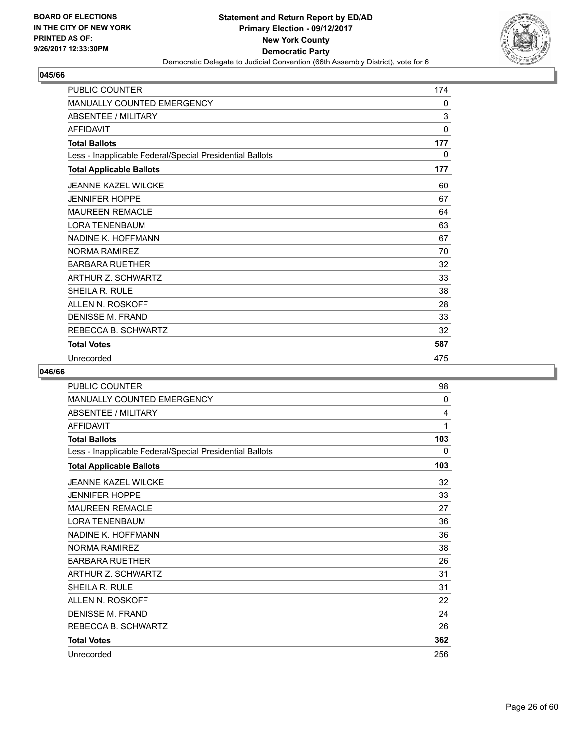**BOARD OF ELECTIONS IN THE CITY OF NEW YORK PRINTED AS OF: 9/26/2017 12:33:30PM**

**Statement and Return Report by ED/AD Primary Election - 09/12/2017 New York County Democratic Party**
Democratic Delegate to Judicial Convention (66th Assembly District), vote for 6

## 045/66

| | |
|---|---|
| PUBLIC COUNTER | 174 |
| MANUALLY COUNTED EMERGENCY | 0 |
| ABSENTEE / MILITARY | 3 |
| AFFIDAVIT | 0 |
| **Total Ballots** | **177** |
| Less - Inapplicable Federal/Special Presidential Ballots | 0 |
| **Total Applicable Ballots** | **177** |
| JEANNE KAZEL WILCKE | 60 |
| JENNIFER HOPPE | 67 |
| MAUREEN REMACLE | 64 |
| LORA TENENBAUM | 63 |
| NADINE K. HOFFMANN | 67 |
| NORMA RAMIREZ | 70 |
| BARBARA RUETHER | 32 |
| ARTHUR Z. SCHWARTZ | 33 |
| SHEILA R. RULE | 38 |
| ALLEN N. ROSKOFF | 28 |
| DENISSE M. FRAND | 33 |
| REBECCA B. SCHWARTZ | 32 |
| **Total Votes** | **587** |
| Unrecorded | 475 |

## 046/66

| | |
|---|---|
| PUBLIC COUNTER | 98 |
| MANUALLY COUNTED EMERGENCY | 0 |
| ABSENTEE / MILITARY | 4 |
| AFFIDAVIT | 1 |
| **Total Ballots** | **103** |
| Less - Inapplicable Federal/Special Presidential Ballots | 0 |
| **Total Applicable Ballots** | **103** |
| JEANNE KAZEL WILCKE | 32 |
| JENNIFER HOPPE | 33 |
| MAUREEN REMACLE | 27 |
| LORA TENENBAUM | 36 |
| NADINE K. HOFFMANN | 36 |
| NORMA RAMIREZ | 38 |
| BARBARA RUETHER | 26 |
| ARTHUR Z. SCHWARTZ | 31 |
| SHEILA R. RULE | 31 |
| ALLEN N. ROSKOFF | 22 |
| DENISSE M. FRAND | 24 |
| REBECCA B. SCHWARTZ | 26 |
| **Total Votes** | **362** |
| Unrecorded | 256 |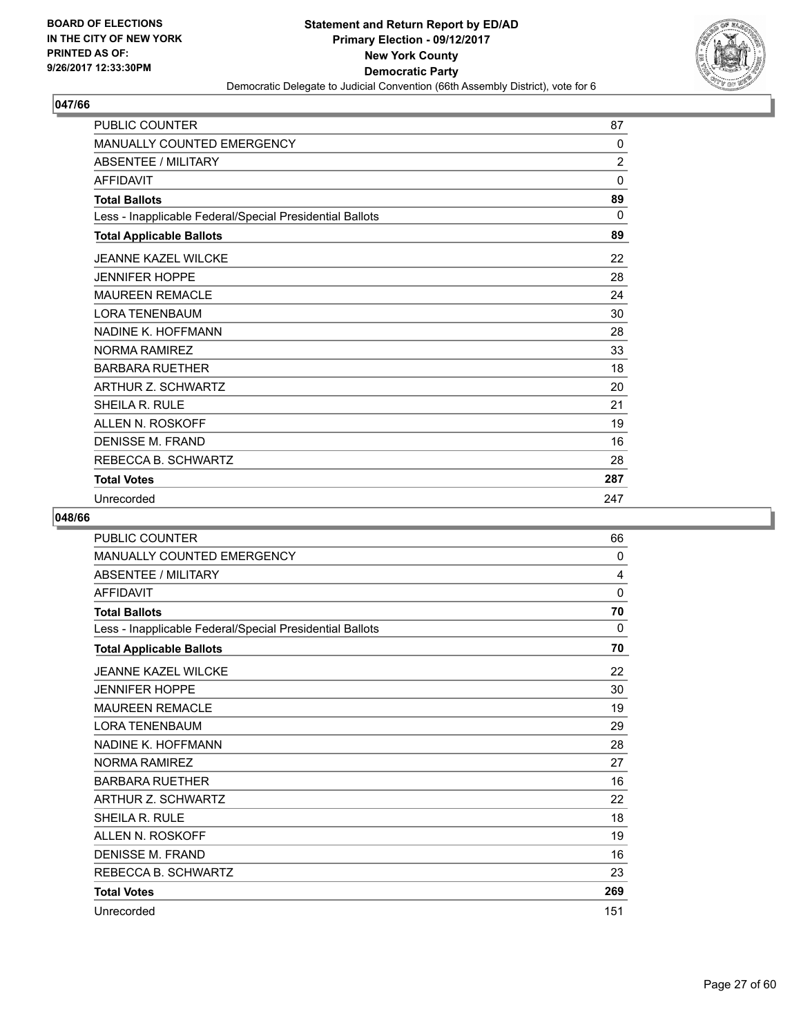**BOARD OF ELECTIONS IN THE CITY OF NEW YORK PRINTED AS OF: 9/26/2017 12:33:30PM**

**Statement and Return Report by ED/AD Primary Election - 09/12/2017 New York County Democratic Party**
Democratic Delegate to Judicial Convention (66th Assembly District), vote for 6

## 047/66

| | |
|---|---|
| PUBLIC COUNTER | 87 |
| MANUALLY COUNTED EMERGENCY | 0 |
| ABSENTEE / MILITARY | 2 |
| AFFIDAVIT | 0 |
| **Total Ballots** | **89** |
| Less - Inapplicable Federal/Special Presidential Ballots | 0 |
| **Total Applicable Ballots** | **89** |
| JEANNE KAZEL WILCKE | 22 |
| JENNIFER HOPPE | 28 |
| MAUREEN REMACLE | 24 |
| LORA TENENBAUM | 30 |
| NADINE K. HOFFMANN | 28 |
| NORMA RAMIREZ | 33 |
| BARBARA RUETHER | 18 |
| ARTHUR Z. SCHWARTZ | 20 |
| SHEILA R. RULE | 21 |
| ALLEN N. ROSKOFF | 19 |
| DENISSE M. FRAND | 16 |
| REBECCA B. SCHWARTZ | 28 |
| **Total Votes** | **287** |
| Unrecorded | 247 |

## 048/66

| | |
|---|---|
| PUBLIC COUNTER | 66 |
| MANUALLY COUNTED EMERGENCY | 0 |
| ABSENTEE / MILITARY | 4 |
| AFFIDAVIT | 0 |
| **Total Ballots** | **70** |
| Less - Inapplicable Federal/Special Presidential Ballots | 0 |
| **Total Applicable Ballots** | **70** |
| JEANNE KAZEL WILCKE | 22 |
| JENNIFER HOPPE | 30 |
| MAUREEN REMACLE | 19 |
| LORA TENENBAUM | 29 |
| NADINE K. HOFFMANN | 28 |
| NORMA RAMIREZ | 27 |
| BARBARA RUETHER | 16 |
| ARTHUR Z. SCHWARTZ | 22 |
| SHEILA R. RULE | 18 |
| ALLEN N. ROSKOFF | 19 |
| DENISSE M. FRAND | 16 |
| REBECCA B. SCHWARTZ | 23 |
| **Total Votes** | **269** |
| Unrecorded | 151 |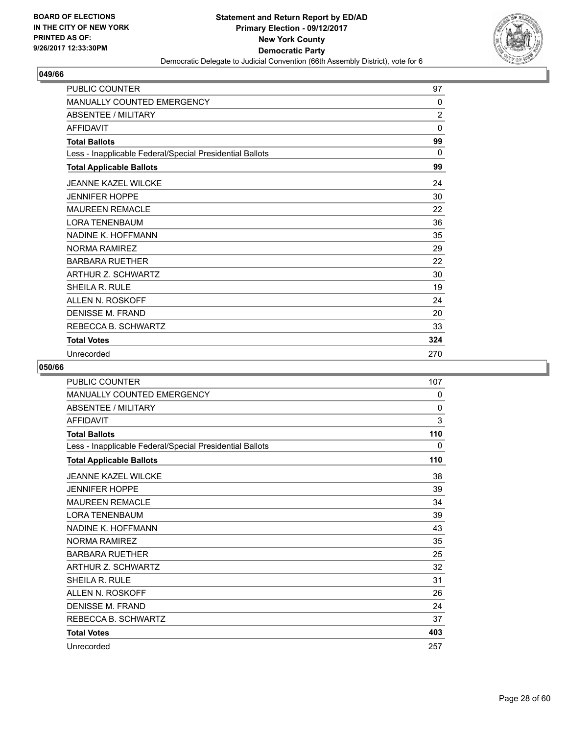BOARD OF ELECTIONS
IN THE CITY OF NEW YORK
PRINTED AS OF:
9/26/2017 12:33:30PM

**Statement and Return Report by ED/AD**
**Primary Election - 09/12/2017**
**New York County**
**Democratic Party**
Democratic Delegate to Judicial Convention (66th Assembly District), vote for 6

### 049/66

| | |
|---|---|
| PUBLIC COUNTER | 97 |
| MANUALLY COUNTED EMERGENCY | 0 |
| ABSENTEE / MILITARY | 2 |
| AFFIDAVIT | 0 |
| **Total Ballots** | **99** |
| Less - Inapplicable Federal/Special Presidential Ballots | 0 |
| **Total Applicable Ballots** | **99** |
| JEANNE KAZEL WILCKE | 24 |
| JENNIFER HOPPE | 30 |
| MAUREEN REMACLE | 22 |
| LORA TENENBAUM | 36 |
| NADINE K. HOFFMANN | 35 |
| NORMA RAMIREZ | 29 |
| BARBARA RUETHER | 22 |
| ARTHUR Z. SCHWARTZ | 30 |
| SHEILA R. RULE | 19 |
| ALLEN N. ROSKOFF | 24 |
| DENISSE M. FRAND | 20 |
| REBECCA B. SCHWARTZ | 33 |
| **Total Votes** | **324** |
| Unrecorded | 270 |

### 050/66

| | |
|---|---|
| PUBLIC COUNTER | 107 |
| MANUALLY COUNTED EMERGENCY | 0 |
| ABSENTEE / MILITARY | 0 |
| AFFIDAVIT | 3 |
| **Total Ballots** | **110** |
| Less - Inapplicable Federal/Special Presidential Ballots | 0 |
| **Total Applicable Ballots** | **110** |
| JEANNE KAZEL WILCKE | 38 |
| JENNIFER HOPPE | 39 |
| MAUREEN REMACLE | 34 |
| LORA TENENBAUM | 39 |
| NADINE K. HOFFMANN | 43 |
| NORMA RAMIREZ | 35 |
| BARBARA RUETHER | 25 |
| ARTHUR Z. SCHWARTZ | 32 |
| SHEILA R. RULE | 31 |
| ALLEN N. ROSKOFF | 26 |
| DENISSE M. FRAND | 24 |
| REBECCA B. SCHWARTZ | 37 |
| **Total Votes** | **403** |
| Unrecorded | 257 |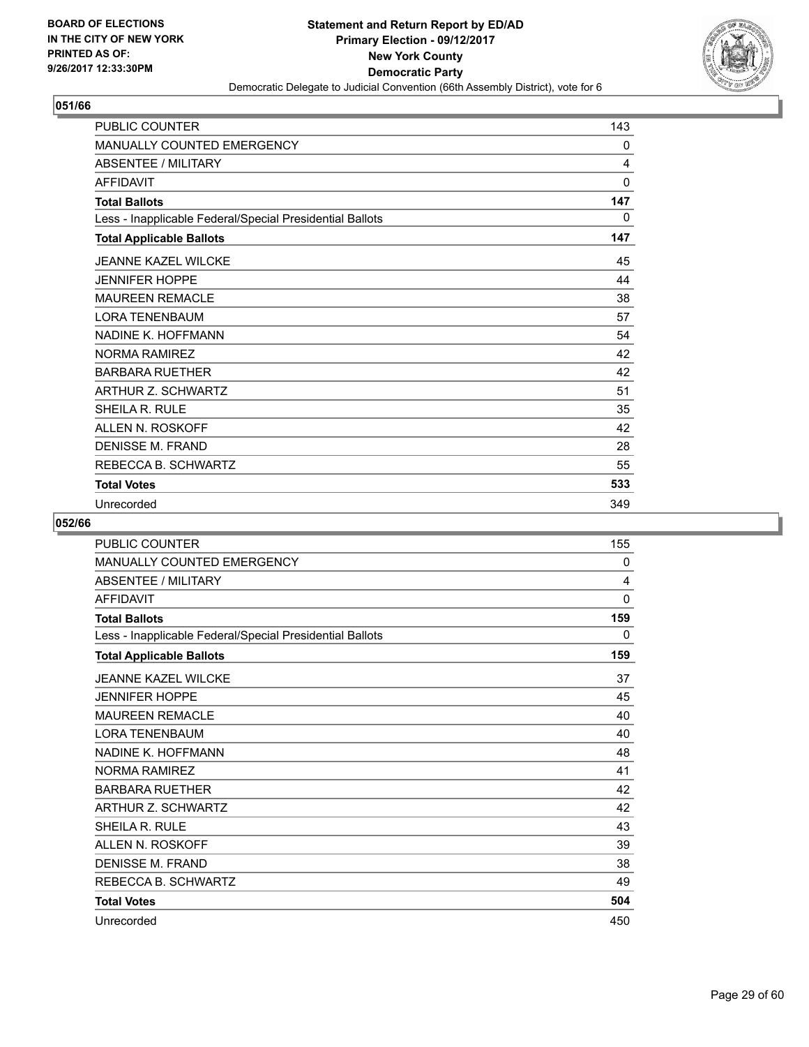BOARD OF ELECTIONS
IN THE CITY OF NEW YORK
PRINTED AS OF:
9/26/2017 12:33:30PM

**Statement and Return Report by ED/AD**
**Primary Election - 09/12/2017**
**New York County**
**Democratic Party**
Democratic Delegate to Judicial Convention (66th Assembly District), vote for 6

## 051/66

| | |
|---|---|
| PUBLIC COUNTER | 143 |
| MANUALLY COUNTED EMERGENCY | 0 |
| ABSENTEE / MILITARY | 4 |
| AFFIDAVIT | 0 |
| **Total Ballots** | **147** |
| Less - Inapplicable Federal/Special Presidential Ballots | 0 |
| **Total Applicable Ballots** | **147** |
| JEANNE KAZEL WILCKE | 45 |
| JENNIFER HOPPE | 44 |
| MAUREEN REMACLE | 38 |
| LORA TENENBAUM | 57 |
| NADINE K. HOFFMANN | 54 |
| NORMA RAMIREZ | 42 |
| BARBARA RUETHER | 42 |
| ARTHUR Z. SCHWARTZ | 51 |
| SHEILA R. RULE | 35 |
| ALLEN N. ROSKOFF | 42 |
| DENISSE M. FRAND | 28 |
| REBECCA B. SCHWARTZ | 55 |
| **Total Votes** | **533** |
| Unrecorded | 349 |

## 052/66

| | |
|---|---|
| PUBLIC COUNTER | 155 |
| MANUALLY COUNTED EMERGENCY | 0 |
| ABSENTEE / MILITARY | 4 |
| AFFIDAVIT | 0 |
| **Total Ballots** | **159** |
| Less - Inapplicable Federal/Special Presidential Ballots | 0 |
| **Total Applicable Ballots** | **159** |
| JEANNE KAZEL WILCKE | 37 |
| JENNIFER HOPPE | 45 |
| MAUREEN REMACLE | 40 |
| LORA TENENBAUM | 40 |
| NADINE K. HOFFMANN | 48 |
| NORMA RAMIREZ | 41 |
| BARBARA RUETHER | 42 |
| ARTHUR Z. SCHWARTZ | 42 |
| SHEILA R. RULE | 43 |
| ALLEN N. ROSKOFF | 39 |
| DENISSE M. FRAND | 38 |
| REBECCA B. SCHWARTZ | 49 |
| **Total Votes** | **504** |
| Unrecorded | 450 |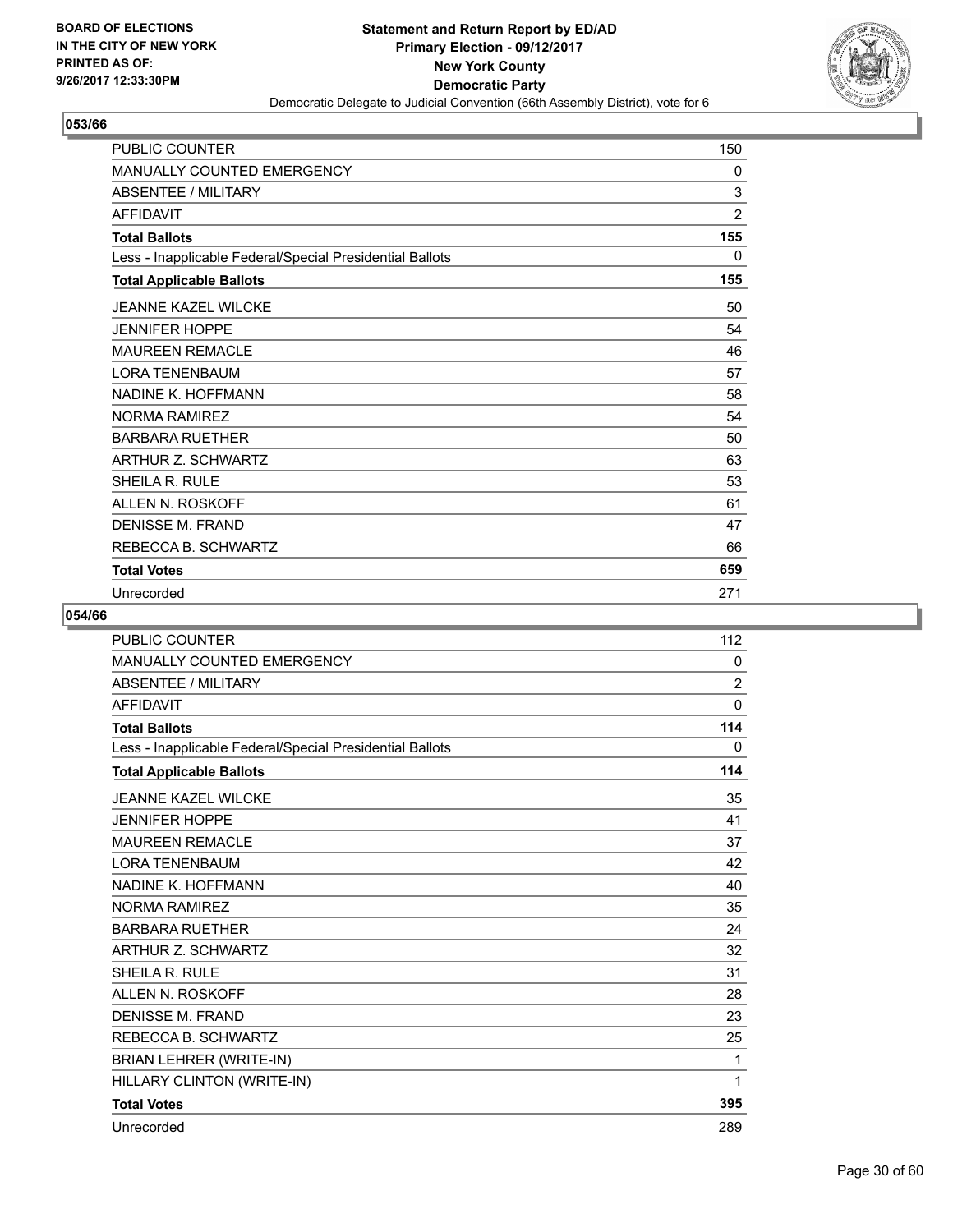BOARD OF ELECTIONS
IN THE CITY OF NEW YORK
PRINTED AS OF:
9/26/2017 12:33:30PM

**Statement and Return Report by ED/AD**
**Primary Election - 09/12/2017**
**New York County**
**Democratic Party**
Democratic Delegate to Judicial Convention (66th Assembly District), vote for 6

## 053/66

| | |
|---|---|
| PUBLIC COUNTER | 150 |
| MANUALLY COUNTED EMERGENCY | 0 |
| ABSENTEE / MILITARY | 3 |
| AFFIDAVIT | 2 |
| **Total Ballots** | **155** |
| Less - Inapplicable Federal/Special Presidential Ballots | 0 |
| **Total Applicable Ballots** | **155** |
| JEANNE KAZEL WILCKE | 50 |
| JENNIFER HOPPE | 54 |
| MAUREEN REMACLE | 46 |
| LORA TENENBAUM | 57 |
| NADINE K. HOFFMANN | 58 |
| NORMA RAMIREZ | 54 |
| BARBARA RUETHER | 50 |
| ARTHUR Z. SCHWARTZ | 63 |
| SHEILA R. RULE | 53 |
| ALLEN N. ROSKOFF | 61 |
| DENISSE M. FRAND | 47 |
| REBECCA B. SCHWARTZ | 66 |
| **Total Votes** | **659** |
| Unrecorded | 271 |

## 054/66

| | |
|---|---|
| PUBLIC COUNTER | 112 |
| MANUALLY COUNTED EMERGENCY | 0 |
| ABSENTEE / MILITARY | 2 |
| AFFIDAVIT | 0 |
| **Total Ballots** | **114** |
| Less - Inapplicable Federal/Special Presidential Ballots | 0 |
| **Total Applicable Ballots** | **114** |
| JEANNE KAZEL WILCKE | 35 |
| JENNIFER HOPPE | 41 |
| MAUREEN REMACLE | 37 |
| LORA TENENBAUM | 42 |
| NADINE K. HOFFMANN | 40 |
| NORMA RAMIREZ | 35 |
| BARBARA RUETHER | 24 |
| ARTHUR Z. SCHWARTZ | 32 |
| SHEILA R. RULE | 31 |
| ALLEN N. ROSKOFF | 28 |
| DENISSE M. FRAND | 23 |
| REBECCA B. SCHWARTZ | 25 |
| BRIAN LEHRER (WRITE-IN) | 1 |
| HILLARY CLINTON (WRITE-IN) | 1 |
| **Total Votes** | **395** |
| Unrecorded | 289 |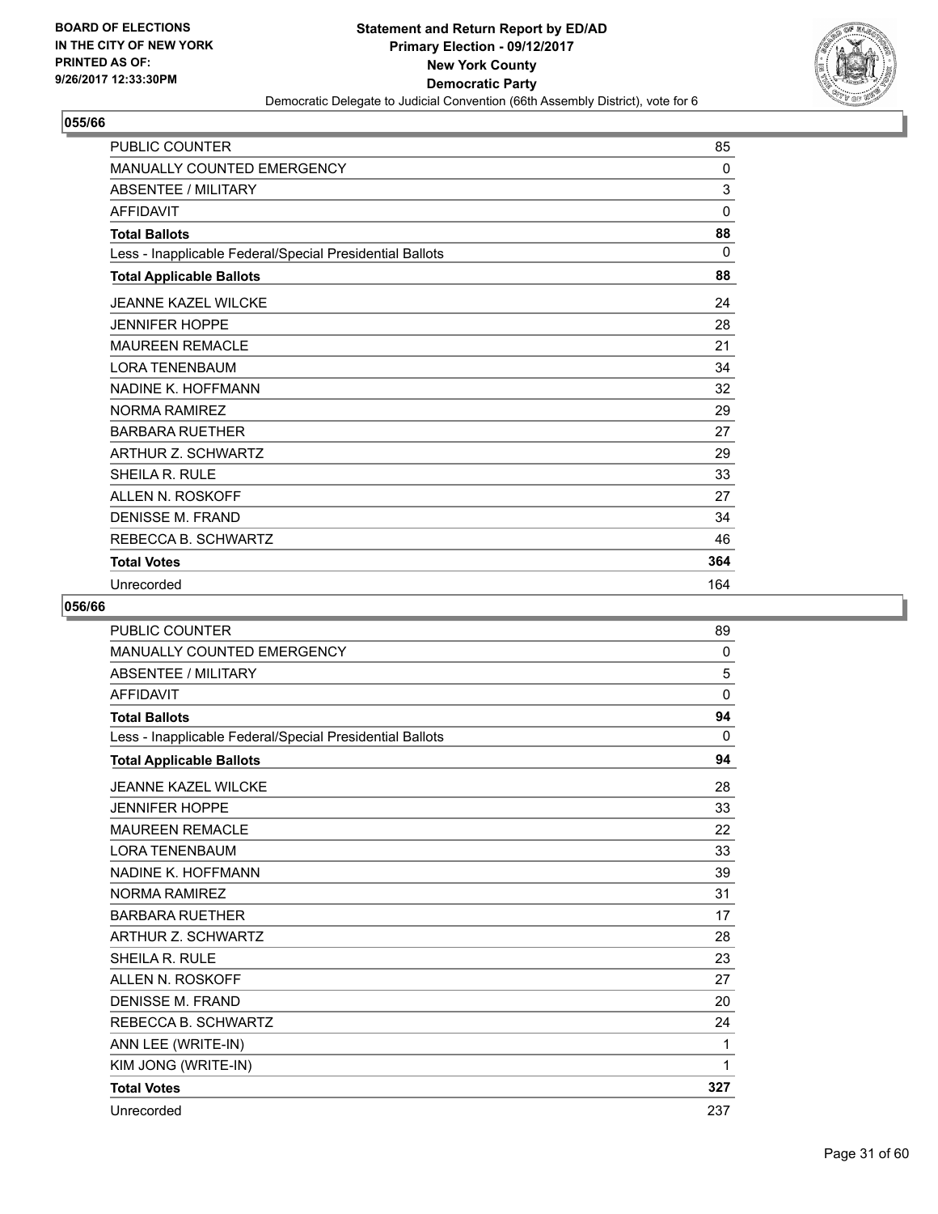**BOARD OF ELECTIONS IN THE CITY OF NEW YORK PRINTED AS OF: 9/26/2017 12:33:30PM**

**Statement and Return Report by ED/AD**
**Primary Election - 09/12/2017**
**New York County**
**Democratic Party**
Democratic Delegate to Judicial Convention (66th Assembly District), vote for 6

## 055/66

| | |
|---|---|
| PUBLIC COUNTER | 85 |
| MANUALLY COUNTED EMERGENCY | 0 |
| ABSENTEE / MILITARY | 3 |
| AFFIDAVIT | 0 |
| **Total Ballots** | **88** |
| Less - Inapplicable Federal/Special Presidential Ballots | 0 |
| **Total Applicable Ballots** | **88** |
| JEANNE KAZEL WILCKE | 24 |
| JENNIFER HOPPE | 28 |
| MAUREEN REMACLE | 21 |
| LORA TENENBAUM | 34 |
| NADINE K. HOFFMANN | 32 |
| NORMA RAMIREZ | 29 |
| BARBARA RUETHER | 27 |
| ARTHUR Z. SCHWARTZ | 29 |
| SHEILA R. RULE | 33 |
| ALLEN N. ROSKOFF | 27 |
| DENISSE M. FRAND | 34 |
| REBECCA B. SCHWARTZ | 46 |
| **Total Votes** | **364** |
| Unrecorded | 164 |

## 056/66

| | |
|---|---|
| PUBLIC COUNTER | 89 |
| MANUALLY COUNTED EMERGENCY | 0 |
| ABSENTEE / MILITARY | 5 |
| AFFIDAVIT | 0 |
| **Total Ballots** | **94** |
| Less - Inapplicable Federal/Special Presidential Ballots | 0 |
| **Total Applicable Ballots** | **94** |
| JEANNE KAZEL WILCKE | 28 |
| JENNIFER HOPPE | 33 |
| MAUREEN REMACLE | 22 |
| LORA TENENBAUM | 33 |
| NADINE K. HOFFMANN | 39 |
| NORMA RAMIREZ | 31 |
| BARBARA RUETHER | 17 |
| ARTHUR Z. SCHWARTZ | 28 |
| SHEILA R. RULE | 23 |
| ALLEN N. ROSKOFF | 27 |
| DENISSE M. FRAND | 20 |
| REBECCA B. SCHWARTZ | 24 |
| ANN LEE (WRITE-IN) | 1 |
| KIM JONG (WRITE-IN) | 1 |
| **Total Votes** | **327** |
| Unrecorded | 237 |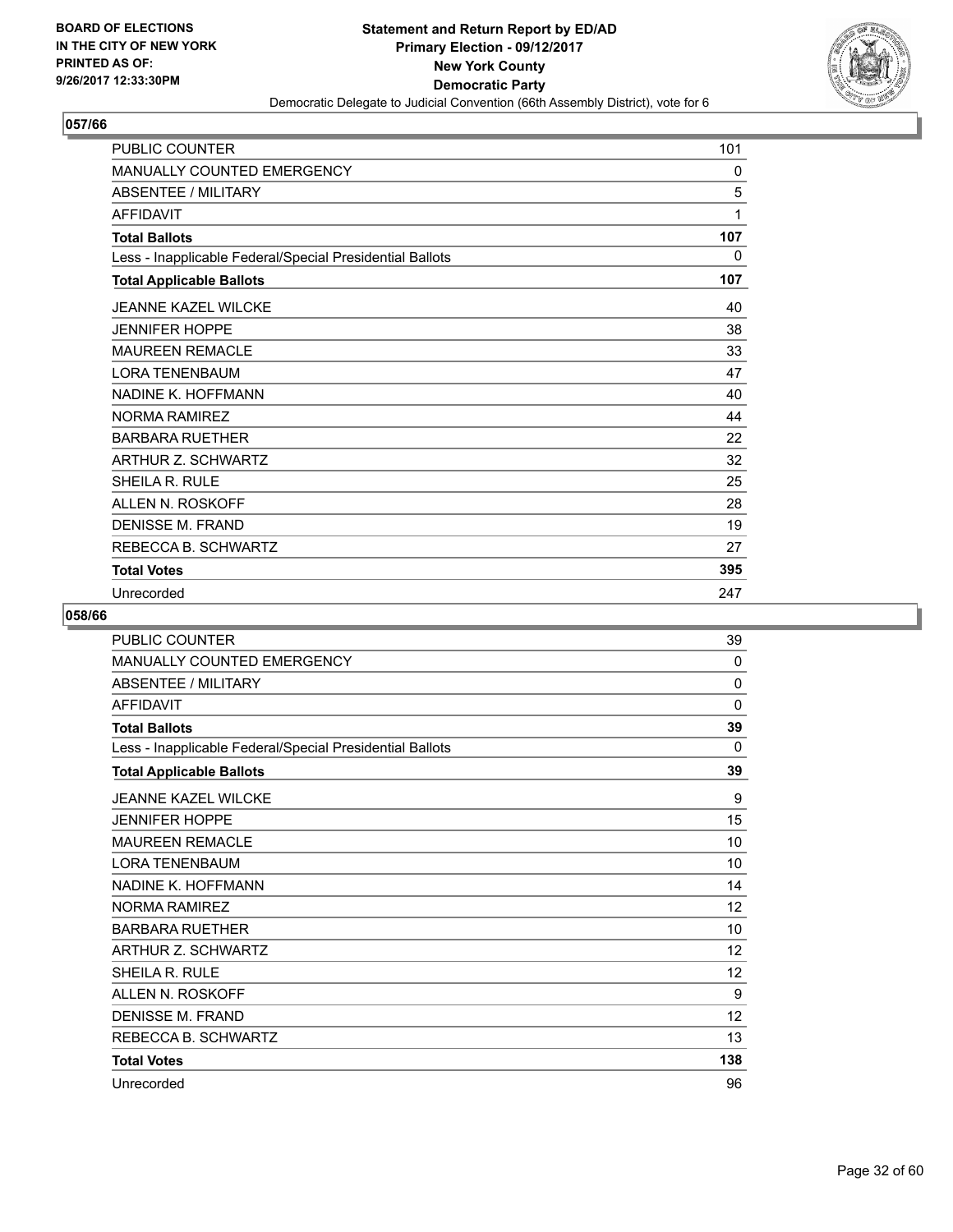BOARD OF ELECTIONS
IN THE CITY OF NEW YORK
PRINTED AS OF:
9/26/2017 12:33:30PM

**Statement and Return Report by ED/AD**
**Primary Election - 09/12/2017**
**New York County**
**Democratic Party**
Democratic Delegate to Judicial Convention (66th Assembly District), vote for 6

## 057/66

| | |
|---|---|
| PUBLIC COUNTER | 101 |
| MANUALLY COUNTED EMERGENCY | 0 |
| ABSENTEE / MILITARY | 5 |
| AFFIDAVIT | 1 |
| **Total Ballots** | **107** |
| Less - Inapplicable Federal/Special Presidential Ballots | 0 |
| **Total Applicable Ballots** | **107** |
| JEANNE KAZEL WILCKE | 40 |
| JENNIFER HOPPE | 38 |
| MAUREEN REMACLE | 33 |
| LORA TENENBAUM | 47 |
| NADINE K. HOFFMANN | 40 |
| NORMA RAMIREZ | 44 |
| BARBARA RUETHER | 22 |
| ARTHUR Z. SCHWARTZ | 32 |
| SHEILA R. RULE | 25 |
| ALLEN N. ROSKOFF | 28 |
| DENISSE M. FRAND | 19 |
| REBECCA B. SCHWARTZ | 27 |
| **Total Votes** | **395** |
| Unrecorded | 247 |

## 058/66

| | |
|---|---|
| PUBLIC COUNTER | 39 |
| MANUALLY COUNTED EMERGENCY | 0 |
| ABSENTEE / MILITARY | 0 |
| AFFIDAVIT | 0 |
| **Total Ballots** | **39** |
| Less - Inapplicable Federal/Special Presidential Ballots | 0 |
| **Total Applicable Ballots** | **39** |
| JEANNE KAZEL WILCKE | 9 |
| JENNIFER HOPPE | 15 |
| MAUREEN REMACLE | 10 |
| LORA TENENBAUM | 10 |
| NADINE K. HOFFMANN | 14 |
| NORMA RAMIREZ | 12 |
| BARBARA RUETHER | 10 |
| ARTHUR Z. SCHWARTZ | 12 |
| SHEILA R. RULE | 12 |
| ALLEN N. ROSKOFF | 9 |
| DENISSE M. FRAND | 12 |
| REBECCA B. SCHWARTZ | 13 |
| **Total Votes** | **138** |
| Unrecorded | 96 |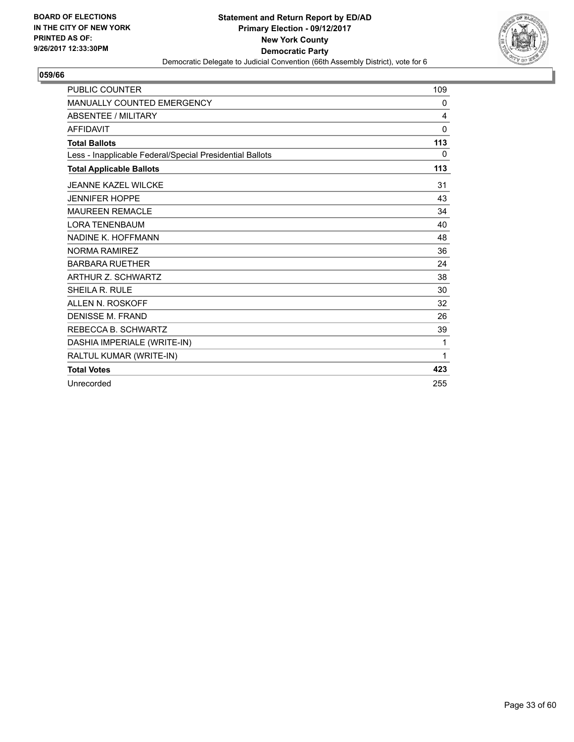**BOARD OF ELECTIONS IN THE CITY OF NEW YORK PRINTED AS OF: 9/26/2017 12:33:30PM**

**Statement and Return Report by ED/AD Primary Election - 09/12/2017 New York County Democratic Party**

Democratic Delegate to Judicial Convention (66th Assembly District), vote for 6

## 059/66

| | |
|---|---|
| PUBLIC COUNTER | 109 |
| MANUALLY COUNTED EMERGENCY | 0 |
| ABSENTEE / MILITARY | 4 |
| AFFIDAVIT | 0 |
| **Total Ballots** | **113** |
| Less - Inapplicable Federal/Special Presidential Ballots | 0 |
| **Total Applicable Ballots** | **113** |
| JEANNE KAZEL WILCKE | 31 |
| JENNIFER HOPPE | 43 |
| MAUREEN REMACLE | 34 |
| LORA TENENBAUM | 40 |
| NADINE K. HOFFMANN | 48 |
| NORMA RAMIREZ | 36 |
| BARBARA RUETHER | 24 |
| ARTHUR Z. SCHWARTZ | 38 |
| SHEILA R. RULE | 30 |
| ALLEN N. ROSKOFF | 32 |
| DENISSE M. FRAND | 26 |
| REBECCA B. SCHWARTZ | 39 |
| DASHIA IMPERIALE (WRITE-IN) | 1 |
| RALTUL KUMAR (WRITE-IN) | 1 |
| **Total Votes** | **423** |
| Unrecorded | 255 |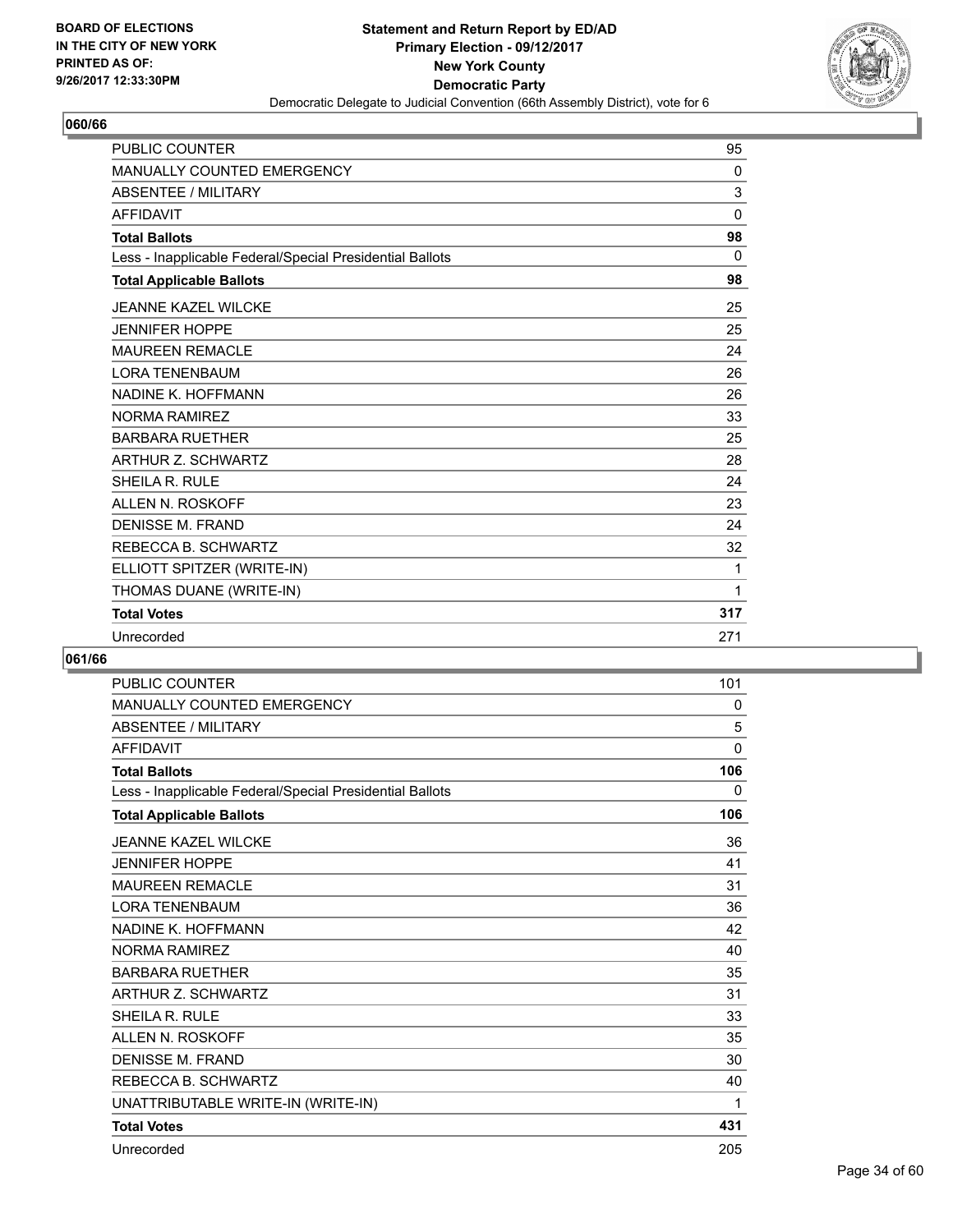**Statement and Return Report by ED/AD**
**Primary Election - 09/12/2017**
**New York County**
**Democratic Party**
Democratic Delegate to Judicial Convention (66th Assembly District), vote for 6

BOARD OF ELECTIONS
IN THE CITY OF NEW YORK
PRINTED AS OF:
9/26/2017 12:33:30PM

## 060/66

| | |
|---|---|
| PUBLIC COUNTER | 95 |
| MANUALLY COUNTED EMERGENCY | 0 |
| ABSENTEE / MILITARY | 3 |
| AFFIDAVIT | 0 |
| **Total Ballots** | **98** |
| Less - Inapplicable Federal/Special Presidential Ballots | 0 |
| **Total Applicable Ballots** | **98** |
| JEANNE KAZEL WILCKE | 25 |
| JENNIFER HOPPE | 25 |
| MAUREEN REMACLE | 24 |
| LORA TENENBAUM | 26 |
| NADINE K. HOFFMANN | 26 |
| NORMA RAMIREZ | 33 |
| BARBARA RUETHER | 25 |
| ARTHUR Z. SCHWARTZ | 28 |
| SHEILA R. RULE | 24 |
| ALLEN N. ROSKOFF | 23 |
| DENISSE M. FRAND | 24 |
| REBECCA B. SCHWARTZ | 32 |
| ELLIOTT SPITZER (WRITE-IN) | 1 |
| THOMAS DUANE (WRITE-IN) | 1 |
| **Total Votes** | **317** |
| Unrecorded | 271 |

## 061/66

| | |
|---|---|
| PUBLIC COUNTER | 101 |
| MANUALLY COUNTED EMERGENCY | 0 |
| ABSENTEE / MILITARY | 5 |
| AFFIDAVIT | 0 |
| **Total Ballots** | **106** |
| Less - Inapplicable Federal/Special Presidential Ballots | 0 |
| **Total Applicable Ballots** | **106** |
| JEANNE KAZEL WILCKE | 36 |
| JENNIFER HOPPE | 41 |
| MAUREEN REMACLE | 31 |
| LORA TENENBAUM | 36 |
| NADINE K. HOFFMANN | 42 |
| NORMA RAMIREZ | 40 |
| BARBARA RUETHER | 35 |
| ARTHUR Z. SCHWARTZ | 31 |
| SHEILA R. RULE | 33 |
| ALLEN N. ROSKOFF | 35 |
| DENISSE M. FRAND | 30 |
| REBECCA B. SCHWARTZ | 40 |
| UNATTRIBUTABLE WRITE-IN (WRITE-IN) | 1 |
| **Total Votes** | **431** |
| Unrecorded | 205 |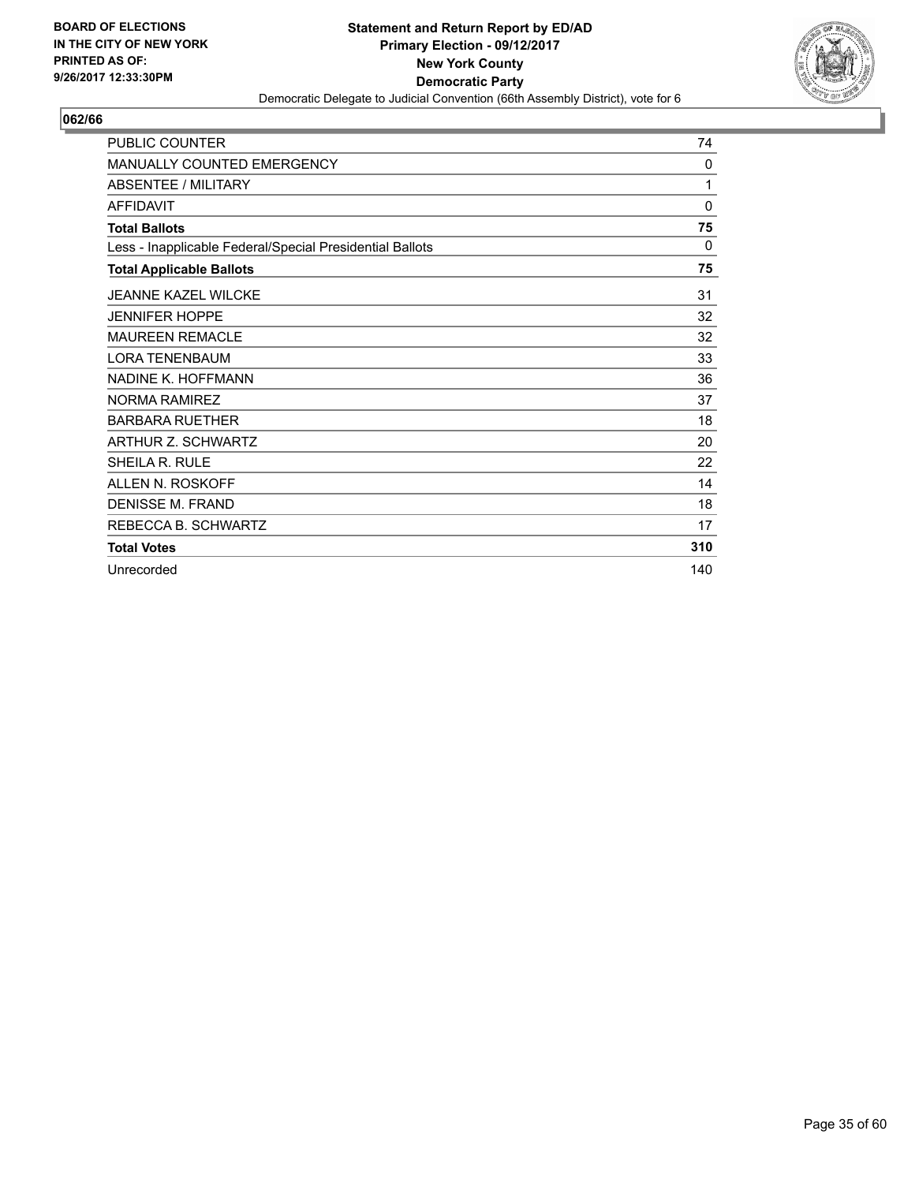**BOARD OF ELECTIONS IN THE CITY OF NEW YORK PRINTED AS OF: 9/26/2017 12:33:30PM**

**Statement and Return Report by ED/AD**
**Primary Election - 09/12/2017**
**New York County**
**Democratic Party**
Democratic Delegate to Judicial Convention (66th Assembly District), vote for 6

## 062/66

| | |
|---|---|
| PUBLIC COUNTER | 74 |
| MANUALLY COUNTED EMERGENCY | 0 |
| ABSENTEE / MILITARY | 1 |
| AFFIDAVIT | 0 |
| **Total Ballots** | **75** |
| Less - Inapplicable Federal/Special Presidential Ballots | 0 |
| **Total Applicable Ballots** | **75** |
| JEANNE KAZEL WILCKE | 31 |
| JENNIFER HOPPE | 32 |
| MAUREEN REMACLE | 32 |
| LORA TENENBAUM | 33 |
| NADINE K. HOFFMANN | 36 |
| NORMA RAMIREZ | 37 |
| BARBARA RUETHER | 18 |
| ARTHUR Z. SCHWARTZ | 20 |
| SHEILA R. RULE | 22 |
| ALLEN N. ROSKOFF | 14 |
| DENISSE M. FRAND | 18 |
| REBECCA B. SCHWARTZ | 17 |
| **Total Votes** | **310** |
| Unrecorded | 140 |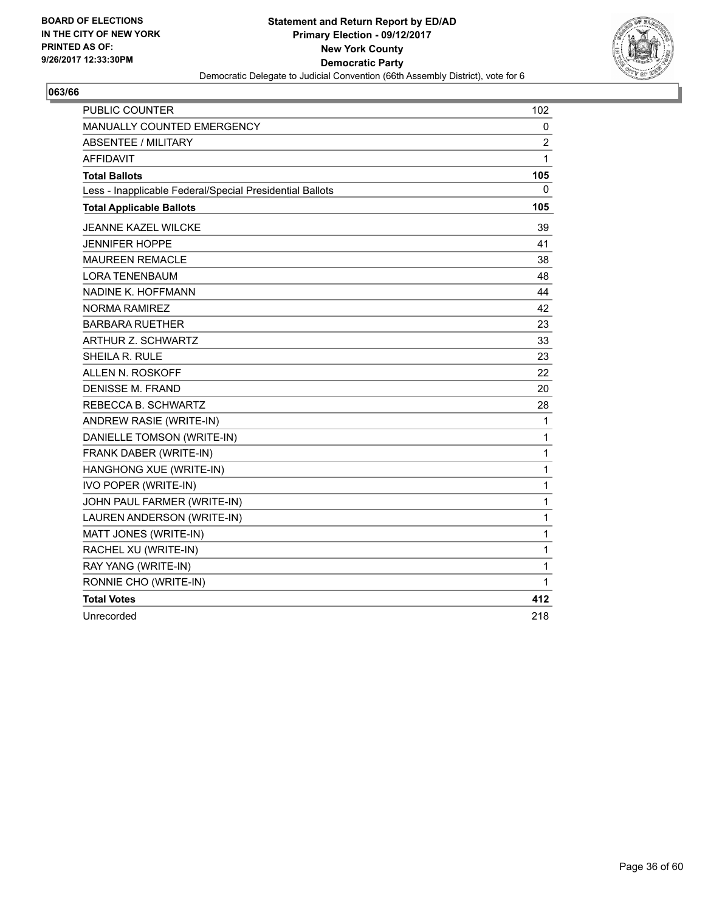BOARD OF ELECTIONS
IN THE CITY OF NEW YORK
PRINTED AS OF:
9/26/2017 12:33:30PM

**Statement and Return Report by ED/AD**
**Primary Election - 09/12/2017**
**New York County**
**Democratic Party**
Democratic Delegate to Judicial Convention (66th Assembly District), vote for 6

**063/66**

| | |
|---|---|
| PUBLIC COUNTER | 102 |
| MANUALLY COUNTED EMERGENCY | 0 |
| ABSENTEE / MILITARY | 2 |
| AFFIDAVIT | 1 |
| **Total Ballots** | **105** |
| Less - Inapplicable Federal/Special Presidential Ballots | 0 |
| **Total Applicable Ballots** | **105** |
| JEANNE KAZEL WILCKE | 39 |
| JENNIFER HOPPE | 41 |
| MAUREEN REMACLE | 38 |
| LORA TENENBAUM | 48 |
| NADINE K. HOFFMANN | 44 |
| NORMA RAMIREZ | 42 |
| BARBARA RUETHER | 23 |
| ARTHUR Z. SCHWARTZ | 33 |
| SHEILA R. RULE | 23 |
| ALLEN N. ROSKOFF | 22 |
| DENISSE M. FRAND | 20 |
| REBECCA B. SCHWARTZ | 28 |
| ANDREW RASIE (WRITE-IN) | 1 |
| DANIELLE TOMSON (WRITE-IN) | 1 |
| FRANK DABER (WRITE-IN) | 1 |
| HANGHONG XUE (WRITE-IN) | 1 |
| IVO POPER (WRITE-IN) | 1 |
| JOHN PAUL FARMER (WRITE-IN) | 1 |
| LAUREN ANDERSON (WRITE-IN) | 1 |
| MATT JONES (WRITE-IN) | 1 |
| RACHEL XU (WRITE-IN) | 1 |
| RAY YANG (WRITE-IN) | 1 |
| RONNIE CHO (WRITE-IN) | 1 |
| **Total Votes** | **412** |
| Unrecorded | 218 |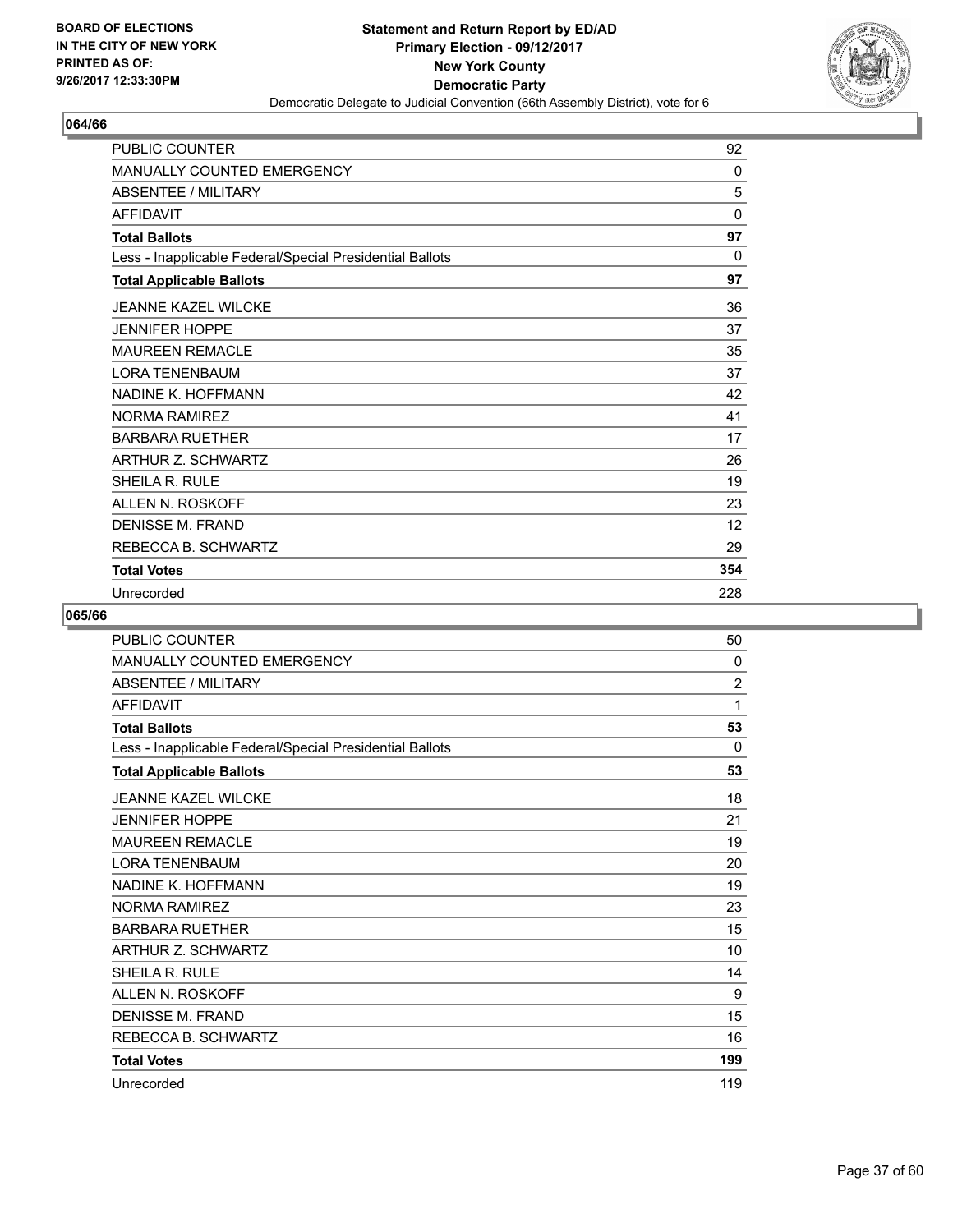## 064/66

| | |
|---|---|
| PUBLIC COUNTER | 92 |
| MANUALLY COUNTED EMERGENCY | 0 |
| ABSENTEE / MILITARY | 5 |
| AFFIDAVIT | 0 |
| **Total Ballots** | **97** |
| Less - Inapplicable Federal/Special Presidential Ballots | 0 |
| **Total Applicable Ballots** | **97** |
| JEANNE KAZEL WILCKE | 36 |
| JENNIFER HOPPE | 37 |
| MAUREEN REMACLE | 35 |
| LORA TENENBAUM | 37 |
| NADINE K. HOFFMANN | 42 |
| NORMA RAMIREZ | 41 |
| BARBARA RUETHER | 17 |
| ARTHUR Z. SCHWARTZ | 26 |
| SHEILA R. RULE | 19 |
| ALLEN N. ROSKOFF | 23 |
| DENISSE M. FRAND | 12 |
| REBECCA B. SCHWARTZ | 29 |
| **Total Votes** | **354** |
| Unrecorded | 228 |

## 065/66

| | |
|---|---|
| PUBLIC COUNTER | 50 |
| MANUALLY COUNTED EMERGENCY | 0 |
| ABSENTEE / MILITARY | 2 |
| AFFIDAVIT | 1 |
| **Total Ballots** | **53** |
| Less - Inapplicable Federal/Special Presidential Ballots | 0 |
| **Total Applicable Ballots** | **53** |
| JEANNE KAZEL WILCKE | 18 |
| JENNIFER HOPPE | 21 |
| MAUREEN REMACLE | 19 |
| LORA TENENBAUM | 20 |
| NADINE K. HOFFMANN | 19 |
| NORMA RAMIREZ | 23 |
| BARBARA RUETHER | 15 |
| ARTHUR Z. SCHWARTZ | 10 |
| SHEILA R. RULE | 14 |
| ALLEN N. ROSKOFF | 9 |
| DENISSE M. FRAND | 15 |
| REBECCA B. SCHWARTZ | 16 |
| **Total Votes** | **199** |
| Unrecorded | 119 |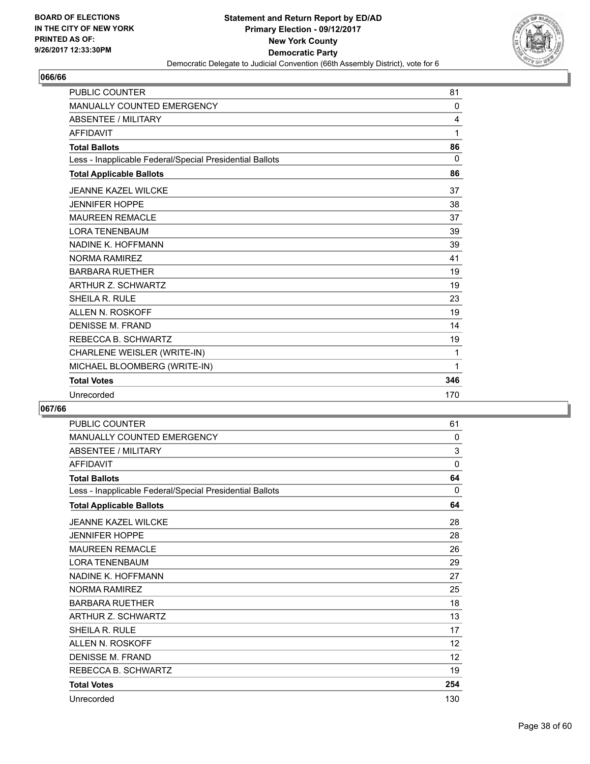## 066/66

| | |
|---|---|
| PUBLIC COUNTER | 81 |
| MANUALLY COUNTED EMERGENCY | 0 |
| ABSENTEE / MILITARY | 4 |
| AFFIDAVIT | 1 |
| **Total Ballots** | **86** |
| Less - Inapplicable Federal/Special Presidential Ballots | 0 |
| **Total Applicable Ballots** | **86** |
| JEANNE KAZEL WILCKE | 37 |
| JENNIFER HOPPE | 38 |
| MAUREEN REMACLE | 37 |
| LORA TENENBAUM | 39 |
| NADINE K. HOFFMANN | 39 |
| NORMA RAMIREZ | 41 |
| BARBARA RUETHER | 19 |
| ARTHUR Z. SCHWARTZ | 19 |
| SHEILA R. RULE | 23 |
| ALLEN N. ROSKOFF | 19 |
| DENISSE M. FRAND | 14 |
| REBECCA B. SCHWARTZ | 19 |
| CHARLENE WEISLER (WRITE-IN) | 1 |
| MICHAEL BLOOMBERG (WRITE-IN) | 1 |
| **Total Votes** | **346** |
| Unrecorded | 170 |

## 067/66

| | |
|---|---|
| PUBLIC COUNTER | 61 |
| MANUALLY COUNTED EMERGENCY | 0 |
| ABSENTEE / MILITARY | 3 |
| AFFIDAVIT | 0 |
| **Total Ballots** | **64** |
| Less - Inapplicable Federal/Special Presidential Ballots | 0 |
| **Total Applicable Ballots** | **64** |
| JEANNE KAZEL WILCKE | 28 |
| JENNIFER HOPPE | 28 |
| MAUREEN REMACLE | 26 |
| LORA TENENBAUM | 29 |
| NADINE K. HOFFMANN | 27 |
| NORMA RAMIREZ | 25 |
| BARBARA RUETHER | 18 |
| ARTHUR Z. SCHWARTZ | 13 |
| SHEILA R. RULE | 17 |
| ALLEN N. ROSKOFF | 12 |
| DENISSE M. FRAND | 12 |
| REBECCA B. SCHWARTZ | 19 |
| **Total Votes** | **254** |
| Unrecorded | 130 |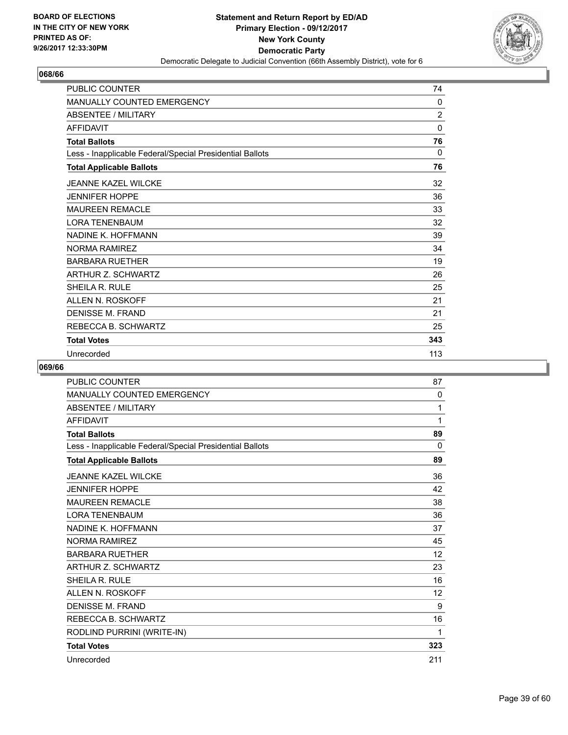BOARD OF ELECTIONS
IN THE CITY OF NEW YORK
PRINTED AS OF:
9/26/2017 12:33:30PM

**Statement and Return Report by ED/AD**
**Primary Election - 09/12/2017**
**New York County**
**Democratic Party**
Democratic Delegate to Judicial Convention (66th Assembly District), vote for 6

## 068/66

| | |
|---|---|
| PUBLIC COUNTER | 74 |
| MANUALLY COUNTED EMERGENCY | 0 |
| ABSENTEE / MILITARY | 2 |
| AFFIDAVIT | 0 |
| **Total Ballots** | **76** |
| Less - Inapplicable Federal/Special Presidential Ballots | 0 |
| **Total Applicable Ballots** | **76** |
| JEANNE KAZEL WILCKE | 32 |
| JENNIFER HOPPE | 36 |
| MAUREEN REMACLE | 33 |
| LORA TENENBAUM | 32 |
| NADINE K. HOFFMANN | 39 |
| NORMA RAMIREZ | 34 |
| BARBARA RUETHER | 19 |
| ARTHUR Z. SCHWARTZ | 26 |
| SHEILA R. RULE | 25 |
| ALLEN N. ROSKOFF | 21 |
| DENISSE M. FRAND | 21 |
| REBECCA B. SCHWARTZ | 25 |
| **Total Votes** | **343** |
| Unrecorded | 113 |

## 069/66

| | |
|---|---|
| PUBLIC COUNTER | 87 |
| MANUALLY COUNTED EMERGENCY | 0 |
| ABSENTEE / MILITARY | 1 |
| AFFIDAVIT | 1 |
| **Total Ballots** | **89** |
| Less - Inapplicable Federal/Special Presidential Ballots | 0 |
| **Total Applicable Ballots** | **89** |
| JEANNE KAZEL WILCKE | 36 |
| JENNIFER HOPPE | 42 |
| MAUREEN REMACLE | 38 |
| LORA TENENBAUM | 36 |
| NADINE K. HOFFMANN | 37 |
| NORMA RAMIREZ | 45 |
| BARBARA RUETHER | 12 |
| ARTHUR Z. SCHWARTZ | 23 |
| SHEILA R. RULE | 16 |
| ALLEN N. ROSKOFF | 12 |
| DENISSE M. FRAND | 9 |
| REBECCA B. SCHWARTZ | 16 |
| RODLIND PURRINI (WRITE-IN) | 1 |
| **Total Votes** | **323** |
| Unrecorded | 211 |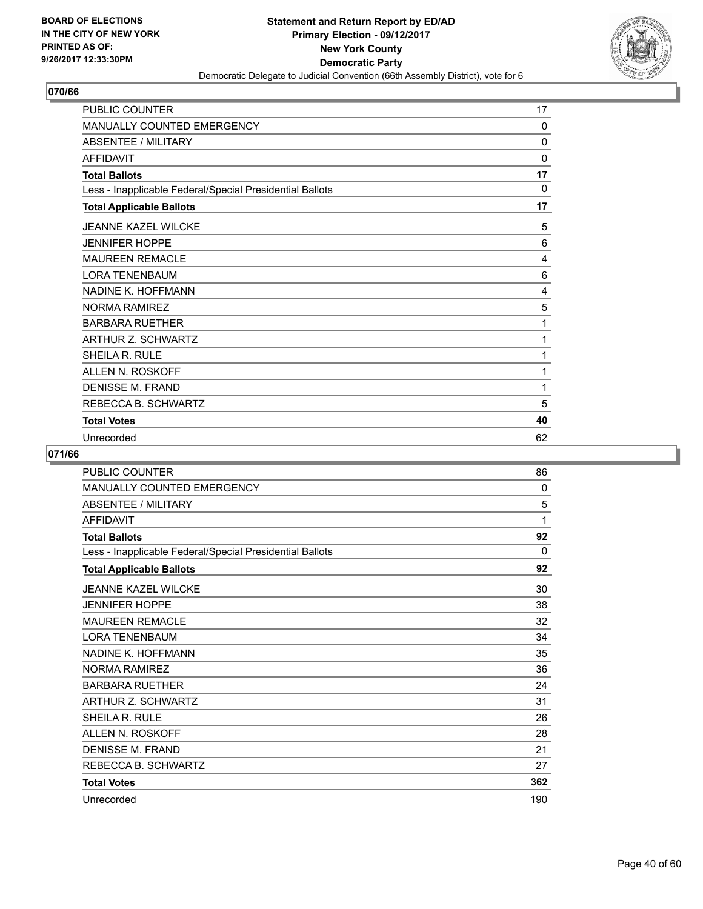**BOARD OF ELECTIONS IN THE CITY OF NEW YORK PRINTED AS OF: 9/26/2017 12:33:30PM**

**Statement and Return Report by ED/AD**
**Primary Election - 09/12/2017**
**New York County**
**Democratic Party**
Democratic Delegate to Judicial Convention (66th Assembly District), vote for 6

## 070/66

| | |
|---|---|
| PUBLIC COUNTER | 17 |
| MANUALLY COUNTED EMERGENCY | 0 |
| ABSENTEE / MILITARY | 0 |
| AFFIDAVIT | 0 |
| **Total Ballots** | **17** |
| Less - Inapplicable Federal/Special Presidential Ballots | 0 |
| **Total Applicable Ballots** | **17** |
| JEANNE KAZEL WILCKE | 5 |
| JENNIFER HOPPE | 6 |
| MAUREEN REMACLE | 4 |
| LORA TENENBAUM | 6 |
| NADINE K. HOFFMANN | 4 |
| NORMA RAMIREZ | 5 |
| BARBARA RUETHER | 1 |
| ARTHUR Z. SCHWARTZ | 1 |
| SHEILA R. RULE | 1 |
| ALLEN N. ROSKOFF | 1 |
| DENISSE M. FRAND | 1 |
| REBECCA B. SCHWARTZ | 5 |
| **Total Votes** | **40** |
| Unrecorded | 62 |

## 071/66

| | |
|---|---|
| PUBLIC COUNTER | 86 |
| MANUALLY COUNTED EMERGENCY | 0 |
| ABSENTEE / MILITARY | 5 |
| AFFIDAVIT | 1 |
| **Total Ballots** | **92** |
| Less - Inapplicable Federal/Special Presidential Ballots | 0 |
| **Total Applicable Ballots** | **92** |
| JEANNE KAZEL WILCKE | 30 |
| JENNIFER HOPPE | 38 |
| MAUREEN REMACLE | 32 |
| LORA TENENBAUM | 34 |
| NADINE K. HOFFMANN | 35 |
| NORMA RAMIREZ | 36 |
| BARBARA RUETHER | 24 |
| ARTHUR Z. SCHWARTZ | 31 |
| SHEILA R. RULE | 26 |
| ALLEN N. ROSKOFF | 28 |
| DENISSE M. FRAND | 21 |
| REBECCA B. SCHWARTZ | 27 |
| **Total Votes** | **362** |
| Unrecorded | 190 |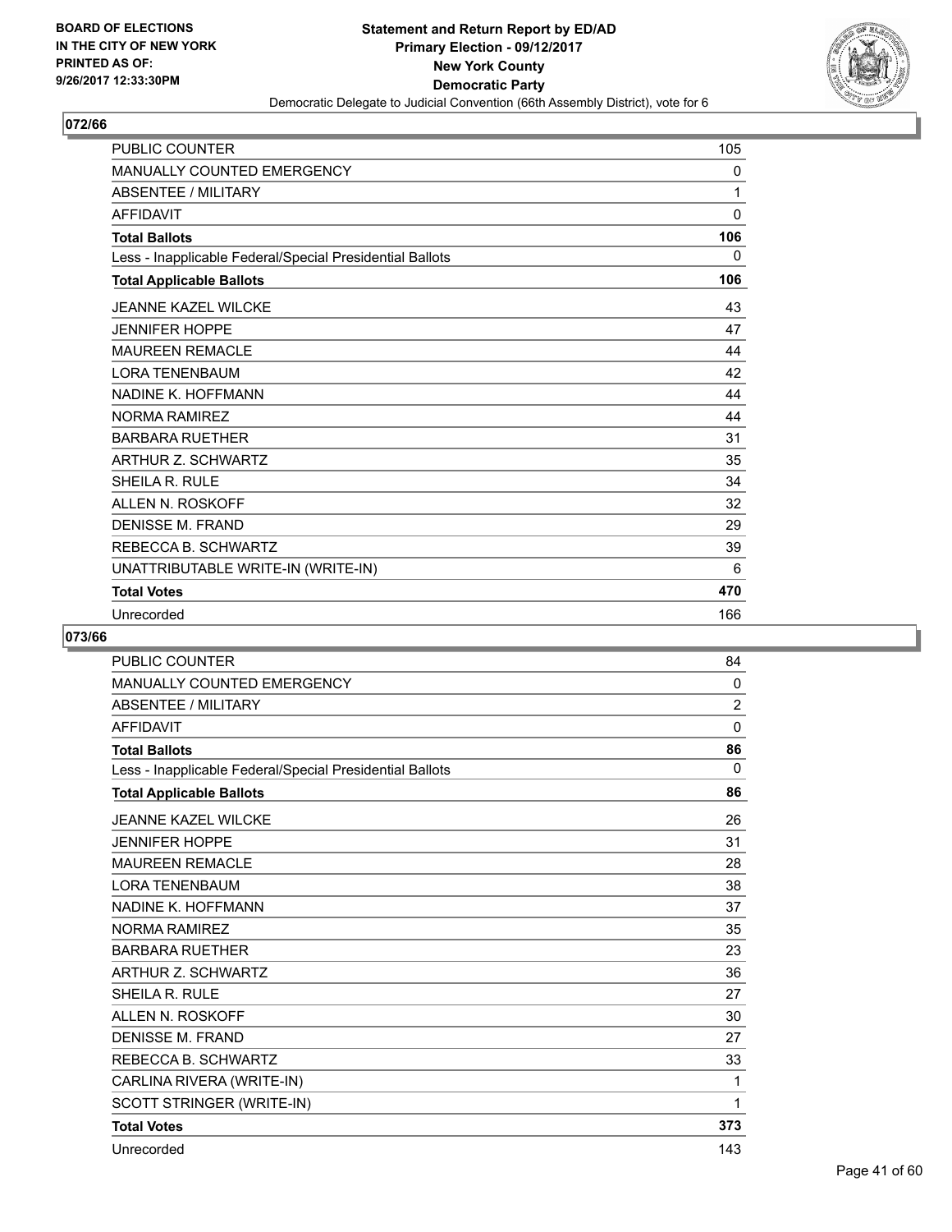BOARD OF ELECTIONS
IN THE CITY OF NEW YORK
PRINTED AS OF:
9/26/2017 12:33:30PM

**Statement and Return Report by ED/AD**
**Primary Election - 09/12/2017**
**New York County**
**Democratic Party**
Democratic Delegate to Judicial Convention (66th Assembly District), vote for 6

### 072/66

| | |
|---|---|
| PUBLIC COUNTER | 105 |
| MANUALLY COUNTED EMERGENCY | 0 |
| ABSENTEE / MILITARY | 1 |
| AFFIDAVIT | 0 |
| **Total Ballots** | **106** |
| Less - Inapplicable Federal/Special Presidential Ballots | 0 |
| **Total Applicable Ballots** | **106** |
| JEANNE KAZEL WILCKE | 43 |
| JENNIFER HOPPE | 47 |
| MAUREEN REMACLE | 44 |
| LORA TENENBAUM | 42 |
| NADINE K. HOFFMANN | 44 |
| NORMA RAMIREZ | 44 |
| BARBARA RUETHER | 31 |
| ARTHUR Z. SCHWARTZ | 35 |
| SHEILA R. RULE | 34 |
| ALLEN N. ROSKOFF | 32 |
| DENISSE M. FRAND | 29 |
| REBECCA B. SCHWARTZ | 39 |
| UNATTRIBUTABLE WRITE-IN (WRITE-IN) | 6 |
| **Total Votes** | **470** |
| Unrecorded | 166 |

### 073/66

| | |
|---|---|
| PUBLIC COUNTER | 84 |
| MANUALLY COUNTED EMERGENCY | 0 |
| ABSENTEE / MILITARY | 2 |
| AFFIDAVIT | 0 |
| **Total Ballots** | **86** |
| Less - Inapplicable Federal/Special Presidential Ballots | 0 |
| **Total Applicable Ballots** | **86** |
| JEANNE KAZEL WILCKE | 26 |
| JENNIFER HOPPE | 31 |
| MAUREEN REMACLE | 28 |
| LORA TENENBAUM | 38 |
| NADINE K. HOFFMANN | 37 |
| NORMA RAMIREZ | 35 |
| BARBARA RUETHER | 23 |
| ARTHUR Z. SCHWARTZ | 36 |
| SHEILA R. RULE | 27 |
| ALLEN N. ROSKOFF | 30 |
| DENISSE M. FRAND | 27 |
| REBECCA B. SCHWARTZ | 33 |
| CARLINA RIVERA (WRITE-IN) | 1 |
| SCOTT STRINGER (WRITE-IN) | 1 |
| **Total Votes** | **373** |
| Unrecorded | 143 |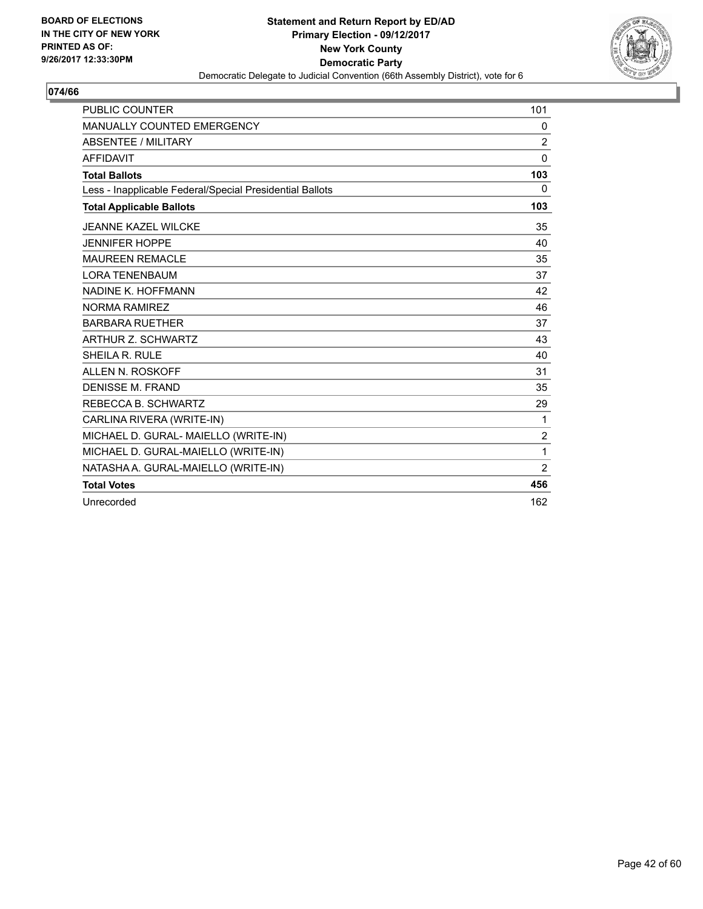BOARD OF ELECTIONS
IN THE CITY OF NEW YORK
PRINTED AS OF:
9/26/2017 12:33:30PM

**Statement and Return Report by ED/AD**
**Primary Election - 09/12/2017**
**New York County**
**Democratic Party**
Democratic Delegate to Judicial Convention (66th Assembly District), vote for 6

**074/66**

| | |
|---|---|
| PUBLIC COUNTER | 101 |
| MANUALLY COUNTED EMERGENCY | 0 |
| ABSENTEE / MILITARY | 2 |
| AFFIDAVIT | 0 |
| **Total Ballots** | **103** |
| Less - Inapplicable Federal/Special Presidential Ballots | 0 |
| **Total Applicable Ballots** | **103** |
| JEANNE KAZEL WILCKE | 35 |
| JENNIFER HOPPE | 40 |
| MAUREEN REMACLE | 35 |
| LORA TENENBAUM | 37 |
| NADINE K. HOFFMANN | 42 |
| NORMA RAMIREZ | 46 |
| BARBARA RUETHER | 37 |
| ARTHUR Z. SCHWARTZ | 43 |
| SHEILA R. RULE | 40 |
| ALLEN N. ROSKOFF | 31 |
| DENISSE M. FRAND | 35 |
| REBECCA B. SCHWARTZ | 29 |
| CARLINA RIVERA (WRITE-IN) | 1 |
| MICHAEL D. GURAL- MAIELLO (WRITE-IN) | 2 |
| MICHAEL D. GURAL-MAIELLO (WRITE-IN) | 1 |
| NATASHA A. GURAL-MAIELLO (WRITE-IN) | 2 |
| **Total Votes** | **456** |
| Unrecorded | 162 |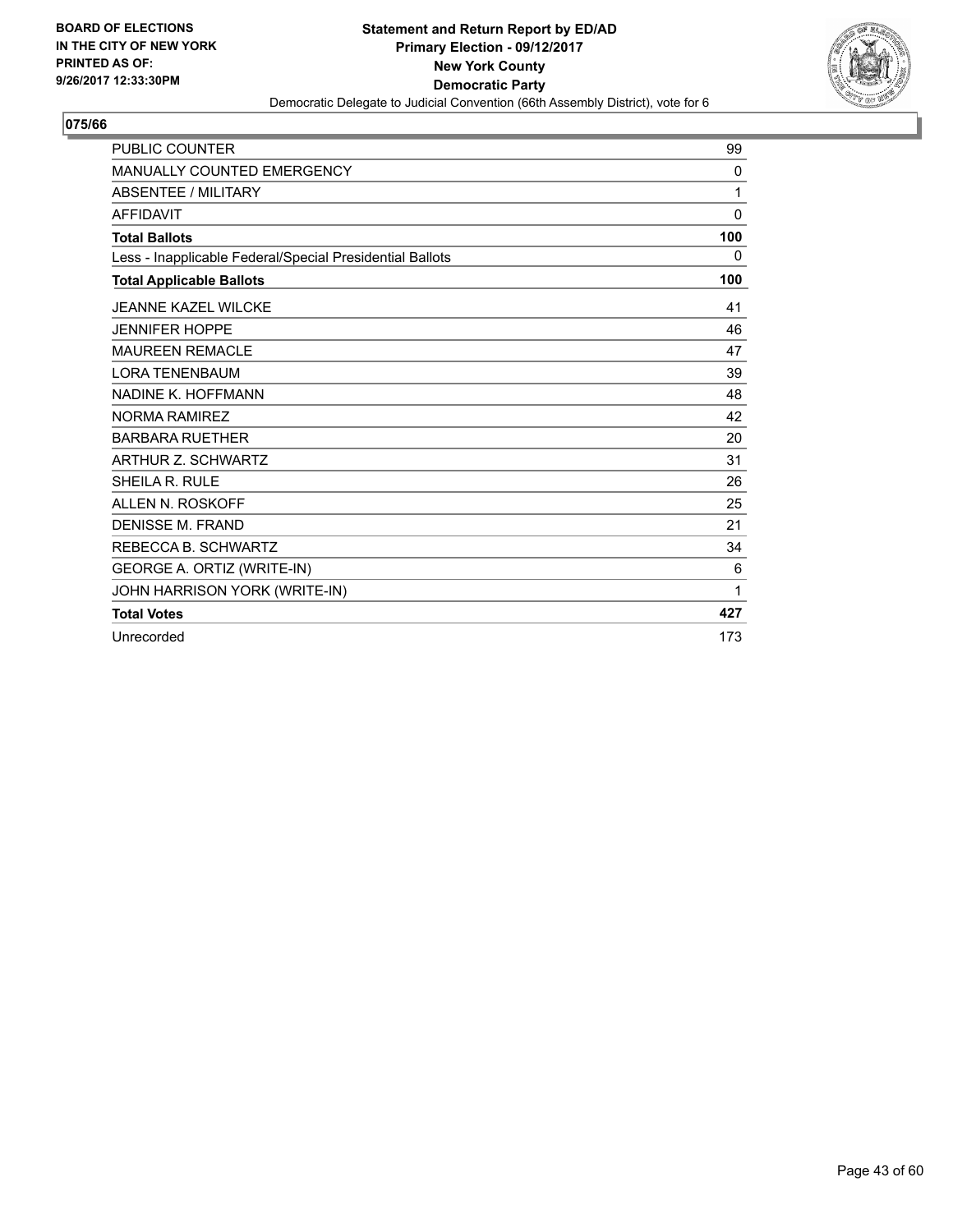BOARD OF ELECTIONS
IN THE CITY OF NEW YORK
PRINTED AS OF:
9/26/2017 12:33:30PM

**Statement and Return Report by ED/AD**
**Primary Election - 09/12/2017**
**New York County**
**Democratic Party**
Democratic Delegate to Judicial Convention (66th Assembly District), vote for 6

**075/66**

| | |
|---|---|
| PUBLIC COUNTER | 99 |
| MANUALLY COUNTED EMERGENCY | 0 |
| ABSENTEE / MILITARY | 1 |
| AFFIDAVIT | 0 |
| **Total Ballots** | **100** |
| Less - Inapplicable Federal/Special Presidential Ballots | 0 |
| **Total Applicable Ballots** | **100** |
| JEANNE KAZEL WILCKE | 41 |
| JENNIFER HOPPE | 46 |
| MAUREEN REMACLE | 47 |
| LORA TENENBAUM | 39 |
| NADINE K. HOFFMANN | 48 |
| NORMA RAMIREZ | 42 |
| BARBARA RUETHER | 20 |
| ARTHUR Z. SCHWARTZ | 31 |
| SHEILA R. RULE | 26 |
| ALLEN N. ROSKOFF | 25 |
| DENISSE M. FRAND | 21 |
| REBECCA B. SCHWARTZ | 34 |
| GEORGE A. ORTIZ (WRITE-IN) | 6 |
| JOHN HARRISON YORK (WRITE-IN) | 1 |
| **Total Votes** | **427** |
| Unrecorded | 173 |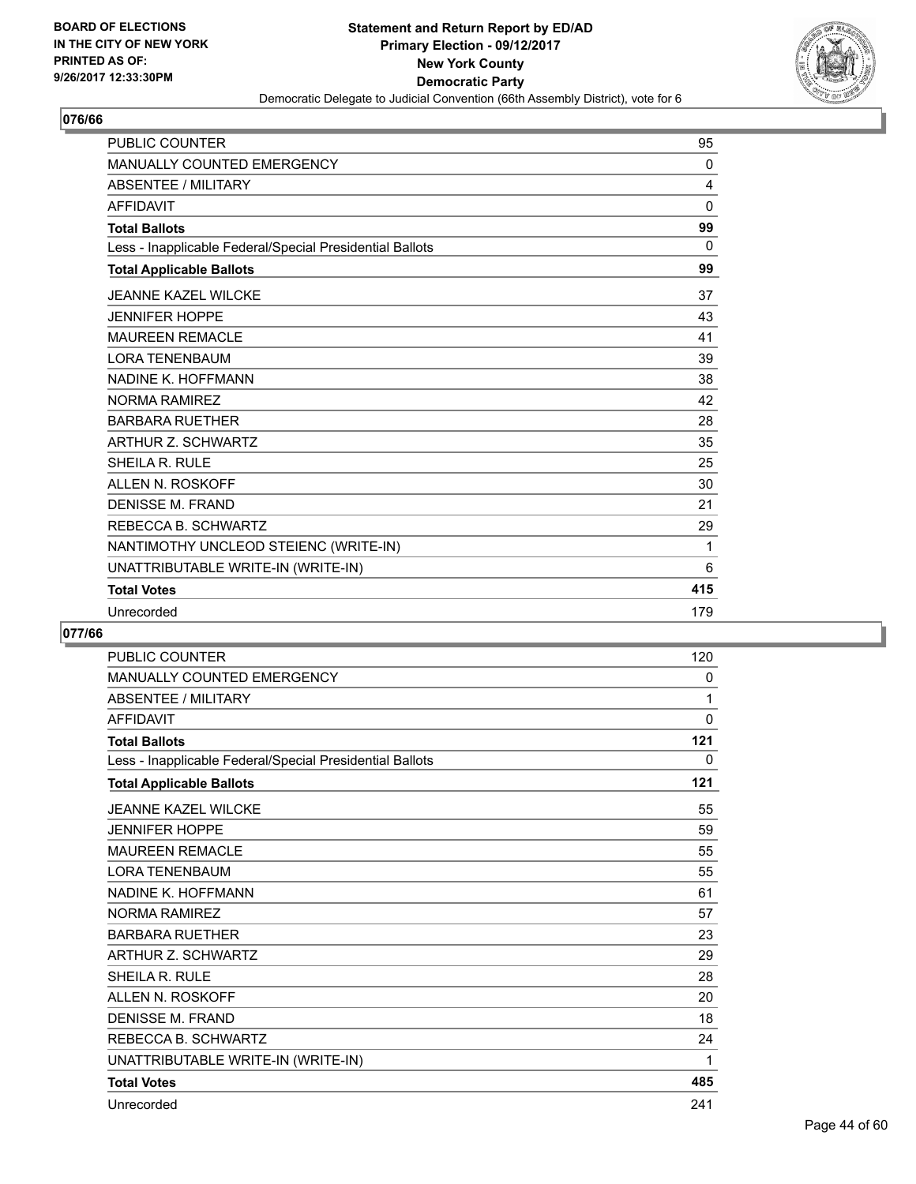**BOARD OF ELECTIONS IN THE CITY OF NEW YORK PRINTED AS OF: 9/26/2017 12:33:30PM**

**Statement and Return Report by ED/AD**
**Primary Election - 09/12/2017**
**New York County**
**Democratic Party**
Democratic Delegate to Judicial Convention (66th Assembly District), vote for 6

## 076/66

| | |
|---|---|
| PUBLIC COUNTER | 95 |
| MANUALLY COUNTED EMERGENCY | 0 |
| ABSENTEE / MILITARY | 4 |
| AFFIDAVIT | 0 |
| **Total Ballots** | **99** |
| Less - Inapplicable Federal/Special Presidential Ballots | 0 |
| **Total Applicable Ballots** | **99** |
| JEANNE KAZEL WILCKE | 37 |
| JENNIFER HOPPE | 43 |
| MAUREEN REMACLE | 41 |
| LORA TENENBAUM | 39 |
| NADINE K. HOFFMANN | 38 |
| NORMA RAMIREZ | 42 |
| BARBARA RUETHER | 28 |
| ARTHUR Z. SCHWARTZ | 35 |
| SHEILA R. RULE | 25 |
| ALLEN N. ROSKOFF | 30 |
| DENISSE M. FRAND | 21 |
| REBECCA B. SCHWARTZ | 29 |
| NANTIMOTHY UNCLEOD STEIENC (WRITE-IN) | 1 |
| UNATTRIBUTABLE WRITE-IN (WRITE-IN) | 6 |
| **Total Votes** | **415** |
| Unrecorded | 179 |

## 077/66

| | |
|---|---|
| PUBLIC COUNTER | 120 |
| MANUALLY COUNTED EMERGENCY | 0 |
| ABSENTEE / MILITARY | 1 |
| AFFIDAVIT | 0 |
| **Total Ballots** | **121** |
| Less - Inapplicable Federal/Special Presidential Ballots | 0 |
| **Total Applicable Ballots** | **121** |
| JEANNE KAZEL WILCKE | 55 |
| JENNIFER HOPPE | 59 |
| MAUREEN REMACLE | 55 |
| LORA TENENBAUM | 55 |
| NADINE K. HOFFMANN | 61 |
| NORMA RAMIREZ | 57 |
| BARBARA RUETHER | 23 |
| ARTHUR Z. SCHWARTZ | 29 |
| SHEILA R. RULE | 28 |
| ALLEN N. ROSKOFF | 20 |
| DENISSE M. FRAND | 18 |
| REBECCA B. SCHWARTZ | 24 |
| UNATTRIBUTABLE WRITE-IN (WRITE-IN) | 1 |
| **Total Votes** | **485** |
| Unrecorded | 241 |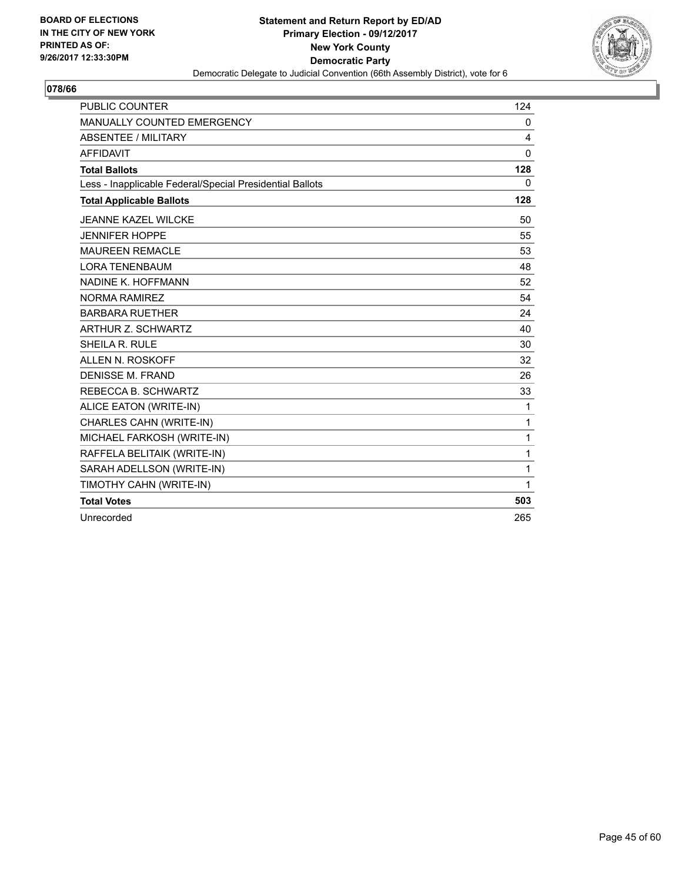**BOARD OF ELECTIONS IN THE CITY OF NEW YORK PRINTED AS OF: 9/26/2017 12:33:30PM**

**Statement and Return Report by ED/AD**
**Primary Election - 09/12/2017**
**New York County**
**Democratic Party**
Democratic Delegate to Judicial Convention (66th Assembly District), vote for 6

## 078/66

| | |
|---|---|
| PUBLIC COUNTER | 124 |
| MANUALLY COUNTED EMERGENCY | 0 |
| ABSENTEE / MILITARY | 4 |
| AFFIDAVIT | 0 |
| **Total Ballots** | **128** |
| Less - Inapplicable Federal/Special Presidential Ballots | 0 |
| **Total Applicable Ballots** | **128** |
| JEANNE KAZEL WILCKE | 50 |
| JENNIFER HOPPE | 55 |
| MAUREEN REMACLE | 53 |
| LORA TENENBAUM | 48 |
| NADINE K. HOFFMANN | 52 |
| NORMA RAMIREZ | 54 |
| BARBARA RUETHER | 24 |
| ARTHUR Z. SCHWARTZ | 40 |
| SHEILA R. RULE | 30 |
| ALLEN N. ROSKOFF | 32 |
| DENISSE M. FRAND | 26 |
| REBECCA B. SCHWARTZ | 33 |
| ALICE EATON (WRITE-IN) | 1 |
| CHARLES CAHN (WRITE-IN) | 1 |
| MICHAEL FARKOSH (WRITE-IN) | 1 |
| RAFFELA BELITAIK (WRITE-IN) | 1 |
| SARAH ADELLSON (WRITE-IN) | 1 |
| TIMOTHY CAHN (WRITE-IN) | 1 |
| **Total Votes** | **503** |
| Unrecorded | 265 |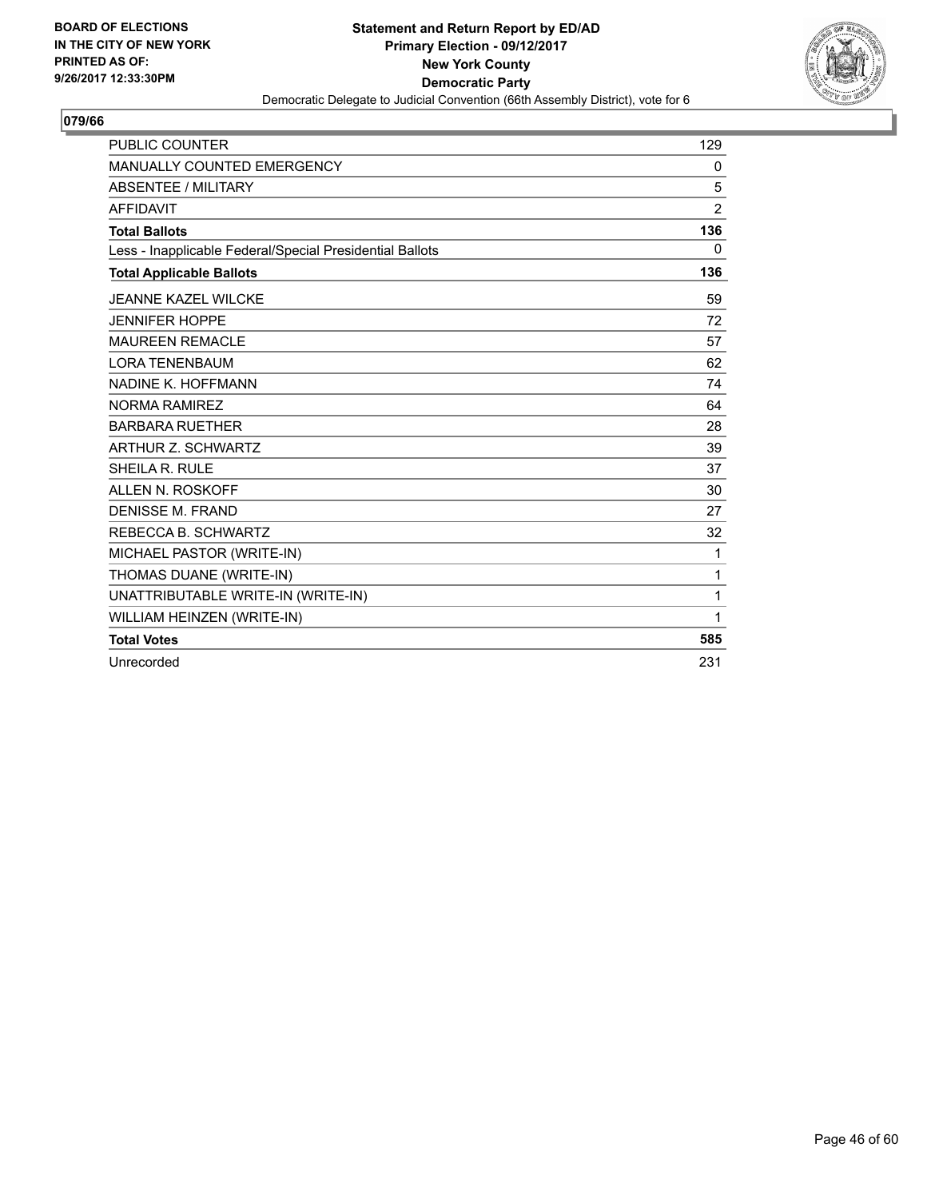BOARD OF ELECTIONS
IN THE CITY OF NEW YORK
PRINTED AS OF:
9/26/2017 12:33:30PM

**Statement and Return Report by ED/AD**
**Primary Election - 09/12/2017**
**New York County**
**Democratic Party**
Democratic Delegate to Judicial Convention (66th Assembly District), vote for 6

**079/66**

| | |
|---|---|
| PUBLIC COUNTER | 129 |
| MANUALLY COUNTED EMERGENCY | 0 |
| ABSENTEE / MILITARY | 5 |
| AFFIDAVIT | 2 |
| **Total Ballots** | **136** |
| Less - Inapplicable Federal/Special Presidential Ballots | 0 |
| **Total Applicable Ballots** | **136** |
| JEANNE KAZEL WILCKE | 59 |
| JENNIFER HOPPE | 72 |
| MAUREEN REMACLE | 57 |
| LORA TENENBAUM | 62 |
| NADINE K. HOFFMANN | 74 |
| NORMA RAMIREZ | 64 |
| BARBARA RUETHER | 28 |
| ARTHUR Z. SCHWARTZ | 39 |
| SHEILA R. RULE | 37 |
| ALLEN N. ROSKOFF | 30 |
| DENISSE M. FRAND | 27 |
| REBECCA B. SCHWARTZ | 32 |
| MICHAEL PASTOR (WRITE-IN) | 1 |
| THOMAS DUANE (WRITE-IN) | 1 |
| UNATTRIBUTABLE WRITE-IN (WRITE-IN) | 1 |
| WILLIAM HEINZEN (WRITE-IN) | 1 |
| **Total Votes** | **585** |
| Unrecorded | 231 |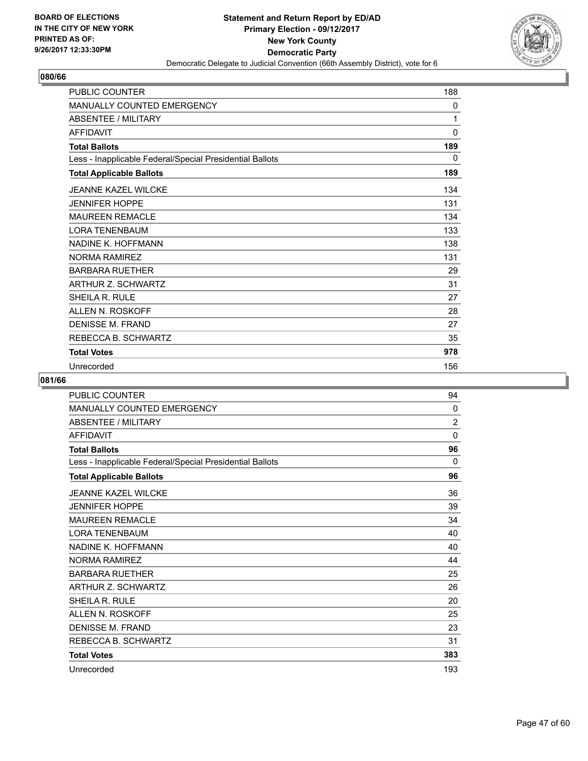**BOARD OF ELECTIONS IN THE CITY OF NEW YORK PRINTED AS OF: 9/26/2017 12:33:30PM**

**Statement and Return Report by ED/AD Primary Election - 09/12/2017 New York County Democratic Party**

Democratic Delegate to Judicial Convention (66th Assembly District), vote for 6

## 080/66

| | |
|---|---|
| PUBLIC COUNTER | 188 |
| MANUALLY COUNTED EMERGENCY | 0 |
| ABSENTEE / MILITARY | 1 |
| AFFIDAVIT | 0 |
| **Total Ballots** | **189** |
| Less - Inapplicable Federal/Special Presidential Ballots | 0 |
| **Total Applicable Ballots** | **189** |
| JEANNE KAZEL WILCKE | 134 |
| JENNIFER HOPPE | 131 |
| MAUREEN REMACLE | 134 |
| LORA TENENBAUM | 133 |
| NADINE K. HOFFMANN | 138 |
| NORMA RAMIREZ | 131 |
| BARBARA RUETHER | 29 |
| ARTHUR Z. SCHWARTZ | 31 |
| SHEILA R. RULE | 27 |
| ALLEN N. ROSKOFF | 28 |
| DENISSE M. FRAND | 27 |
| REBECCA B. SCHWARTZ | 35 |
| **Total Votes** | **978** |
| Unrecorded | 156 |

## 081/66

| | |
|---|---|
| PUBLIC COUNTER | 94 |
| MANUALLY COUNTED EMERGENCY | 0 |
| ABSENTEE / MILITARY | 2 |
| AFFIDAVIT | 0 |
| **Total Ballots** | **96** |
| Less - Inapplicable Federal/Special Presidential Ballots | 0 |
| **Total Applicable Ballots** | **96** |
| JEANNE KAZEL WILCKE | 36 |
| JENNIFER HOPPE | 39 |
| MAUREEN REMACLE | 34 |
| LORA TENENBAUM | 40 |
| NADINE K. HOFFMANN | 40 |
| NORMA RAMIREZ | 44 |
| BARBARA RUETHER | 25 |
| ARTHUR Z. SCHWARTZ | 26 |
| SHEILA R. RULE | 20 |
| ALLEN N. ROSKOFF | 25 |
| DENISSE M. FRAND | 23 |
| REBECCA B. SCHWARTZ | 31 |
| **Total Votes** | **383** |
| Unrecorded | 193 |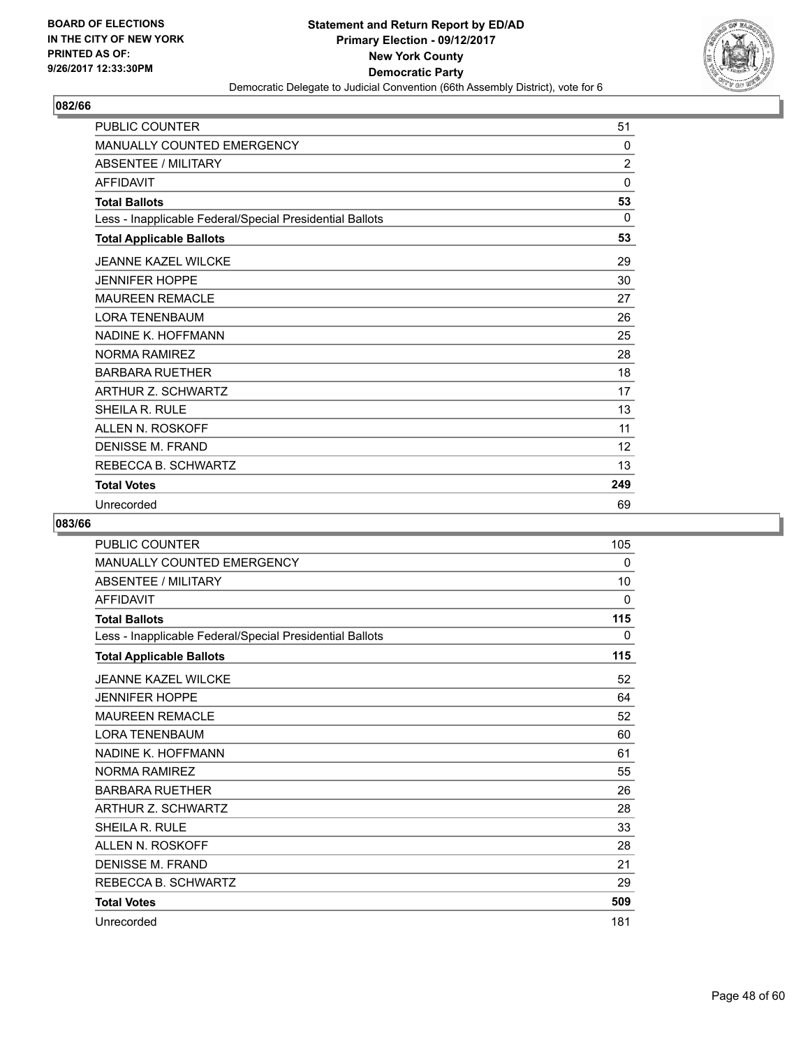BOARD OF ELECTIONS
IN THE CITY OF NEW YORK
PRINTED AS OF:
9/26/2017 12:33:30PM

**Statement and Return Report by ED/AD**
**Primary Election - 09/12/2017**
**New York County**
**Democratic Party**
Democratic Delegate to Judicial Convention (66th Assembly District), vote for 6

## 082/66

| | |
|---|---|
| PUBLIC COUNTER | 51 |
| MANUALLY COUNTED EMERGENCY | 0 |
| ABSENTEE / MILITARY | 2 |
| AFFIDAVIT | 0 |
| **Total Ballots** | **53** |
| Less - Inapplicable Federal/Special Presidential Ballots | 0 |
| **Total Applicable Ballots** | **53** |
| JEANNE KAZEL WILCKE | 29 |
| JENNIFER HOPPE | 30 |
| MAUREEN REMACLE | 27 |
| LORA TENENBAUM | 26 |
| NADINE K. HOFFMANN | 25 |
| NORMA RAMIREZ | 28 |
| BARBARA RUETHER | 18 |
| ARTHUR Z. SCHWARTZ | 17 |
| SHEILA R. RULE | 13 |
| ALLEN N. ROSKOFF | 11 |
| DENISSE M. FRAND | 12 |
| REBECCA B. SCHWARTZ | 13 |
| **Total Votes** | **249** |
| Unrecorded | 69 |

## 083/66

| | |
|---|---|
| PUBLIC COUNTER | 105 |
| MANUALLY COUNTED EMERGENCY | 0 |
| ABSENTEE / MILITARY | 10 |
| AFFIDAVIT | 0 |
| **Total Ballots** | **115** |
| Less - Inapplicable Federal/Special Presidential Ballots | 0 |
| **Total Applicable Ballots** | **115** |
| JEANNE KAZEL WILCKE | 52 |
| JENNIFER HOPPE | 64 |
| MAUREEN REMACLE | 52 |
| LORA TENENBAUM | 60 |
| NADINE K. HOFFMANN | 61 |
| NORMA RAMIREZ | 55 |
| BARBARA RUETHER | 26 |
| ARTHUR Z. SCHWARTZ | 28 |
| SHEILA R. RULE | 33 |
| ALLEN N. ROSKOFF | 28 |
| DENISSE M. FRAND | 21 |
| REBECCA B. SCHWARTZ | 29 |
| **Total Votes** | **509** |
| Unrecorded | 181 |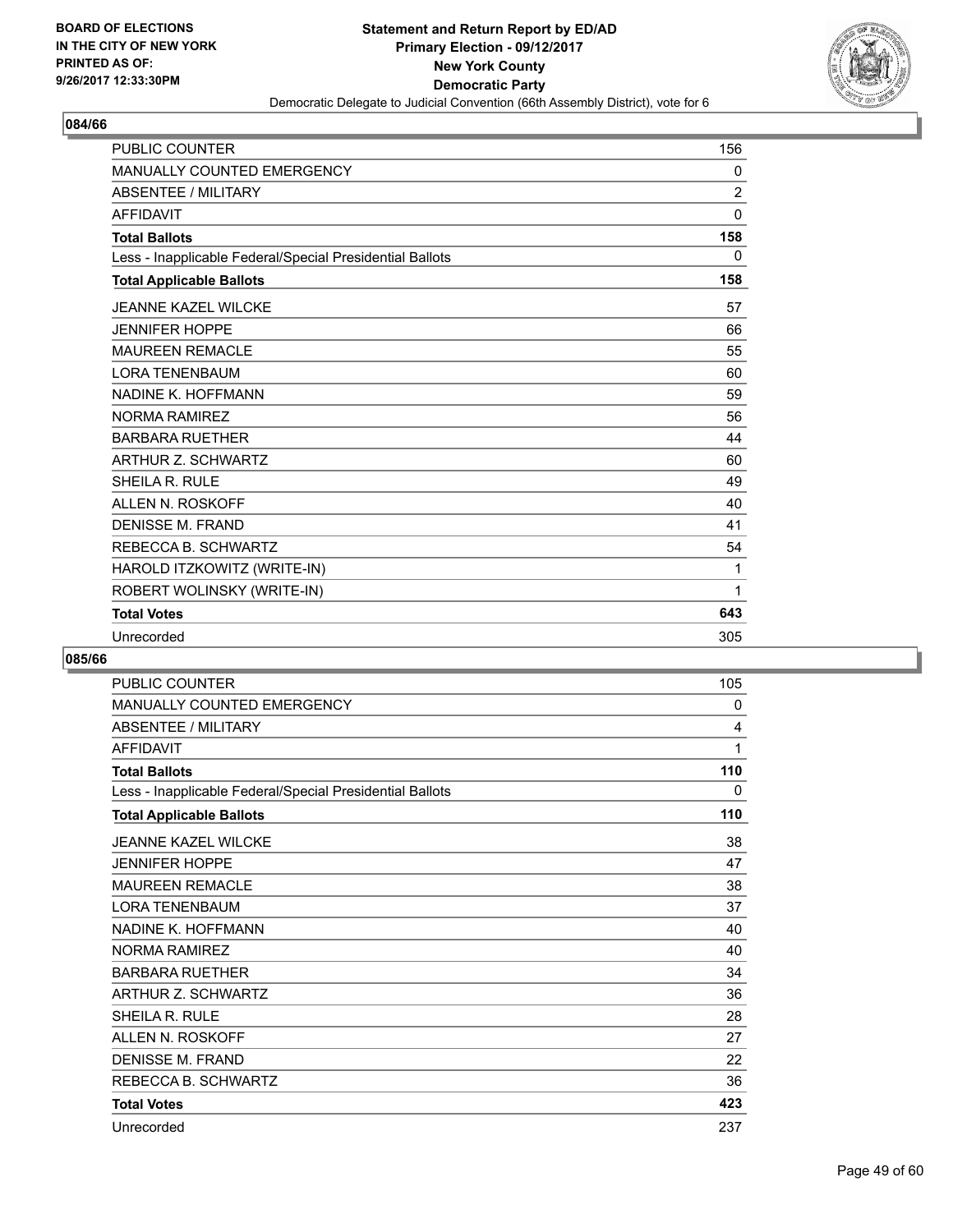BOARD OF ELECTIONS IN THE CITY OF NEW YORK PRINTED AS OF: 9/26/2017 12:33:30PM

**Statement and Return Report by ED/AD**
**Primary Election - 09/12/2017**
**New York County**
**Democratic Party**
Democratic Delegate to Judicial Convention (66th Assembly District), vote for 6

## 084/66

| | |
|---|---|
| PUBLIC COUNTER | 156 |
| MANUALLY COUNTED EMERGENCY | 0 |
| ABSENTEE / MILITARY | 2 |
| AFFIDAVIT | 0 |
| **Total Ballots** | **158** |
| Less - Inapplicable Federal/Special Presidential Ballots | 0 |
| **Total Applicable Ballots** | **158** |
| JEANNE KAZEL WILCKE | 57 |
| JENNIFER HOPPE | 66 |
| MAUREEN REMACLE | 55 |
| LORA TENENBAUM | 60 |
| NADINE K. HOFFMANN | 59 |
| NORMA RAMIREZ | 56 |
| BARBARA RUETHER | 44 |
| ARTHUR Z. SCHWARTZ | 60 |
| SHEILA R. RULE | 49 |
| ALLEN N. ROSKOFF | 40 |
| DENISSE M. FRAND | 41 |
| REBECCA B. SCHWARTZ | 54 |
| HAROLD ITZKOWITZ (WRITE-IN) | 1 |
| ROBERT WOLINSKY (WRITE-IN) | 1 |
| **Total Votes** | **643** |
| Unrecorded | 305 |

## 085/66

| | |
|---|---|
| PUBLIC COUNTER | 105 |
| MANUALLY COUNTED EMERGENCY | 0 |
| ABSENTEE / MILITARY | 4 |
| AFFIDAVIT | 1 |
| **Total Ballots** | **110** |
| Less - Inapplicable Federal/Special Presidential Ballots | 0 |
| **Total Applicable Ballots** | **110** |
| JEANNE KAZEL WILCKE | 38 |
| JENNIFER HOPPE | 47 |
| MAUREEN REMACLE | 38 |
| LORA TENENBAUM | 37 |
| NADINE K. HOFFMANN | 40 |
| NORMA RAMIREZ | 40 |
| BARBARA RUETHER | 34 |
| ARTHUR Z. SCHWARTZ | 36 |
| SHEILA R. RULE | 28 |
| ALLEN N. ROSKOFF | 27 |
| DENISSE M. FRAND | 22 |
| REBECCA B. SCHWARTZ | 36 |
| **Total Votes** | **423** |
| Unrecorded | 237 |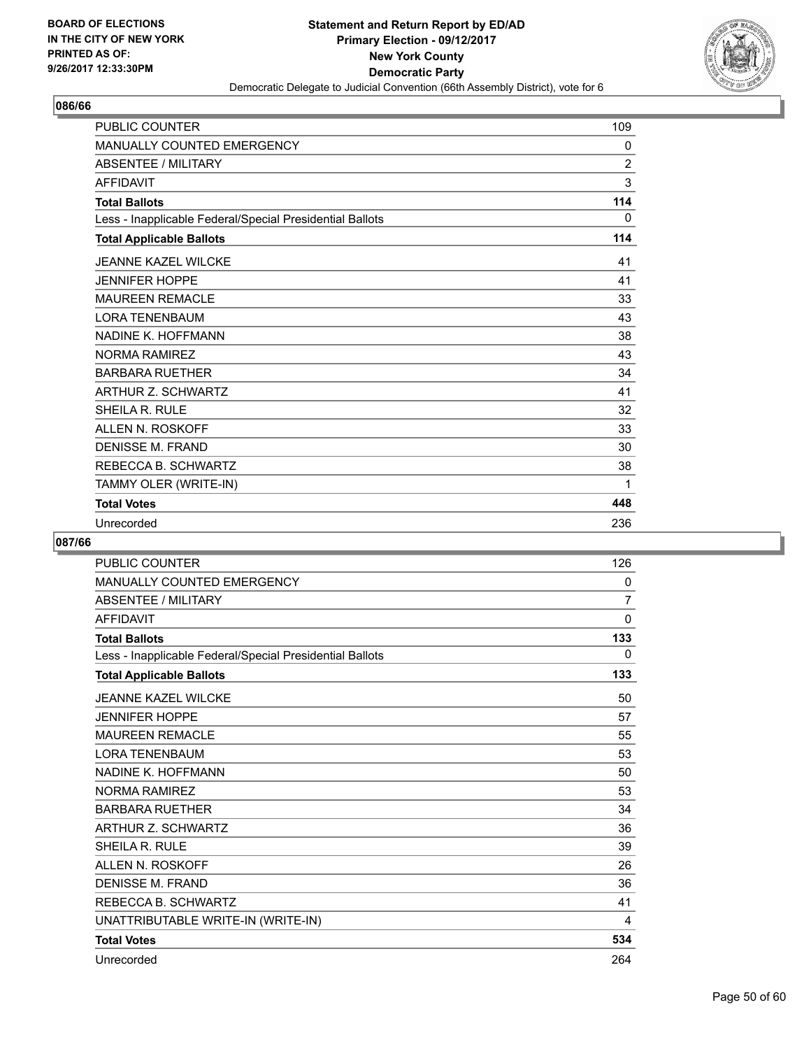BOARD OF ELECTIONS
IN THE CITY OF NEW YORK
PRINTED AS OF:
9/26/2017 12:33:30PM

**Statement and Return Report by ED/AD**
**Primary Election - 09/12/2017**
**New York County**
**Democratic Party**
Democratic Delegate to Judicial Convention (66th Assembly District), vote for 6

## 086/66

| | |
|---|---|
| PUBLIC COUNTER | 109 |
| MANUALLY COUNTED EMERGENCY | 0 |
| ABSENTEE / MILITARY | 2 |
| AFFIDAVIT | 3 |
| **Total Ballots** | **114** |
| Less - Inapplicable Federal/Special Presidential Ballots | 0 |
| **Total Applicable Ballots** | **114** |
| JEANNE KAZEL WILCKE | 41 |
| JENNIFER HOPPE | 41 |
| MAUREEN REMACLE | 33 |
| LORA TENENBAUM | 43 |
| NADINE K. HOFFMANN | 38 |
| NORMA RAMIREZ | 43 |
| BARBARA RUETHER | 34 |
| ARTHUR Z. SCHWARTZ | 41 |
| SHEILA R. RULE | 32 |
| ALLEN N. ROSKOFF | 33 |
| DENISSE M. FRAND | 30 |
| REBECCA B. SCHWARTZ | 38 |
| TAMMY OLER (WRITE-IN) | 1 |
| **Total Votes** | **448** |
| Unrecorded | 236 |

## 087/66

| | |
|---|---|
| PUBLIC COUNTER | 126 |
| MANUALLY COUNTED EMERGENCY | 0 |
| ABSENTEE / MILITARY | 7 |
| AFFIDAVIT | 0 |
| **Total Ballots** | **133** |
| Less - Inapplicable Federal/Special Presidential Ballots | 0 |
| **Total Applicable Ballots** | **133** |
| JEANNE KAZEL WILCKE | 50 |
| JENNIFER HOPPE | 57 |
| MAUREEN REMACLE | 55 |
| LORA TENENBAUM | 53 |
| NADINE K. HOFFMANN | 50 |
| NORMA RAMIREZ | 53 |
| BARBARA RUETHER | 34 |
| ARTHUR Z. SCHWARTZ | 36 |
| SHEILA R. RULE | 39 |
| ALLEN N. ROSKOFF | 26 |
| DENISSE M. FRAND | 36 |
| REBECCA B. SCHWARTZ | 41 |
| UNATTRIBUTABLE WRITE-IN (WRITE-IN) | 4 |
| **Total Votes** | **534** |
| Unrecorded | 264 |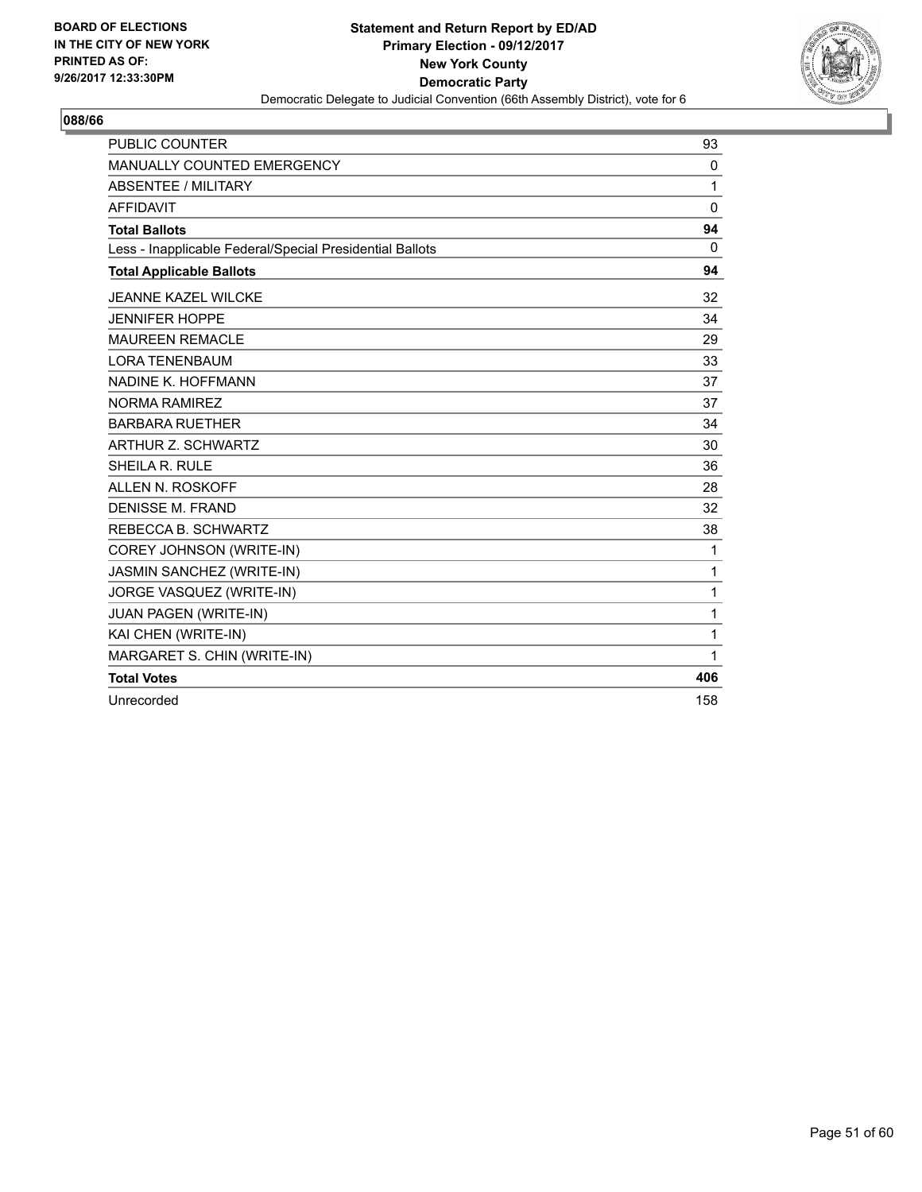BOARD OF ELECTIONS
IN THE CITY OF NEW YORK
PRINTED AS OF:
9/26/2017 12:33:30PM

**Statement and Return Report by ED/AD**
**Primary Election - 09/12/2017**
**New York County**
**Democratic Party**
Democratic Delegate to Judicial Convention (66th Assembly District), vote for 6

## 088/66

| | |
|---|---|
| PUBLIC COUNTER | 93 |
| MANUALLY COUNTED EMERGENCY | 0 |
| ABSENTEE / MILITARY | 1 |
| AFFIDAVIT | 0 |
| **Total Ballots** | **94** |
| Less - Inapplicable Federal/Special Presidential Ballots | 0 |
| **Total Applicable Ballots** | **94** |
| JEANNE KAZEL WILCKE | 32 |
| JENNIFER HOPPE | 34 |
| MAUREEN REMACLE | 29 |
| LORA TENENBAUM | 33 |
| NADINE K. HOFFMANN | 37 |
| NORMA RAMIREZ | 37 |
| BARBARA RUETHER | 34 |
| ARTHUR Z. SCHWARTZ | 30 |
| SHEILA R. RULE | 36 |
| ALLEN N. ROSKOFF | 28 |
| DENISSE M. FRAND | 32 |
| REBECCA B. SCHWARTZ | 38 |
| COREY JOHNSON (WRITE-IN) | 1 |
| JASMIN SANCHEZ (WRITE-IN) | 1 |
| JORGE VASQUEZ (WRITE-IN) | 1 |
| JUAN PAGEN (WRITE-IN) | 1 |
| KAI CHEN (WRITE-IN) | 1 |
| MARGARET S. CHIN (WRITE-IN) | 1 |
| **Total Votes** | **406** |
| Unrecorded | 158 |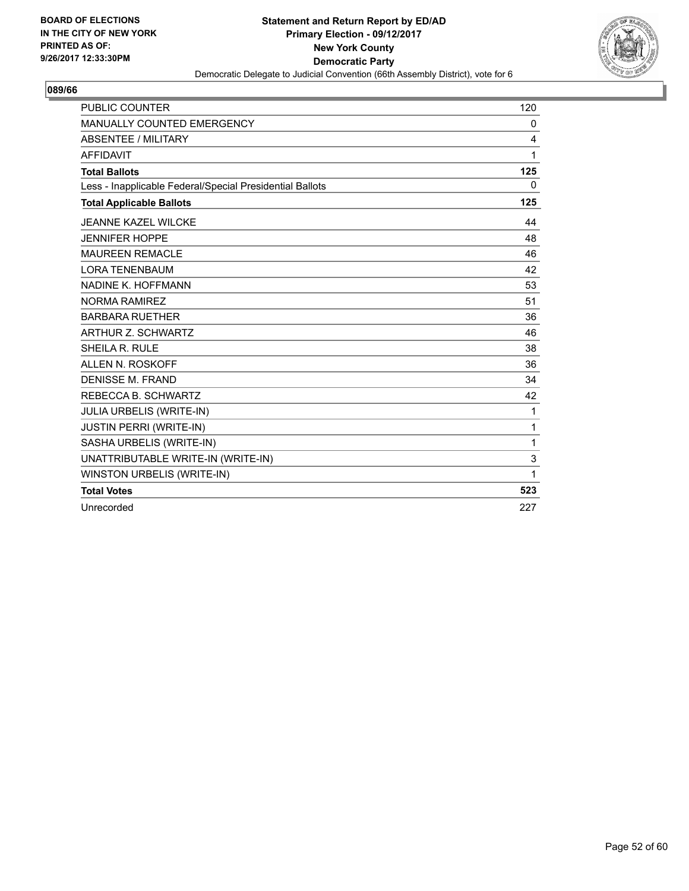BOARD OF ELECTIONS
IN THE CITY OF NEW YORK
PRINTED AS OF:
9/26/2017 12:33:30PM

**Statement and Return Report by ED/AD**
**Primary Election - 09/12/2017**
**New York County**
**Democratic Party**
Democratic Delegate to Judicial Convention (66th Assembly District), vote for 6

## 089/66

| | |
|---|---|
| PUBLIC COUNTER | 120 |
| MANUALLY COUNTED EMERGENCY | 0 |
| ABSENTEE / MILITARY | 4 |
| AFFIDAVIT | 1 |
| **Total Ballots** | **125** |
| Less - Inapplicable Federal/Special Presidential Ballots | 0 |
| **Total Applicable Ballots** | **125** |
| JEANNE KAZEL WILCKE | 44 |
| JENNIFER HOPPE | 48 |
| MAUREEN REMACLE | 46 |
| LORA TENENBAUM | 42 |
| NADINE K. HOFFMANN | 53 |
| NORMA RAMIREZ | 51 |
| BARBARA RUETHER | 36 |
| ARTHUR Z. SCHWARTZ | 46 |
| SHEILA R. RULE | 38 |
| ALLEN N. ROSKOFF | 36 |
| DENISSE M. FRAND | 34 |
| REBECCA B. SCHWARTZ | 42 |
| JULIA URBELIS (WRITE-IN) | 1 |
| JUSTIN PERRI (WRITE-IN) | 1 |
| SASHA URBELIS (WRITE-IN) | 1 |
| UNATTRIBUTABLE WRITE-IN (WRITE-IN) | 3 |
| WINSTON URBELIS (WRITE-IN) | 1 |
| **Total Votes** | **523** |
| Unrecorded | 227 |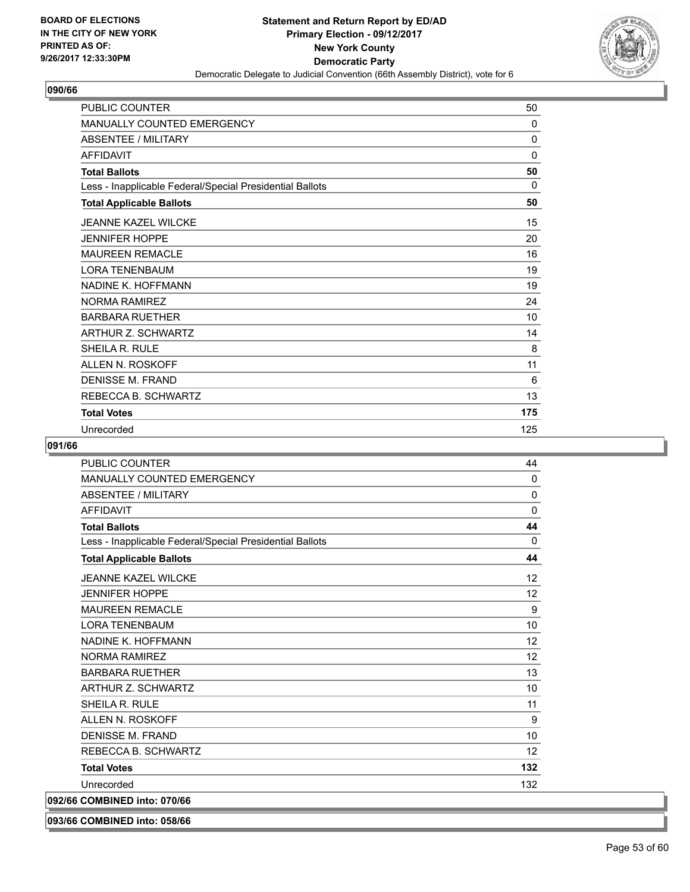## 090/66

| | |
|---|---|
| PUBLIC COUNTER | 50 |
| MANUALLY COUNTED EMERGENCY | 0 |
| ABSENTEE / MILITARY | 0 |
| AFFIDAVIT | 0 |
| **Total Ballots** | **50** |
| Less - Inapplicable Federal/Special Presidential Ballots | 0 |
| **Total Applicable Ballots** | **50** |
| JEANNE KAZEL WILCKE | 15 |
| JENNIFER HOPPE | 20 |
| MAUREEN REMACLE | 16 |
| LORA TENENBAUM | 19 |
| NADINE K. HOFFMANN | 19 |
| NORMA RAMIREZ | 24 |
| BARBARA RUETHER | 10 |
| ARTHUR Z. SCHWARTZ | 14 |
| SHEILA R. RULE | 8 |
| ALLEN N. ROSKOFF | 11 |
| DENISSE M. FRAND | 6 |
| REBECCA B. SCHWARTZ | 13 |
| **Total Votes** | **175** |
| Unrecorded | 125 |

## 091/66

| | |
|---|---|
| PUBLIC COUNTER | 44 |
| MANUALLY COUNTED EMERGENCY | 0 |
| ABSENTEE / MILITARY | 0 |
| AFFIDAVIT | 0 |
| **Total Ballots** | **44** |
| Less - Inapplicable Federal/Special Presidential Ballots | 0 |
| **Total Applicable Ballots** | **44** |
| JEANNE KAZEL WILCKE | 12 |
| JENNIFER HOPPE | 12 |
| MAUREEN REMACLE | 9 |
| LORA TENENBAUM | 10 |
| NADINE K. HOFFMANN | 12 |
| NORMA RAMIREZ | 12 |
| BARBARA RUETHER | 13 |
| ARTHUR Z. SCHWARTZ | 10 |
| SHEILA R. RULE | 11 |
| ALLEN N. ROSKOFF | 9 |
| DENISSE M. FRAND | 10 |
| REBECCA B. SCHWARTZ | 12 |
| **Total Votes** | **132** |
| Unrecorded | 132 |

## 092/66 COMBINED into: 070/66

## 093/66 COMBINED into: 058/66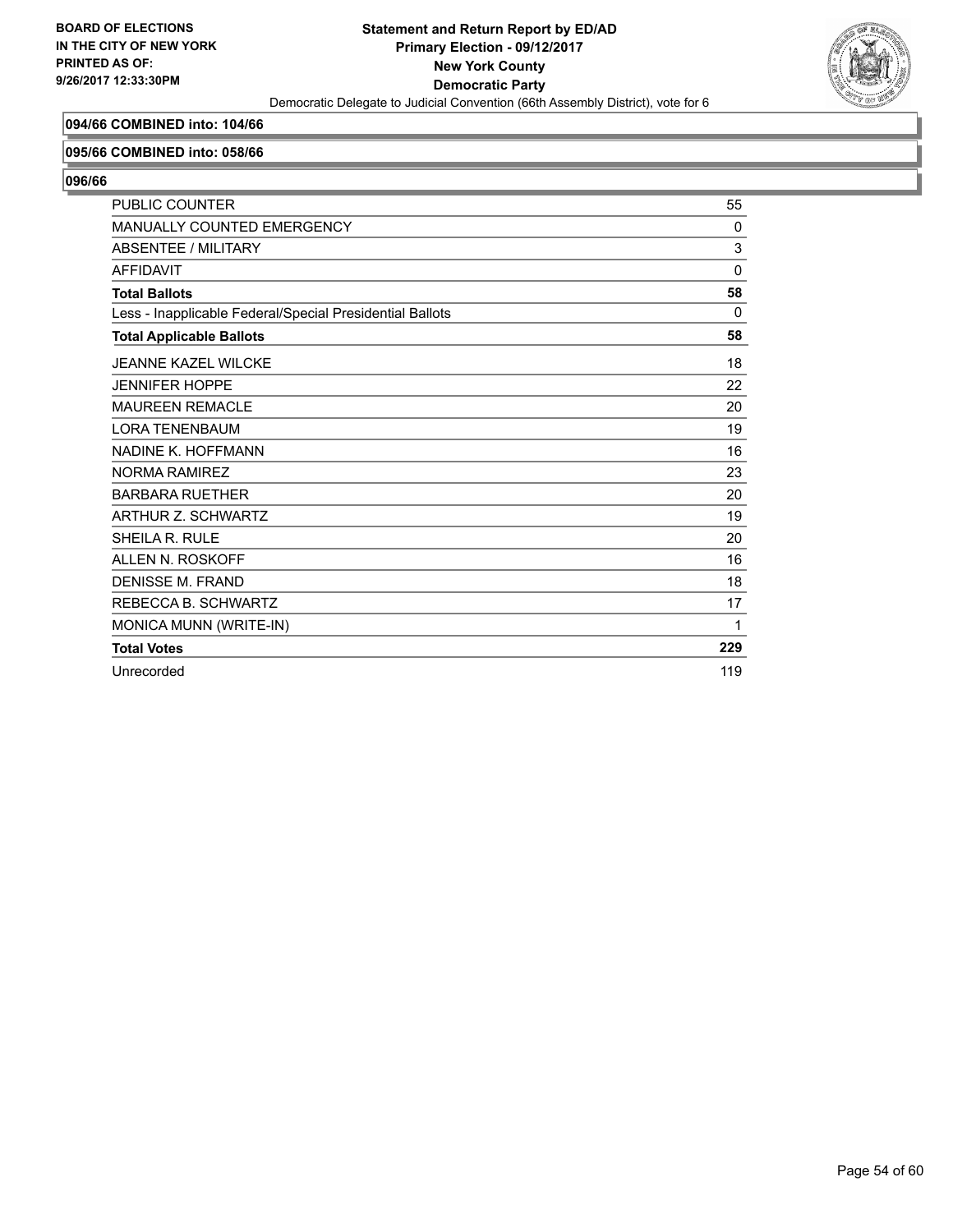BOARD OF ELECTIONS
IN THE CITY OF NEW YORK
PRINTED AS OF:
9/26/2017 12:33:30PM

**Statement and Return Report by ED/AD**
**Primary Election - 09/12/2017**
**New York County**
**Democratic Party**
Democratic Delegate to Judicial Convention (66th Assembly District), vote for 6

### 094/66 COMBINED into: 104/66

### 095/66 COMBINED into: 058/66

### 096/66

| | |
|---|---|
| PUBLIC COUNTER | 55 |
| MANUALLY COUNTED EMERGENCY | 0 |
| ABSENTEE / MILITARY | 3 |
| AFFIDAVIT | 0 |
| **Total Ballots** | **58** |
| Less - Inapplicable Federal/Special Presidential Ballots | 0 |
| **Total Applicable Ballots** | **58** |
| JEANNE KAZEL WILCKE | 18 |
| JENNIFER HOPPE | 22 |
| MAUREEN REMACLE | 20 |
| LORA TENENBAUM | 19 |
| NADINE K. HOFFMANN | 16 |
| NORMA RAMIREZ | 23 |
| BARBARA RUETHER | 20 |
| ARTHUR Z. SCHWARTZ | 19 |
| SHEILA R. RULE | 20 |
| ALLEN N. ROSKOFF | 16 |
| DENISSE M. FRAND | 18 |
| REBECCA B. SCHWARTZ | 17 |
| MONICA MUNN (WRITE-IN) | 1 |
| **Total Votes** | **229** |
| Unrecorded | 119 |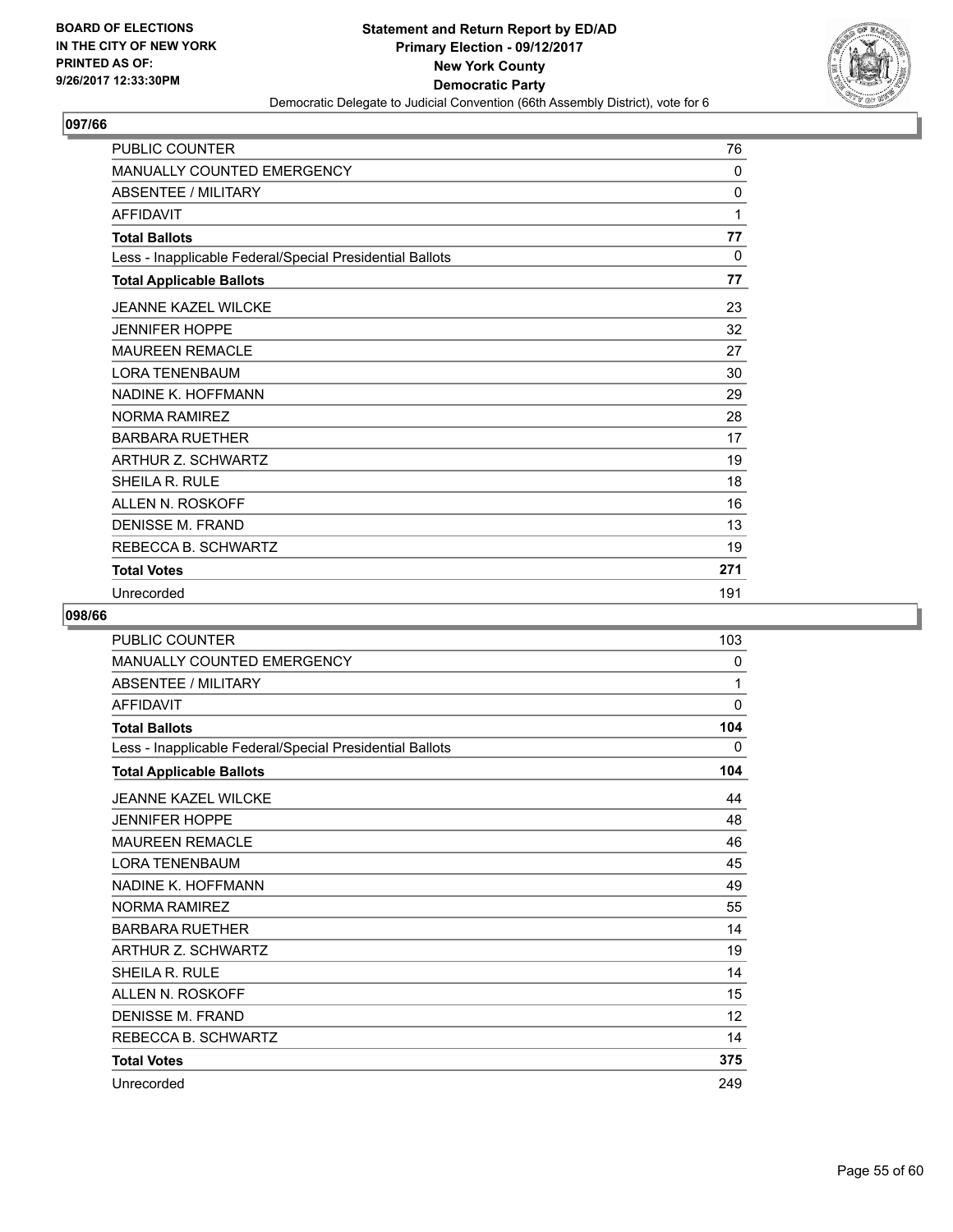BOARD OF ELECTIONS
IN THE CITY OF NEW YORK
PRINTED AS OF:
9/26/2017 12:33:30PM

**Statement and Return Report by ED/AD**
**Primary Election - 09/12/2017**
**New York County**
**Democratic Party**
Democratic Delegate to Judicial Convention (66th Assembly District), vote for 6

## 097/66

| | |
|---|---|
| PUBLIC COUNTER | 76 |
| MANUALLY COUNTED EMERGENCY | 0 |
| ABSENTEE / MILITARY | 0 |
| AFFIDAVIT | 1 |
| **Total Ballots** | **77** |
| Less - Inapplicable Federal/Special Presidential Ballots | 0 |
| **Total Applicable Ballots** | **77** |
| JEANNE KAZEL WILCKE | 23 |
| JENNIFER HOPPE | 32 |
| MAUREEN REMACLE | 27 |
| LORA TENENBAUM | 30 |
| NADINE K. HOFFMANN | 29 |
| NORMA RAMIREZ | 28 |
| BARBARA RUETHER | 17 |
| ARTHUR Z. SCHWARTZ | 19 |
| SHEILA R. RULE | 18 |
| ALLEN N. ROSKOFF | 16 |
| DENISSE M. FRAND | 13 |
| REBECCA B. SCHWARTZ | 19 |
| **Total Votes** | **271** |
| Unrecorded | 191 |

## 098/66

| | |
|---|---|
| PUBLIC COUNTER | 103 |
| MANUALLY COUNTED EMERGENCY | 0 |
| ABSENTEE / MILITARY | 1 |
| AFFIDAVIT | 0 |
| **Total Ballots** | **104** |
| Less - Inapplicable Federal/Special Presidential Ballots | 0 |
| **Total Applicable Ballots** | **104** |
| JEANNE KAZEL WILCKE | 44 |
| JENNIFER HOPPE | 48 |
| MAUREEN REMACLE | 46 |
| LORA TENENBAUM | 45 |
| NADINE K. HOFFMANN | 49 |
| NORMA RAMIREZ | 55 |
| BARBARA RUETHER | 14 |
| ARTHUR Z. SCHWARTZ | 19 |
| SHEILA R. RULE | 14 |
| ALLEN N. ROSKOFF | 15 |
| DENISSE M. FRAND | 12 |
| REBECCA B. SCHWARTZ | 14 |
| **Total Votes** | **375** |
| Unrecorded | 249 |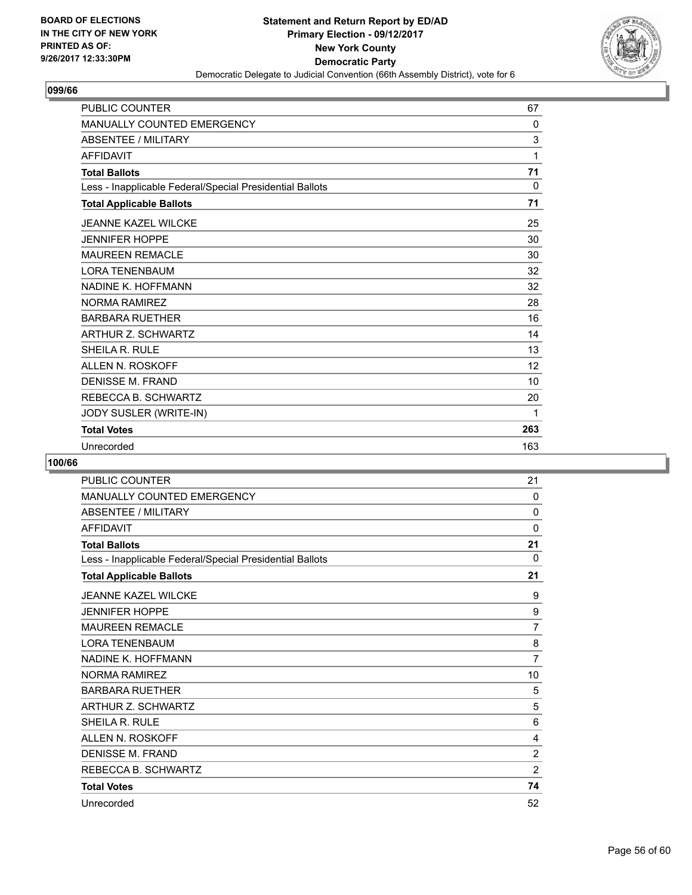**BOARD OF ELECTIONS IN THE CITY OF NEW YORK PRINTED AS OF: 9/26/2017 12:33:30PM**

**Statement and Return Report by ED/AD**
**Primary Election - 09/12/2017**
**New York County**
**Democratic Party**
Democratic Delegate to Judicial Convention (66th Assembly District), vote for 6

## 099/66

| | |
|---|---|
| PUBLIC COUNTER | 67 |
| MANUALLY COUNTED EMERGENCY | 0 |
| ABSENTEE / MILITARY | 3 |
| AFFIDAVIT | 1 |
| **Total Ballots** | **71** |
| Less - Inapplicable Federal/Special Presidential Ballots | 0 |
| **Total Applicable Ballots** | **71** |
| JEANNE KAZEL WILCKE | 25 |
| JENNIFER HOPPE | 30 |
| MAUREEN REMACLE | 30 |
| LORA TENENBAUM | 32 |
| NADINE K. HOFFMANN | 32 |
| NORMA RAMIREZ | 28 |
| BARBARA RUETHER | 16 |
| ARTHUR Z. SCHWARTZ | 14 |
| SHEILA R. RULE | 13 |
| ALLEN N. ROSKOFF | 12 |
| DENISSE M. FRAND | 10 |
| REBECCA B. SCHWARTZ | 20 |
| JODY SUSLER (WRITE-IN) | 1 |
| **Total Votes** | **263** |
| Unrecorded | 163 |

## 100/66

| | |
|---|---|
| PUBLIC COUNTER | 21 |
| MANUALLY COUNTED EMERGENCY | 0 |
| ABSENTEE / MILITARY | 0 |
| AFFIDAVIT | 0 |
| **Total Ballots** | **21** |
| Less - Inapplicable Federal/Special Presidential Ballots | 0 |
| **Total Applicable Ballots** | **21** |
| JEANNE KAZEL WILCKE | 9 |
| JENNIFER HOPPE | 9 |
| MAUREEN REMACLE | 7 |
| LORA TENENBAUM | 8 |
| NADINE K. HOFFMANN | 7 |
| NORMA RAMIREZ | 10 |
| BARBARA RUETHER | 5 |
| ARTHUR Z. SCHWARTZ | 5 |
| SHEILA R. RULE | 6 |
| ALLEN N. ROSKOFF | 4 |
| DENISSE M. FRAND | 2 |
| REBECCA B. SCHWARTZ | 2 |
| **Total Votes** | **74** |
| Unrecorded | 52 |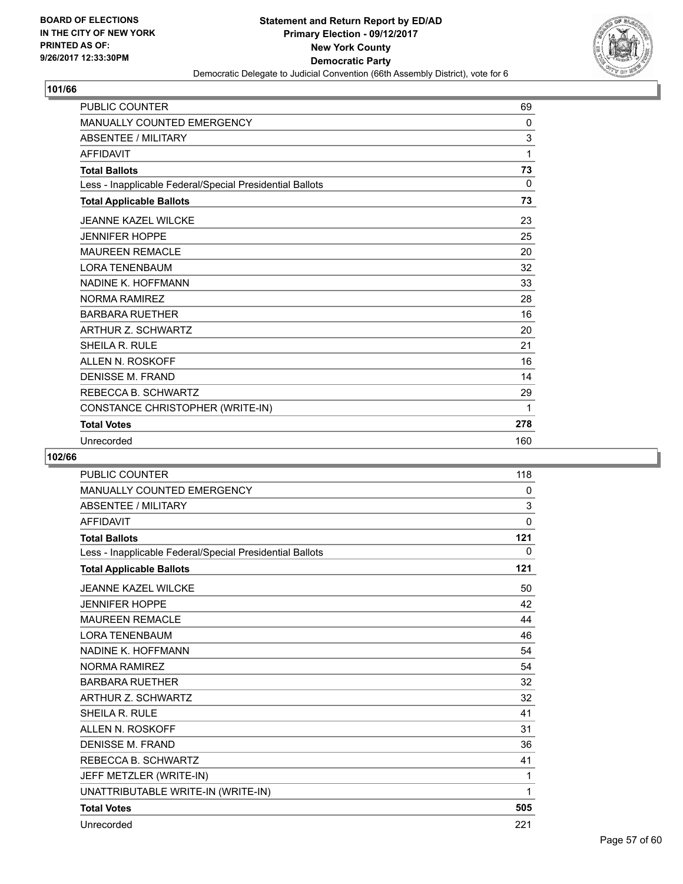**Statement and Return Report by ED/AD**
**Primary Election - 09/12/2017**
**New York County**
**Democratic Party**
Democratic Delegate to Judicial Convention (66th Assembly District), vote for 6

BOARD OF ELECTIONS
IN THE CITY OF NEW YORK
PRINTED AS OF:
9/26/2017 12:33:30PM

## 101/66

| | |
|---|---|
| PUBLIC COUNTER | 69 |
| MANUALLY COUNTED EMERGENCY | 0 |
| ABSENTEE / MILITARY | 3 |
| AFFIDAVIT | 1 |
| **Total Ballots** | **73** |
| Less - Inapplicable Federal/Special Presidential Ballots | 0 |
| **Total Applicable Ballots** | **73** |
| JEANNE KAZEL WILCKE | 23 |
| JENNIFER HOPPE | 25 |
| MAUREEN REMACLE | 20 |
| LORA TENENBAUM | 32 |
| NADINE K. HOFFMANN | 33 |
| NORMA RAMIREZ | 28 |
| BARBARA RUETHER | 16 |
| ARTHUR Z. SCHWARTZ | 20 |
| SHEILA R. RULE | 21 |
| ALLEN N. ROSKOFF | 16 |
| DENISSE M. FRAND | 14 |
| REBECCA B. SCHWARTZ | 29 |
| CONSTANCE CHRISTOPHER (WRITE-IN) | 1 |
| **Total Votes** | **278** |
| Unrecorded | 160 |

## 102/66

| | |
|---|---|
| PUBLIC COUNTER | 118 |
| MANUALLY COUNTED EMERGENCY | 0 |
| ABSENTEE / MILITARY | 3 |
| AFFIDAVIT | 0 |
| **Total Ballots** | **121** |
| Less - Inapplicable Federal/Special Presidential Ballots | 0 |
| **Total Applicable Ballots** | **121** |
| JEANNE KAZEL WILCKE | 50 |
| JENNIFER HOPPE | 42 |
| MAUREEN REMACLE | 44 |
| LORA TENENBAUM | 46 |
| NADINE K. HOFFMANN | 54 |
| NORMA RAMIREZ | 54 |
| BARBARA RUETHER | 32 |
| ARTHUR Z. SCHWARTZ | 32 |
| SHEILA R. RULE | 41 |
| ALLEN N. ROSKOFF | 31 |
| DENISSE M. FRAND | 36 |
| REBECCA B. SCHWARTZ | 41 |
| JEFF METZLER (WRITE-IN) | 1 |
| UNATTRIBUTABLE WRITE-IN (WRITE-IN) | 1 |
| **Total Votes** | **505** |
| Unrecorded | 221 |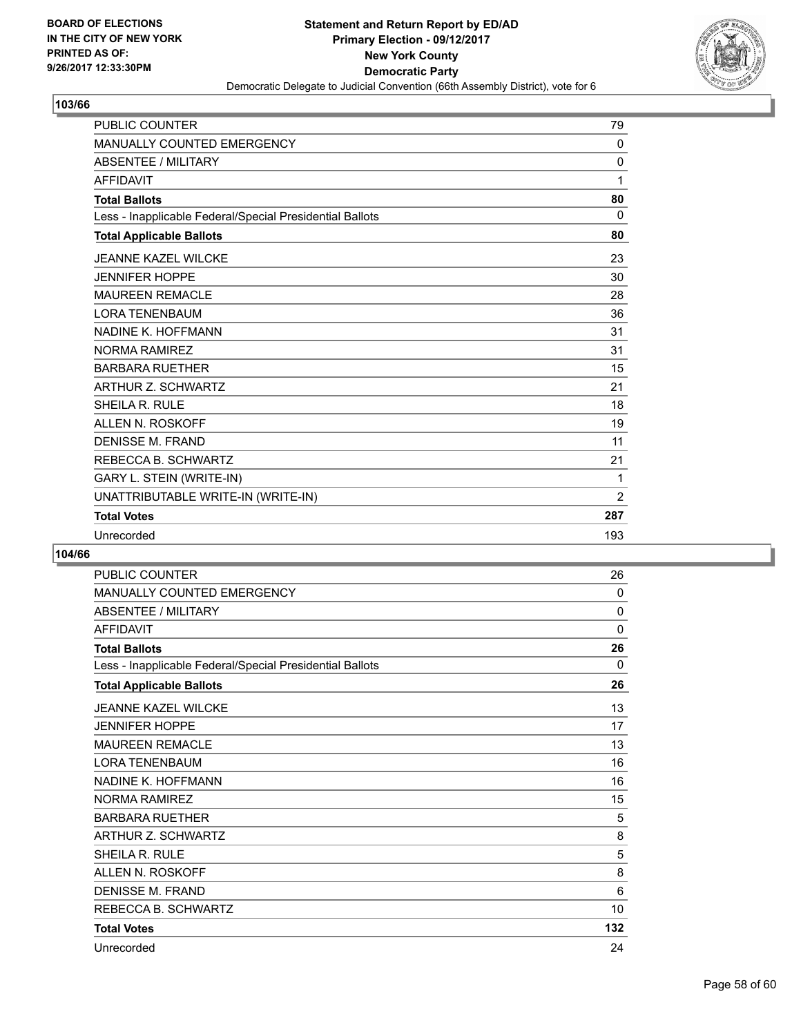**BOARD OF ELECTIONS IN THE CITY OF NEW YORK PRINTED AS OF: 9/26/2017 12:33:30PM**

**Statement and Return Report by ED/AD**
**Primary Election - 09/12/2017**
**New York County**
**Democratic Party**
Democratic Delegate to Judicial Convention (66th Assembly District), vote for 6

## 103/66

| | |
|---|---|
| PUBLIC COUNTER | 79 |
| MANUALLY COUNTED EMERGENCY | 0 |
| ABSENTEE / MILITARY | 0 |
| AFFIDAVIT | 1 |
| **Total Ballots** | **80** |
| Less - Inapplicable Federal/Special Presidential Ballots | 0 |
| **Total Applicable Ballots** | **80** |
| JEANNE KAZEL WILCKE | 23 |
| JENNIFER HOPPE | 30 |
| MAUREEN REMACLE | 28 |
| LORA TENENBAUM | 36 |
| NADINE K. HOFFMANN | 31 |
| NORMA RAMIREZ | 31 |
| BARBARA RUETHER | 15 |
| ARTHUR Z. SCHWARTZ | 21 |
| SHEILA R. RULE | 18 |
| ALLEN N. ROSKOFF | 19 |
| DENISSE M. FRAND | 11 |
| REBECCA B. SCHWARTZ | 21 |
| GARY L. STEIN (WRITE-IN) | 1 |
| UNATTRIBUTABLE WRITE-IN (WRITE-IN) | 2 |
| **Total Votes** | **287** |
| Unrecorded | 193 |

## 104/66

| | |
|---|---|
| PUBLIC COUNTER | 26 |
| MANUALLY COUNTED EMERGENCY | 0 |
| ABSENTEE / MILITARY | 0 |
| AFFIDAVIT | 0 |
| **Total Ballots** | **26** |
| Less - Inapplicable Federal/Special Presidential Ballots | 0 |
| **Total Applicable Ballots** | **26** |
| JEANNE KAZEL WILCKE | 13 |
| JENNIFER HOPPE | 17 |
| MAUREEN REMACLE | 13 |
| LORA TENENBAUM | 16 |
| NADINE K. HOFFMANN | 16 |
| NORMA RAMIREZ | 15 |
| BARBARA RUETHER | 5 |
| ARTHUR Z. SCHWARTZ | 8 |
| SHEILA R. RULE | 5 |
| ALLEN N. ROSKOFF | 8 |
| DENISSE M. FRAND | 6 |
| REBECCA B. SCHWARTZ | 10 |
| **Total Votes** | **132** |
| Unrecorded | 24 |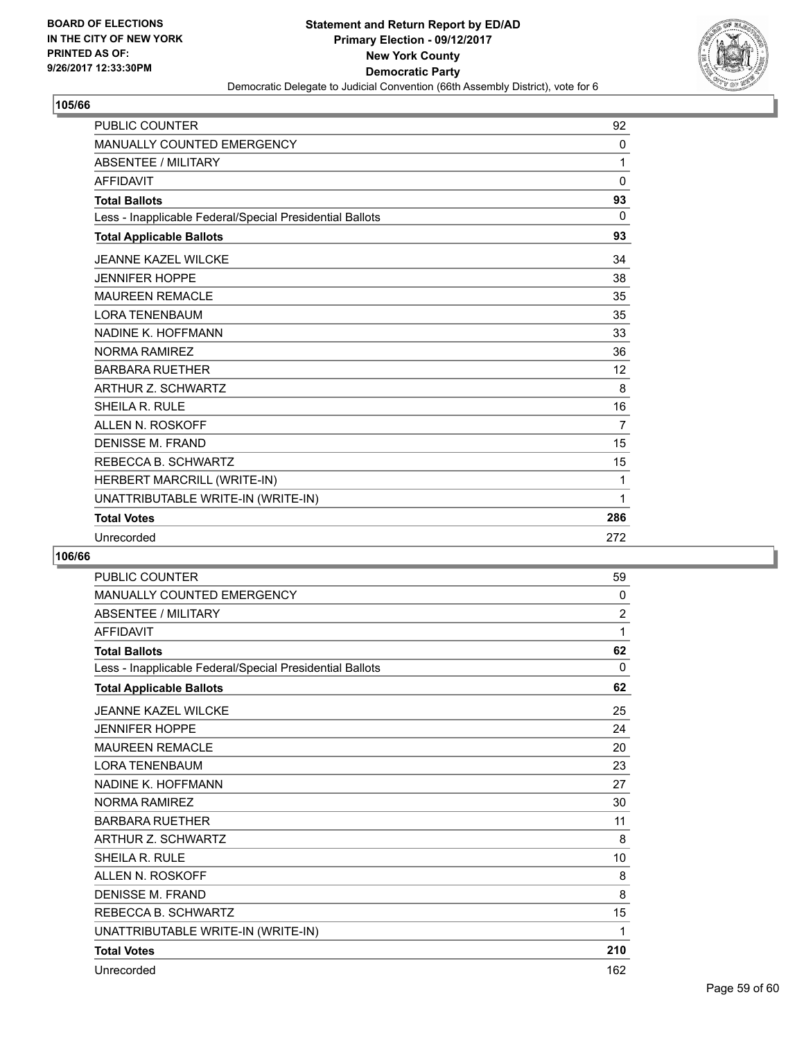BOARD OF ELECTIONS
IN THE CITY OF NEW YORK
PRINTED AS OF:
9/26/2017 12:33:30PM

**Statement and Return Report by ED/AD**
**Primary Election - 09/12/2017**
**New York County**
**Democratic Party**
Democratic Delegate to Judicial Convention (66th Assembly District), vote for 6

## 105/66

| | |
|---|---|
| PUBLIC COUNTER | 92 |
| MANUALLY COUNTED EMERGENCY | 0 |
| ABSENTEE / MILITARY | 1 |
| AFFIDAVIT | 0 |
| **Total Ballots** | **93** |
| Less - Inapplicable Federal/Special Presidential Ballots | 0 |
| **Total Applicable Ballots** | **93** |
| JEANNE KAZEL WILCKE | 34 |
| JENNIFER HOPPE | 38 |
| MAUREEN REMACLE | 35 |
| LORA TENENBAUM | 35 |
| NADINE K. HOFFMANN | 33 |
| NORMA RAMIREZ | 36 |
| BARBARA RUETHER | 12 |
| ARTHUR Z. SCHWARTZ | 8 |
| SHEILA R. RULE | 16 |
| ALLEN N. ROSKOFF | 7 |
| DENISSE M. FRAND | 15 |
| REBECCA B. SCHWARTZ | 15 |
| HERBERT MARCRILL (WRITE-IN) | 1 |
| UNATTRIBUTABLE WRITE-IN (WRITE-IN) | 1 |
| **Total Votes** | **286** |
| Unrecorded | 272 |

## 106/66

| | |
|---|---|
| PUBLIC COUNTER | 59 |
| MANUALLY COUNTED EMERGENCY | 0 |
| ABSENTEE / MILITARY | 2 |
| AFFIDAVIT | 1 |
| **Total Ballots** | **62** |
| Less - Inapplicable Federal/Special Presidential Ballots | 0 |
| **Total Applicable Ballots** | **62** |
| JEANNE KAZEL WILCKE | 25 |
| JENNIFER HOPPE | 24 |
| MAUREEN REMACLE | 20 |
| LORA TENENBAUM | 23 |
| NADINE K. HOFFMANN | 27 |
| NORMA RAMIREZ | 30 |
| BARBARA RUETHER | 11 |
| ARTHUR Z. SCHWARTZ | 8 |
| SHEILA R. RULE | 10 |
| ALLEN N. ROSKOFF | 8 |
| DENISSE M. FRAND | 8 |
| REBECCA B. SCHWARTZ | 15 |
| UNATTRIBUTABLE WRITE-IN (WRITE-IN) | 1 |
| **Total Votes** | **210** |
| Unrecorded | 162 |